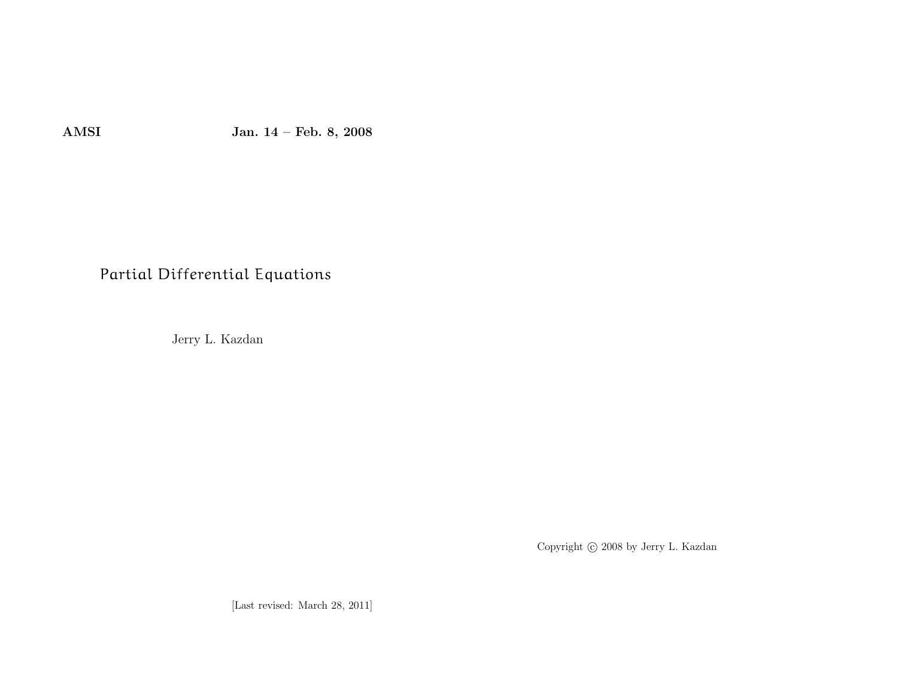**AMSI** **Jan. 14 – Feb. 8, 2008**

# Partial Differential Equations

Jerry L. Kazdan

Copyright © 2008 by Jerry L. Kazdan

[Last revised: March 28, 2011]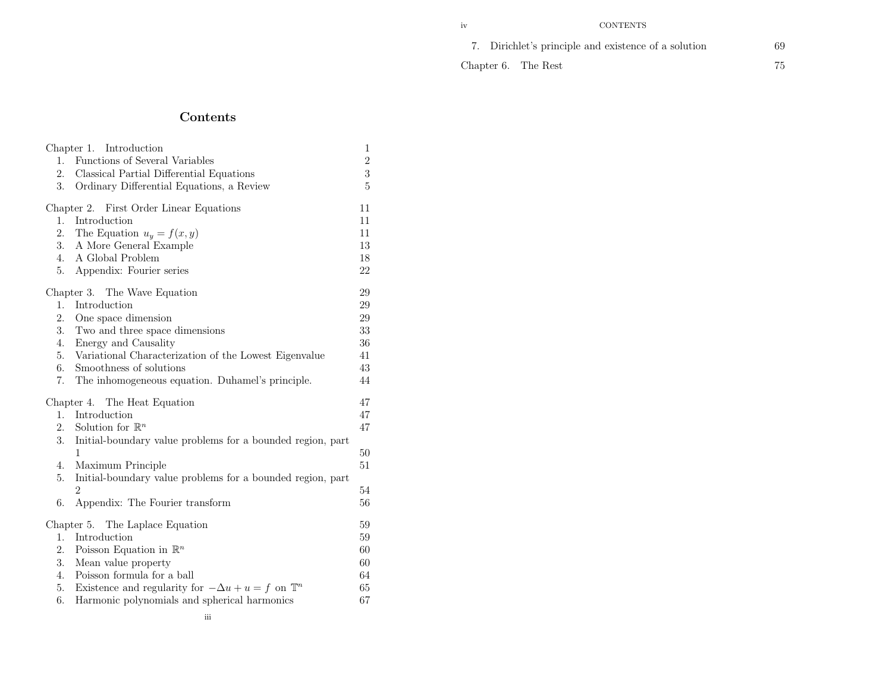# Contents

- Chapter 1. Introduction — 1
  1. Functions of Several Variables — 2
  2. Classical Partial Differential Equations — 3
  3. Ordinary Differential Equations, a Review — 5

- Chapter 2. First Order Linear Equations — 11
  1. Introduction — 11
  2. The Equation $u_y = f(x, y)$ — 11
  3. A More General Example — 13
  4. A Global Problem — 18
  5. Appendix: Fourier series — 22

- Chapter 3. The Wave Equation — 29
  1. Introduction — 29
  2. One space dimension — 29
  3. Two and three space dimensions — 33
  4. Energy and Causality — 36
  5. Variational Characterization of the Lowest Eigenvalue — 41
  6. Smoothness of solutions — 43
  7. The inhomogeneous equation. Duhamel's principle. — 44

- Chapter 4. The Heat Equation — 47
  1. Introduction — 47
  2. Solution for $\mathbb{R}^n$ — 47
  3. Initial-boundary value problems for a bounded region, part 1 — 50
  4. Maximum Principle — 51
  5. Initial-boundary value problems for a bounded region, part 2 — 54
  6. Appendix: The Fourier transform — 56

- Chapter 5. The Laplace Equation — 59
  1. Introduction — 59
  2. Poisson Equation in $\mathbb{R}^n$ — 60
  3. Mean value property — 60
  4. Poisson formula for a ball — 64
  5. Existence and regularity for $-\Delta u + u = f$ on $\mathbb{T}^n$ — 65
  6. Harmonic polynomials and spherical harmonics — 67
  7. Dirichlet's principle and existence of a solution — 69

- Chapter 6. The Rest — 75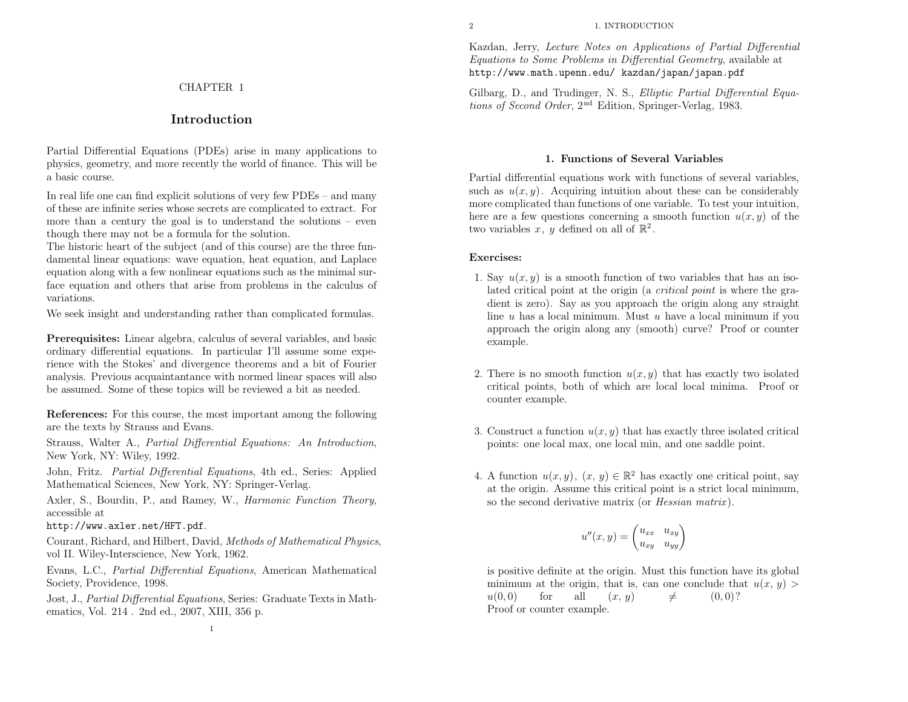CHAPTER 1

# Introduction

Partial Differential Equations (PDEs) arise in many applications to physics, geometry, and more recently the world of finance. This will be a basic course.

In real life one can find explicit solutions of very few PDEs – and many of these are infinite series whose secrets are complicated to extract. For more than a century the goal is to understand the solutions – even though there may not be a formula for the solution.
The historic heart of the subject (and of this course) are the three fundamental linear equations: wave equation, heat equation, and Laplace equation along with a few nonlinear equations such as the minimal surface equation and others that arise from problems in the calculus of variations.

We seek insight and understanding rather than complicated formulas.

**Prerequisites:** Linear algebra, calculus of several variables, and basic ordinary differential equations. In particular I'll assume some experience with the Stokes' and divergence theorems and a bit of Fourier analysis. Previous acquaintantance with normed linear spaces will also be assumed. Some of these topics will be reviewed a bit as needed.

**References:** For this course, the most important among the following are the texts by Strauss and Evans.

Strauss, Walter A., *Partial Differential Equations: An Introduction*, New York, NY: Wiley, 1992.

John, Fritz. *Partial Differential Equations*, 4th ed., Series: Applied Mathematical Sciences, New York, NY: Springer-Verlag.

Axler, S., Bourdin, P., and Ramey, W., *Harmonic Function Theory*, accessible at
`http://www.axler.net/HFT.pdf`.

Courant, Richard, and Hilbert, David, *Methods of Mathematical Physics*, vol II. Wiley-Interscience, New York, 1962.

Evans, L.C., *Partial Differential Equations*, American Mathematical Society, Providence, 1998.

Jost, J., *Partial Differential Equations*, Series: Graduate Texts in Mathematics, Vol. 214 . 2nd ed., 2007, XIII, 356 p.

Kazdan, Jerry, *Lecture Notes on Applications of Partial Differential Equations to Some Problems in Differential Geometry*, available at
`http://www.math.upenn.edu/ kazdan/japan/japan.pdf`

Gilbarg, D., and Trudinger, N. S., *Elliptic Partial Differential Equations of Second Order*, 2nd Edition, Springer-Verlag, 1983.

## 1. Functions of Several Variables

Partial differential equations work with functions of several variables, such as $u(x, y)$. Acquiring intuition about these can be considerably more complicated than functions of one variable. To test your intuition, here are a few questions concerning a smooth function $u(x, y)$ of the two variables $x$, $y$ defined on all of $\mathbb{R}^2$.

**Exercises:**

1. Say $u(x, y)$ is a smooth function of two variables that has an isolated critical point at the origin (a *critical point* is where the gradient is zero). Say as you approach the origin along any straight line $u$ has a local minimum. Must $u$ have a local minimum if you approach the origin along any (smooth) curve? Proof or counter example.

2. There is no smooth function $u(x, y)$ that has exactly two isolated critical points, both of which are local local minima. Proof or counter example.

3. Construct a function $u(x, y)$ that has exactly three isolated critical points: one local max, one local min, and one saddle point.

4. A function $u(x, y)$, $(x, y) \in \mathbb{R}^2$ has exactly one critical point, say at the origin. Assume this critical point is a strict local minimum, so the second derivative matrix (or *Hessian matrix*).

$$u''(x, y) = \begin{pmatrix} u_{xx} & u_{xy} \\ u_{xy} & u_{yy} \end{pmatrix}$$

is positive definite at the origin. Must this function have its global minimum at the origin, that is, can one conclude that $u(x, y) > u(0, 0)$ for all $(x, y) \neq (0, 0)$? Proof or counter example.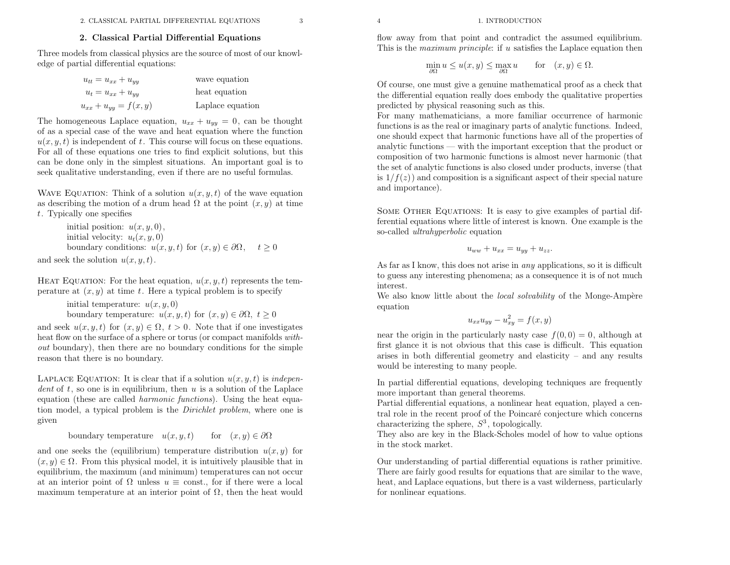## 2. Classical Partial Differential Equations

Three models from classical physics are the source of most of our knowledge of partial differential equations:

$$
\begin{aligned}
u_{tt} &= u_{xx} + u_{yy} && \text{wave equation} \\
u_t &= u_{xx} + u_{yy} && \text{heat equation} \\
u_{xx} + u_{yy} &= f(x, y) && \text{Laplace equation}
\end{aligned}
$$

The homogeneous Laplace equation, $u_{xx} + u_{yy} = 0$, can be thought of as a special case of the wave and heat equation where the function $u(x, y, t)$ is independent of $t$. This course will focus on these equations. For all of these equations one tries to find explicit solutions, but this can be done only in the simplest situations. An important goal is to seek qualitative understanding, even if there are no useful formulas.

Wave Equation: Think of a solution $u(x, y, t)$ of the wave equation as describing the motion of a drum head $\Omega$ at the point $(x, y)$ at time $t$. Typically one specifies

initial position: $u(x, y, 0)$,
initial velocity: $u_t(x, y, 0)$
boundary conditions: $u(x, y, t)$ for $(x, y) \in \partial\Omega, \quad t \geq 0$

and seek the solution $u(x, y, t)$.

Heat Equation: For the heat equation, $u(x, y, t)$ represents the temperature at $(x, y)$ at time $t$. Here a typical problem is to specify

initial temperature: $u(x, y, 0)$
boundary temperature: $u(x, y, t)$ for $(x, y) \in \partial\Omega, \ t \geq 0$

and seek $u(x, y, t)$ for $(x, y) \in \Omega, \ t > 0$. Note that if one investigates heat flow on the surface of a sphere or torus (or compact manifolds *without* boundary), then there are no boundary conditions for the simple reason that there is no boundary.

Laplace Equation: It is clear that if a solution $u(x, y, t)$ is *independent* of $t$, so one is in equilibrium, then $u$ is a solution of the Laplace equation (these are called *harmonic functions*). Using the heat equation model, a typical problem is the *Dirichlet problem*, where one is given

$$\text{boundary temperature} \quad u(x, y, t) \qquad \text{for} \quad (x, y) \in \partial\Omega$$

and one seeks the (equilibrium) temperature distribution $u(x, y)$ for $(x, y) \in \Omega$. From this physical model, it is intuitively plausible that in equilibrium, the maximum (and minimum) temperatures can not occur at an interior point of $\Omega$ unless $u \equiv$ const., for if there were a local maximum temperature at an interior point of $\Omega$, then the heat would flow away from that point and contradict the assumed equilibrium. This is the *maximum principle*: if $u$ satisfies the Laplace equation then

$$\min_{\partial\Omega} u \leq u(x, y) \leq \max_{\partial\Omega} u \qquad \text{for} \quad (x, y) \in \Omega.$$

Of course, one must give a genuine mathematical proof as a check that the differential equation really does embody the qualitative properties predicted by physical reasoning such as this.

For many mathematicians, a more familiar occurrence of harmonic functions is as the real or imaginary parts of analytic functions. Indeed, one should expect that harmonic functions have all of the properties of analytic functions — with the important exception that the product or composition of two harmonic functions is almost never harmonic (that the set of analytic functions is also closed under products, inverse (that is $1/f(z)$) and composition is a significant aspect of their special nature and importance).

Some Other Equations: It is easy to give examples of partial differential equations where little of interest is known. One example is the so-called *ultrahyperbolic* equation

$$u_{ww} + u_{xx} = u_{yy} + u_{zz}.$$

As far as I know, this does not arise in *any* applications, so it is difficult to guess any interesting phenomena; as a consequence it is of not much interest.

We also know little about the *local solvability* of the Monge-Ampère equation

$$u_{xx}u_{yy} - u_{xy}^2 = f(x, y)$$

near the origin in the particularly nasty case $f(0, 0) = 0$, although at first glance it is not obvious that this case is difficult. This equation arises in both differential geometry and elasticity – and any results would be interesting to many people.

In partial differential equations, developing techniques are frequently more important than general theorems.

Partial differential equations, a nonlinear heat equation, played a central role in the recent proof of the Poincaré conjecture which concerns characterizing the sphere, $S^3$, topologically.

They also are key in the Black-Scholes model of how to value options in the stock market.

Our understanding of partial differential equations is rather primitive. There are fairly good results for equations that are similar to the wave, heat, and Laplace equations, but there is a vast wilderness, particularly for nonlinear equations.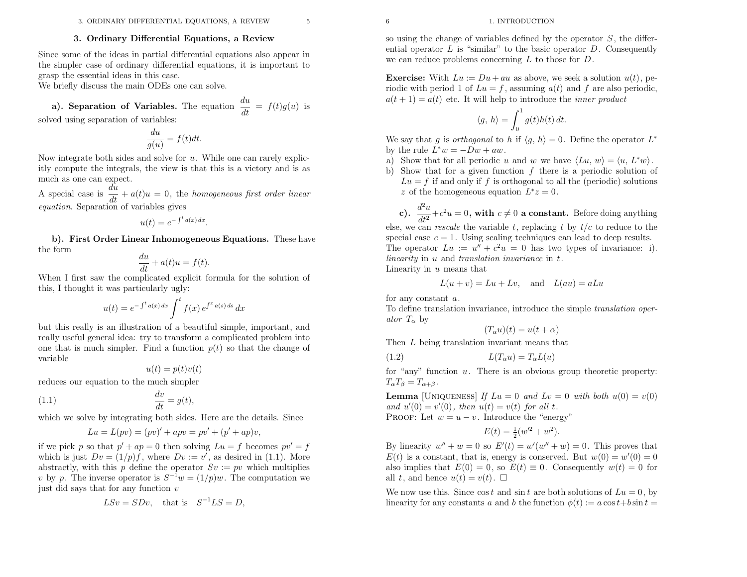## 3. Ordinary Differential Equations, a Review

Since some of the ideas in partial differential equations also appear in the simpler case of ordinary differential equations, it is important to grasp the essential ideas in this case.
We briefly discuss the main ODEs one can solve.

**a). Separation of Variables.** The equation $\dfrac{du}{dt} = f(t)g(u)$ is solved using separation of variables:

$$\frac{du}{g(u)} = f(t)dt.$$

Now integrate both sides and solve for $u$. While one can rarely explicitly compute the integrals, the view is that this is a victory and is as much as one can expect.
A special case is $\dfrac{du}{dt} + a(t)u = 0$, the *homogeneous first order linear equation*. Separation of variables gives

$$u(t) = e^{-\int^t a(x)\,dx}.$$

**b). First Order Linear Inhomogeneous Equations.** These have the form

$$\frac{du}{dt} + a(t)u = f(t).$$

When I first saw the complicated explicit formula for the solution of this, I thought it was particularly ugly:

$$u(t) = e^{-\int^t a(x)\,dx} \int^t f(x)\, e^{\int^x a(s)\,ds}\,dx$$

but this really is an illustration of a beautiful simple, important, and really useful general idea: try to transform a complicated problem into one that is much simpler. Find a function $p(t)$ so that the change of variable

$$u(t) = p(t)v(t)$$

reduces our equation to the much simpler

$$\frac{dv}{dt} = g(t), \tag{1.1}$$

which we solve by integrating both sides. Here are the details. Since

$$Lu = L(pv) = (pv)' + apv = pv' + (p' + ap)v,$$

if we pick $p$ so that $p' + ap = 0$ then solving $Lu = f$ becomes $pv' = f$ which is just $Dv = (1/p)f$, where $Dv := v'$, as desired in (1.1). More abstractly, with this $p$ define the operator $Sv := pv$ which multiplies $v$ by $p$. The inverse operator is $S^{-1}w = (1/p)w$. The computation we just did says that for any function $v$

$$LSv = SDv, \quad \text{that is} \quad S^{-1}LS = D,$$

so using the change of variables defined by the operator $S$, the differential operator $L$ is "similar" to the basic operator $D$. Consequently we can reduce problems concerning $L$ to those for $D$.

**Exercise:** With $Lu := Du + au$ as above, we seek a solution $u(t)$, periodic with period 1 of $Lu = f$, assuming $a(t)$ and $f$ are also periodic, $a(t+1) = a(t)$ etc. It will help to introduce the *inner product*

$$\langle g,\, h\rangle = \int_0^1 g(t)h(t)\,dt.$$

We say that $g$ is *orthogonal* to $h$ if $\langle g,\, h\rangle = 0$. Define the operator $L^*$ by the rule $L^*w = -Dw + aw$.

a) Show that for all periodic $u$ and $w$ we have $\langle Lu,\, w\rangle = \langle u,\, L^*w\rangle$.
b) Show that for a given function $f$ there is a periodic solution of $Lu = f$ if and only if $f$ is orthogonal to all the (periodic) solutions $z$ of the homogeneous equation $L^*z = 0$.

**c). $\dfrac{d^2u}{dt^2} + c^2u = 0$, with $c \neq 0$ a constant.** Before doing anything else, we can *rescale* the variable $t$, replacing $t$ by $t/c$ to reduce to the special case $c = 1$. Using scaling techniques can lead to deep results.
The operator $Lu := u'' + c^2u = 0$ has two types of invariance: i). *linearity* in $u$ and *translation invariance* in $t$.
Linearity in $u$ means that

$$L(u + v) = Lu + Lv, \quad \text{and} \quad L(au) = aLu$$

for any constant $a$.
To define translation invariance, introduce the simple *translation operator* $T_\alpha$ by

$$(T_\alpha u)(t) = u(t + \alpha)$$

Then $L$ being translation invariant means that

$$L(T_\alpha u) = T_\alpha L(u) \tag{1.2}$$

for "any" function $u$. There is an obvious group theoretic property: $T_\alpha T_\beta = T_{\alpha+\beta}$.

**Lemma** [Uniqueness] *If $Lu = 0$ and $Lv = 0$ with both $u(0) = v(0)$ and $u'(0) = v'(0)$, then $u(t) = v(t)$ for all $t$.*
Proof: Let $w = u - v$. Introduce the "energy"

$$E(t) = \tfrac{1}{2}(w'^2 + w^2).$$

By linearity $w'' + w = 0$ so $E'(t) = w'(w'' + w) = 0$. This proves that $E(t)$ is a constant, that is, energy is conserved. But $w(0) = w'(0) = 0$ also implies that $E(0) = 0$, so $E(t) \equiv 0$. Consequently $w(t) = 0$ for all $t$, and hence $u(t) = v(t)$. □

We now use this. Since $\cos t$ and $\sin t$ are both solutions of $Lu = 0$, by linearity for any constants $a$ and $b$ the function $\phi(t) := a\cos t + b\sin t =$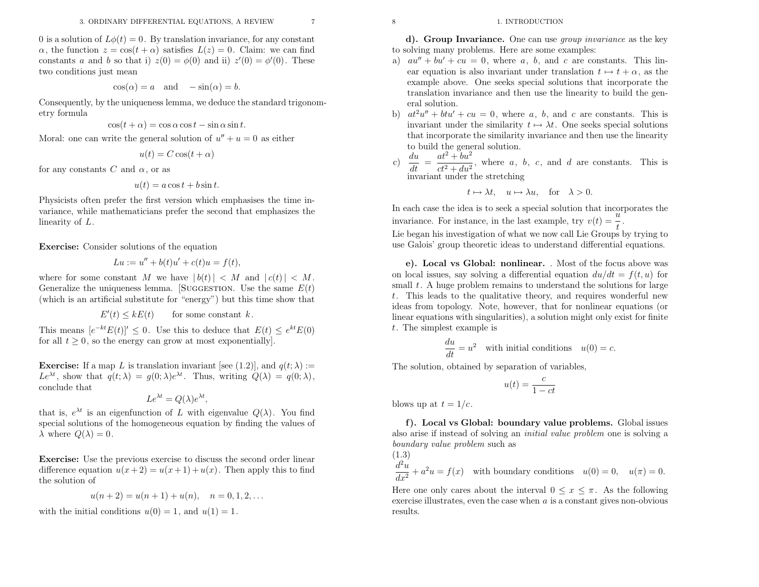0 is a solution of $L\phi(t) = 0$. By translation invariance, for any constant $\alpha$, the function $z = \cos(t + \alpha)$ satisfies $L(z) = 0$. Claim: we can find constants $a$ and $b$ so that i) $z(0) = \phi(0)$ and ii) $z'(0) = \phi'(0)$. These two conditions just mean

$$\cos(\alpha) = a \quad \text{and} \quad -\sin(\alpha) = b.$$

Consequently, by the uniqueness lemma, we deduce the standard trigonometry formula

$$\cos(t + \alpha) = \cos\alpha\cos t - \sin\alpha\sin t.$$

Moral: one can write the general solution of $u'' + u = 0$ as either

$$u(t) = C\cos(t + \alpha)$$

for any constants $C$ and $\alpha$, or as

$$u(t) = a\cos t + b\sin t.$$

Physicists often prefer the first version which emphasises the time invariance, while mathematicians prefer the second that emphasizes the linearity of $L$.

**Exercise:** Consider solutions of the equation

$$Lu := u'' + b(t)u' + c(t)u = f(t),$$

where for some constant $M$ we have $|\,b(t)\,| < M$ and $|\,c(t)\,| < M$. Generalize the uniqueness lemma. [Suggestion. Use the same $E(t)$ (which is an artificial substitute for "energy") but this time show that

$$E'(t) \le kE(t) \qquad \text{for some constant } k.$$

This means $[e^{-kt}E(t)]' \le 0$. Use this to deduce that $E(t) \le e^{kt}E(0)$ for all $t \ge 0$, so the energy can grow at most exponentially].

**Exercise:** If a map $L$ is translation invariant [see (1.2)], and $q(t;\lambda) := Le^{\lambda t}$, show that $q(t;\lambda) = g(0;\lambda)e^{\lambda t}$. Thus, writing $Q(\lambda) = q(0;\lambda)$, conclude that

$$Le^{\lambda t} = Q(\lambda)e^{\lambda t},$$

that is, $e^{\lambda t}$ is an eigenfunction of $L$ with eigenvalue $Q(\lambda)$. You find special solutions of the homogeneous equation by finding the values of $\lambda$ where $Q(\lambda) = 0$.

**Exercise:** Use the previous exercise to discuss the second order linear difference equation $u(x+2) = u(x+1) + u(x)$. Then apply this to find the solution of

$$u(n+2) = u(n+1) + u(n), \quad n = 0, 1, 2, \ldots$$

with the initial conditions $u(0) = 1$, and $u(1) = 1$.

**d). Group Invariance.** One can use *group invariance* as the key to solving many problems. Here are some examples:

a) $au'' + bu' + cu = 0$, where $a$, $b$, and $c$ are constants. This linear equation is also invariant under translation $t \mapsto t + \alpha$, as the example above. One seeks special solutions that incorporate the translation invariance and then use the linearity to build the general solution.

b) $at^2u'' + btu' + cu = 0$, where $a$, $b$, and $c$ are constants. This is invariant under the similarity $t \mapsto \lambda t$. One seeks special solutions that incorporate the similarity invariance and then use the linearity to build the general solution.

c) $\dfrac{du}{dt} = \dfrac{at^2 + bu^2}{ct^2 + du^2}$, where $a$, $b$, $c$, and $d$ are constants. This is invariant under the stretching

$$t \mapsto \lambda t, \quad u \mapsto \lambda u, \quad \text{for} \quad \lambda > 0.$$

In each case the idea is to seek a special solution that incorporates the invariance. For instance, in the last example, try $v(t) = \dfrac{u}{t}$.

Lie began his investigation of what we now call Lie Groups by trying to use Galois' group theoretic ideas to understand differential equations.

**e). Local vs Global: nonlinear.** . Most of the focus above was on local issues, say solving a differential equation $du/dt = f(t,u)$ for small $t$. A huge problem remains to understand the solutions for large $t$. This leads to the qualitative theory, and requires wonderful new ideas from topology. Note, however, that for nonlinear equations (or linear equations with singularities), a solution might only exist for finite $t$. The simplest example is

$$\frac{du}{dt} = u^2 \quad \text{with initial conditions} \quad u(0) = c.$$

The solution, obtained by separation of variables,

$$u(t) = \frac{c}{1 - ct}$$

blows up at $t = 1/c$.

**f). Local vs Global: boundary value problems.** Global issues also arise if instead of solving an *initial value problem* one is solving a *boundary value problem* such as

(1.3)
$$\frac{d^2u}{dx^2} + a^2u = f(x) \quad \text{with boundary conditions} \quad u(0) = 0, \quad u(\pi) = 0.$$

Here one only cares about the interval $0 \le x \le \pi$. As the following exercise illustrates, even the case when $a$ is a constant gives non-obvious results.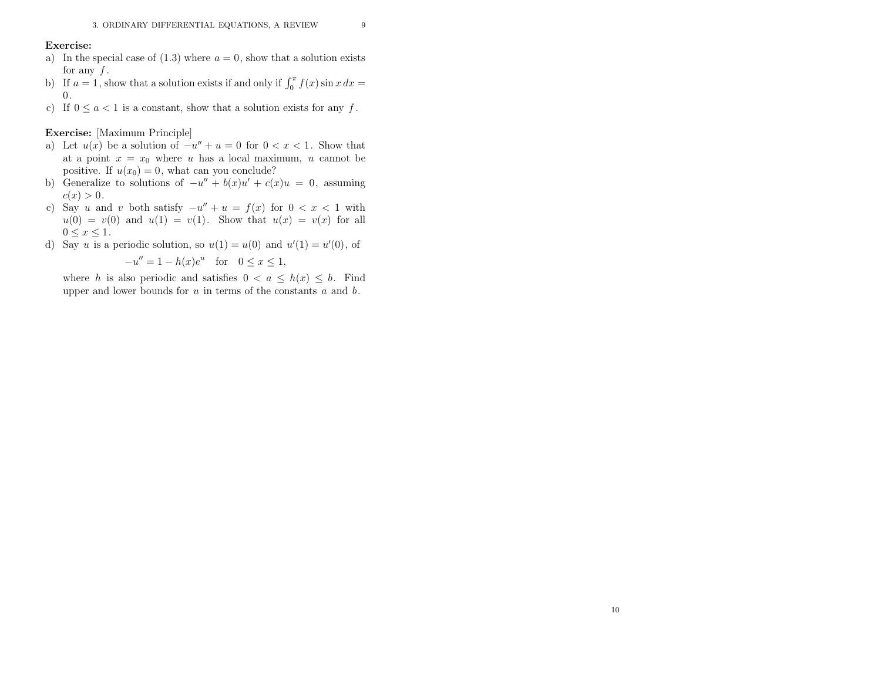**Exercise:**

a) In the special case of (1.3) where $a = 0$, show that a solution exists for any $f$.

b) If $a = 1$, show that a solution exists if and only if $\int_0^\pi f(x) \sin x \, dx = 0$.

c) If $0 \leq a < 1$ is a constant, show that a solution exists for any $f$.

**Exercise:** [Maximum Principle]

a) Let $u(x)$ be a solution of $-u'' + u = 0$ for $0 < x < 1$. Show that at a point $x = x_0$ where $u$ has a local maximum, $u$ cannot be positive. If $u(x_0) = 0$, what can you conclude?

b) Generalize to solutions of $-u'' + b(x)u' + c(x)u = 0$, assuming $c(x) > 0$.

c) Say $u$ and $v$ both satisfy $-u'' + u = f(x)$ for $0 < x < 1$ with $u(0) = v(0)$ and $u(1) = v(1)$. Show that $u(x) = v(x)$ for all $0 \leq x \leq 1$.

d) Say $u$ is a periodic solution, so $u(1) = u(0)$ and $u'(1) = u'(0)$, of

$$-u'' = 1 - h(x)e^u \quad \text{for} \quad 0 \leq x \leq 1,$$

where $h$ is also periodic and satisfies $0 < a \leq h(x) \leq b$. Find upper and lower bounds for $u$ in terms of the constants $a$ and $b$.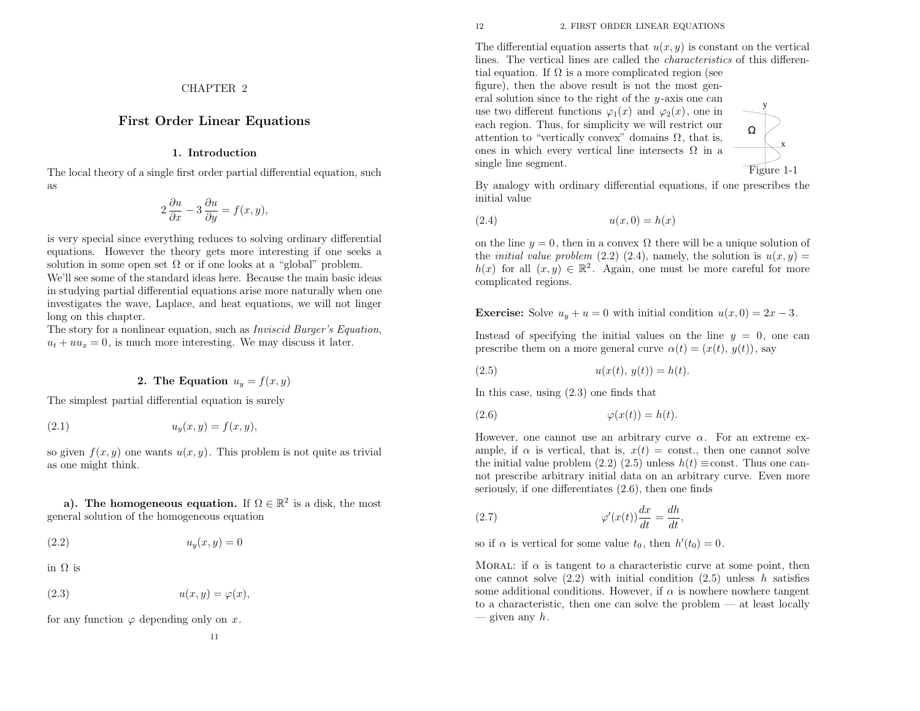# CHAPTER 2

# First Order Linear Equations

### 1. Introduction

The local theory of a single first order partial differential equation, such as

$$2\,\frac{\partial u}{\partial x} - 3\,\frac{\partial u}{\partial y} = f(x,y),$$

is very special since everything reduces to solving ordinary differential equations. However the theory gets more interesting if one seeks a solution in some open set $\Omega$ or if one looks at a "global" problem.

We'll see some of the standard ideas here. Because the main basic ideas in studying partial differential equations arise more naturally when one investigates the wave, Laplace, and heat equations, we will not linger long on this chapter.

The story for a nonlinear equation, such as *Inviscid Burger's Equation*, $u_t + uu_x = 0$, is much more interesting. We may discuss it later.

### 2. The Equation $u_y = f(x,y)$

The simplest partial differential equation is surely

$$u_y(x,y) = f(x,y), \tag{2.1}$$

so given $f(x,y)$ one wants $u(x,y)$. This problem is not quite as trivial as one might think.

**a). The homogeneous equation.** If $\Omega \in \mathbb{R}^2$ is a disk, the most general solution of the homogeneous equation

$$u_y(x,y) = 0 \tag{2.2}$$

in $\Omega$ is

$$u(x,y) = \varphi(x), \tag{2.3}$$

for any function $\varphi$ depending only on $x$.

The differential equation asserts that $u(x,y)$ is constant on the vertical lines. The vertical lines are called the *characteristics* of this differential equation. If $\Omega$ is a more complicated region (see figure), then the above result is not the most general solution since to the right of the $y$-axis one can use two different functions $\varphi_1(x)$ and $\varphi_2(x)$, one in each region. Thus, for simplicity we will restrict our attention to "vertically convex" domains $\Omega$, that is, ones in which every vertical line intersects $\Omega$ in a single line segment.

Figure 1-1

By analogy with ordinary differential equations, if one prescribes the initial value

$$u(x,0) = h(x) \tag{2.4}$$

on the line $y = 0$, then in a convex $\Omega$ there will be a unique solution of the *initial value problem* (2.2) (2.4), namely, the solution is $u(x,y) = h(x)$ for all $(x,y) \in \mathbb{R}^2$. Again, one must be more careful for more complicated regions.

**Exercise:** Solve $u_y + u = 0$ with initial condition $u(x,0) = 2x - 3$.

Instead of specifying the initial values on the line $y = 0$, one can prescribe them on a more general curve $\alpha(t) = (x(t),\, y(t))$, say

$$u(x(t),\, y(t)) = h(t). \tag{2.5}$$

In this case, using (2.3) one finds that

$$\varphi(x(t)) = h(t). \tag{2.6}$$

However, one cannot use an arbitrary curve $\alpha$. For an extreme example, if $\alpha$ is vertical, that is, $x(t) = $ const., then one cannot solve the initial value problem (2.2) (2.5) unless $h(t) \equiv$const. Thus one cannot prescribe arbitrary initial data on an arbitrary curve. Even more seriously, if one differentiates (2.6), then one finds

$$\varphi'(x(t))\frac{dx}{dt} = \frac{dh}{dt}, \tag{2.7}$$

so if $\alpha$ is vertical for some value $t_0$, then $h'(t_0) = 0$.

MORAL: if $\alpha$ is tangent to a characteristic curve at some point, then one cannot solve (2.2) with initial condition (2.5) unless $h$ satisfies some additional conditions. However, if $\alpha$ is nowhere nowhere tangent to a characteristic, then one can solve the problem — at least locally — given any $h$.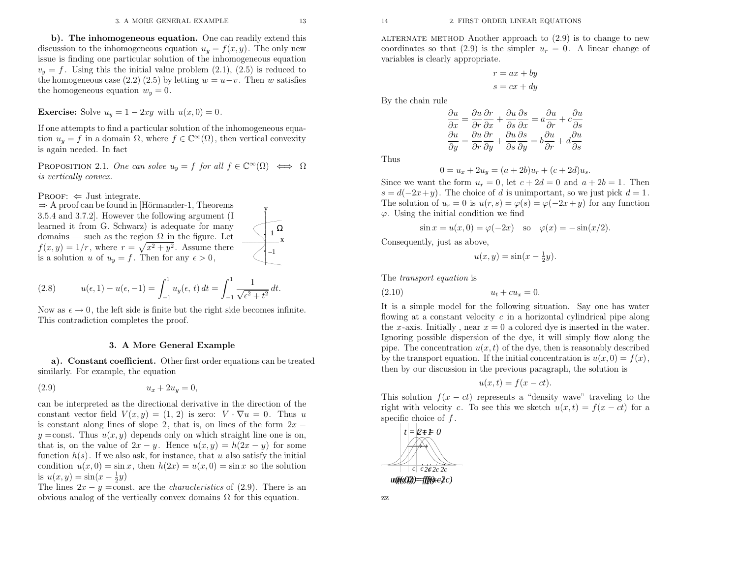**b). The inhomogeneous equation.** One can readily extend this discussion to the inhomogeneous equation $u_y = f(x,y)$. The only new issue is finding one particular solution of the inhomogeneous equation $v_y = f$. Using this the initial value problem (2.1), (2.5) is reduced to the homogeneous case (2.2) (2.5) by letting $w = u - v$. Then $w$ satisfies the homogeneous equation $w_y = 0$.

**Exercise:** Solve $u_y = 1 - 2xy$ with $u(x, 0) = 0$.

If one attempts to find a particular solution of the inhomogeneous equation $u_y = f$ in a domain $\Omega$, where $f \in \mathbb{C}^\infty(\Omega)$, then vertical convexity is again needed. In fact

PROPOSITION 2.1. *One can solve $u_y = f$ for all $f \in \mathbb{C}^\infty(\Omega) \iff \Omega$ is vertically convex.*

PROOF: $\Leftarrow$ Just integrate.
$\Rightarrow$ A proof can be found in [Hörmander-1, Theorems 3.5.4 and 3.7.2]. However the following argument (I learned it from G. Schwarz) is adequate for many domains — such as the region $\Omega$ in the figure. Let $f(x,y) = 1/r$, where $r = \sqrt{x^2 + y^2}$. Assume there is a solution $u$ of $u_y = f$. Then for any $\epsilon > 0$,

$$u(\epsilon, 1) - u(\epsilon, -1) = \int_{-1}^{1} u_y(\epsilon, t)\, dt = \int_{-1}^{1} \frac{1}{\sqrt{\epsilon^2 + t^2}}\, dt. \tag{2.8}$$

Now as $\epsilon \to 0$, the left side is finite but the right side becomes infinite. This contradiction completes the proof.

## 3. A More General Example

**a). Constant coefficient.** Other first order equations can be treated similarly. For example, the equation

$$u_x + 2u_y = 0, \tag{2.9}$$

can be interpreted as the directional derivative in the direction of the constant vector field $V(x,y) = (1, 2)$ is zero: $V \cdot \nabla u = 0$. Thus $u$ is constant along lines of slope 2, that is, on lines of the form $2x - y =$const. Thus $u(x,y)$ depends only on which straight line one is on, that is, on the value of $2x - y$. Hence $u(x,y) = h(2x - y)$ for some function $h(s)$. If we also ask, for instance, that $u$ also satisfy the initial condition $u(x,0) = \sin x$, then $h(2x) = u(x,0) = \sin x$ so the solution is $u(x,y) = \sin(x - \frac{1}{2}y)$

The lines $2x - y =$const. are the *characteristics* of (2.9). There is an obvious analog of the vertically convex domains $\Omega$ for this equation.

ALTERNATE METHOD Another approach to (2.9) is to change to new coordinates so that (2.9) is the simpler $u_r = 0$. A linear change of variables is clearly appropriate.

$$r = ax + by$$
$$s = cx + dy$$

By the chain rule

$$\frac{\partial u}{\partial x} = \frac{\partial u}{\partial r}\frac{\partial r}{\partial x} + \frac{\partial u}{\partial s}\frac{\partial s}{\partial x} = a\frac{\partial u}{\partial r} + c\frac{\partial u}{\partial s}$$
$$\frac{\partial u}{\partial y} = \frac{\partial u}{\partial r}\frac{\partial r}{\partial y} + \frac{\partial u}{\partial s}\frac{\partial s}{\partial y} = b\frac{\partial u}{\partial r} + d\frac{\partial u}{\partial s}$$

Thus

$$0 = u_x + 2u_y = (a + 2b)u_r + (c + 2d)u_s.$$

Since we want the form $u_r = 0$, let $c + 2d = 0$ and $a + 2b = 1$. Then $s = d(-2x + y)$. The choice of $d$ is unimportant, so we just pick $d = 1$. The solution of $u_r = 0$ is $u(r,s) = \varphi(s) = \varphi(-2x + y)$ for any function $\varphi$. Using the initial condition we find

$$\sin x = u(x, 0) = \varphi(-2x) \quad \text{so} \quad \varphi(x) = -\sin(x/2).$$

Consequently, just as above,

$$u(x,y) = \sin(x - \tfrac{1}{2}y).$$

The *transport equation* is

$$u_t + cu_x = 0. \tag{2.10}$$

It is a simple model for the following situation. Say one has water flowing at a constant velocity $c$ in a horizontal cylindrical pipe along the $x$-axis. Initially , near $x = 0$ a colored dye is inserted in the water. Ignoring possible dispersion of the dye, it will simply flow along the pipe. The concentration $u(x,t)$ of the dye, then is reasonably described by the transport equation. If the initial concentration is $u(x,0) = f(x)$, then by our discussion in the previous paragraph, the solution is

$$u(x,t) = f(x - ct).$$

This solution $f(x - ct)$ represents a "density wave" traveling to the right with velocity $c$. To see this we sketch $u(x,t) = f(x - ct)$ for a specific choice of $f$.

zz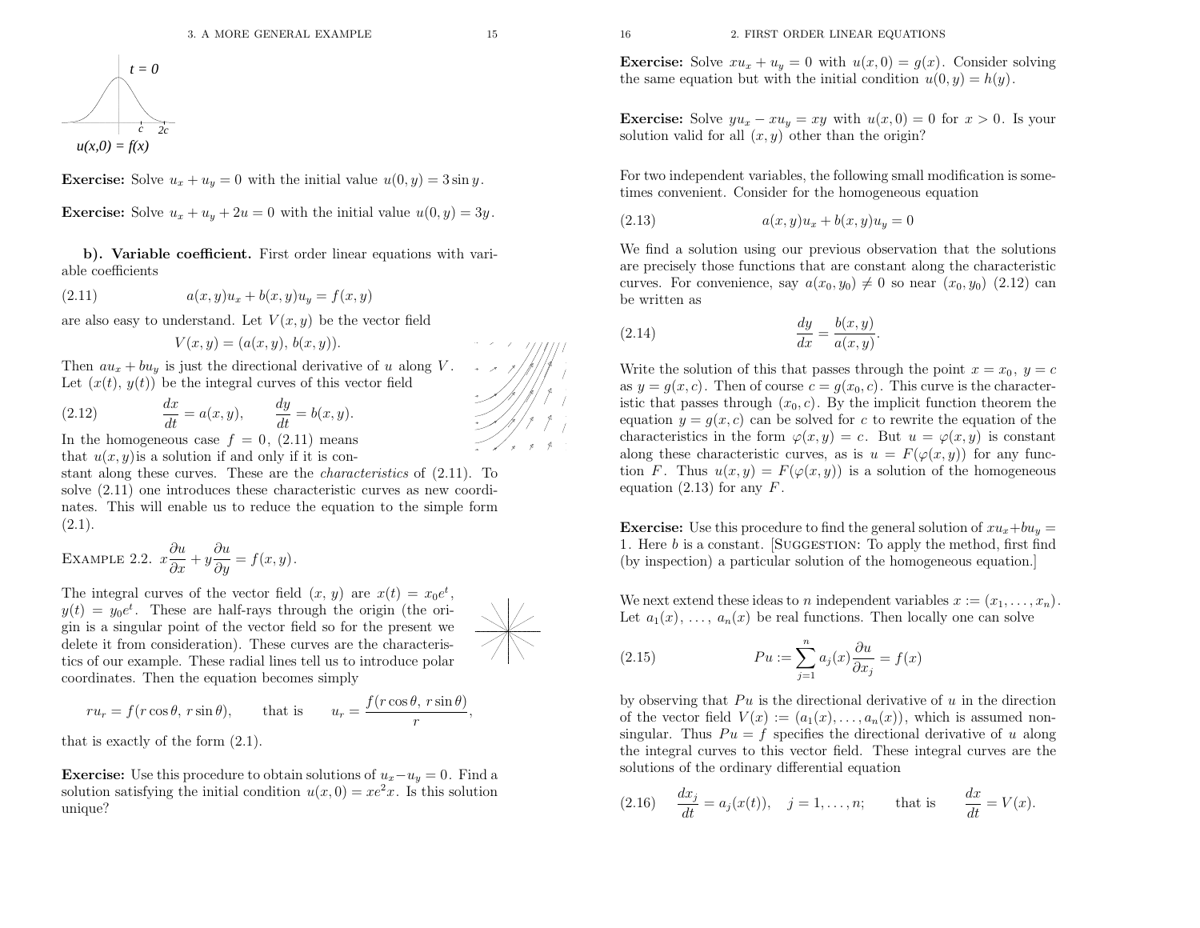*t = 0*

*u(x,0) = f(x)*

**Exercise:** Solve $u_x + u_y = 0$ with the initial value $u(0, y) = 3 \sin y$.

**Exercise:** Solve $u_x + u_y + 2u = 0$ with the initial value $u(0, y) = 3y$.

**b). Variable coefficient.** First order linear equations with variable coefficients

$$a(x, y)u_x + b(x, y)u_y = f(x, y) \tag{2.11}$$

are also easy to understand. Let $V(x, y)$ be the vector field

$$V(x, y) = (a(x, y),\, b(x, y)).$$

Then $au_x + bu_y$ is just the directional derivative of $u$ along $V$. Let $(x(t),\, y(t))$ be the integral curves of this vector field

$$\frac{dx}{dt} = a(x, y), \qquad \frac{dy}{dt} = b(x, y). \tag{2.12}$$

In the homogeneous case $f = 0$, (2.11) means that $u(x, y)$is a solution if and only if it is constant along these curves. These are the *characteristics* of (2.11). To solve (2.11) one introduces these characteristic curves as new coordinates. This will enable us to reduce the equation to the simple form (2.1).

Example 2.2. $x\dfrac{\partial u}{\partial x} + y\dfrac{\partial u}{\partial y} = f(x, y)$.

The integral curves of the vector field $(x, y)$ are $x(t) = x_0 e^t$, $y(t) = y_0 e^t$. These are half-rays through the origin (the origin is a singular point of the vector field so for the present we delete it from consideration). These curves are the characteristics of our example. These radial lines tell us to introduce polar coordinates. Then the equation becomes simply

$$r u_r = f(r\cos\theta,\, r\sin\theta), \qquad \text{that is} \qquad u_r = \frac{f(r\cos\theta,\, r\sin\theta)}{r},$$

that is exactly of the form (2.1).

**Exercise:** Use this procedure to obtain solutions of $u_x - u_y = 0$. Find a solution satisfying the initial condition $u(x, 0) = xe^2x$. Is this solution unique?

**Exercise:** Solve $xu_x + u_y = 0$ with $u(x, 0) = g(x)$. Consider solving the same equation but with the initial condition $u(0, y) = h(y)$.

**Exercise:** Solve $yu_x - xu_y = xy$ with $u(x, 0) = 0$ for $x > 0$. Is your solution valid for all $(x, y)$ other than the origin?

For two independent variables, the following small modification is sometimes convenient. Consider for the homogeneous equation

$$a(x, y)u_x + b(x, y)u_y = 0 \tag{2.13}$$

We find a solution using our previous observation that the solutions are precisely those functions that are constant along the characteristic curves. For convenience, say $a(x_0, y_0) \neq 0$ so near $(x_0, y_0)$ (2.12) can be written as

$$\frac{dy}{dx} = \frac{b(x, y)}{a(x, y)}. \tag{2.14}$$

Write the solution of this that passes through the point $x = x_0$, $y = c$ as $y = g(x, c)$. Then of course $c = g(x_0, c)$. This curve is the characteristic that passes through $(x_0, c)$. By the implicit function theorem the equation $y = g(x, c)$ can be solved for $c$ to rewrite the equation of the characteristics in the form $\varphi(x, y) = c$. But $u = \varphi(x, y)$ is constant along these characteristic curves, as is $u = F(\varphi(x, y))$ for any function $F$. Thus $u(x, y) = F(\varphi(x, y))$ is a solution of the homogeneous equation (2.13) for any $F$.

**Exercise:** Use this procedure to find the general solution of $xu_x + bu_y = 1$. Here $b$ is a constant. [Suggestion: To apply the method, first find (by inspection) a particular solution of the homogeneous equation.]

We next extend these ideas to $n$ independent variables $x := (x_1, \ldots, x_n)$. Let $a_1(x), \ldots, a_n(x)$ be real functions. Then locally one can solve

$$Pu := \sum_{j=1}^{n} a_j(x)\frac{\partial u}{\partial x_j} = f(x) \tag{2.15}$$

by observing that $Pu$ is the directional derivative of $u$ in the direction of the vector field $V(x) := (a_1(x), \ldots, a_n(x))$, which is assumed nonsingular. Thus $Pu = f$ specifies the directional derivative of $u$ along the integral curves to this vector field. These integral curves are the solutions of the ordinary differential equation

$$\frac{dx_j}{dt} = a_j(x(t)), \quad j = 1, \ldots, n; \qquad \text{that is} \qquad \frac{dx}{dt} = V(x). \tag{2.16}$$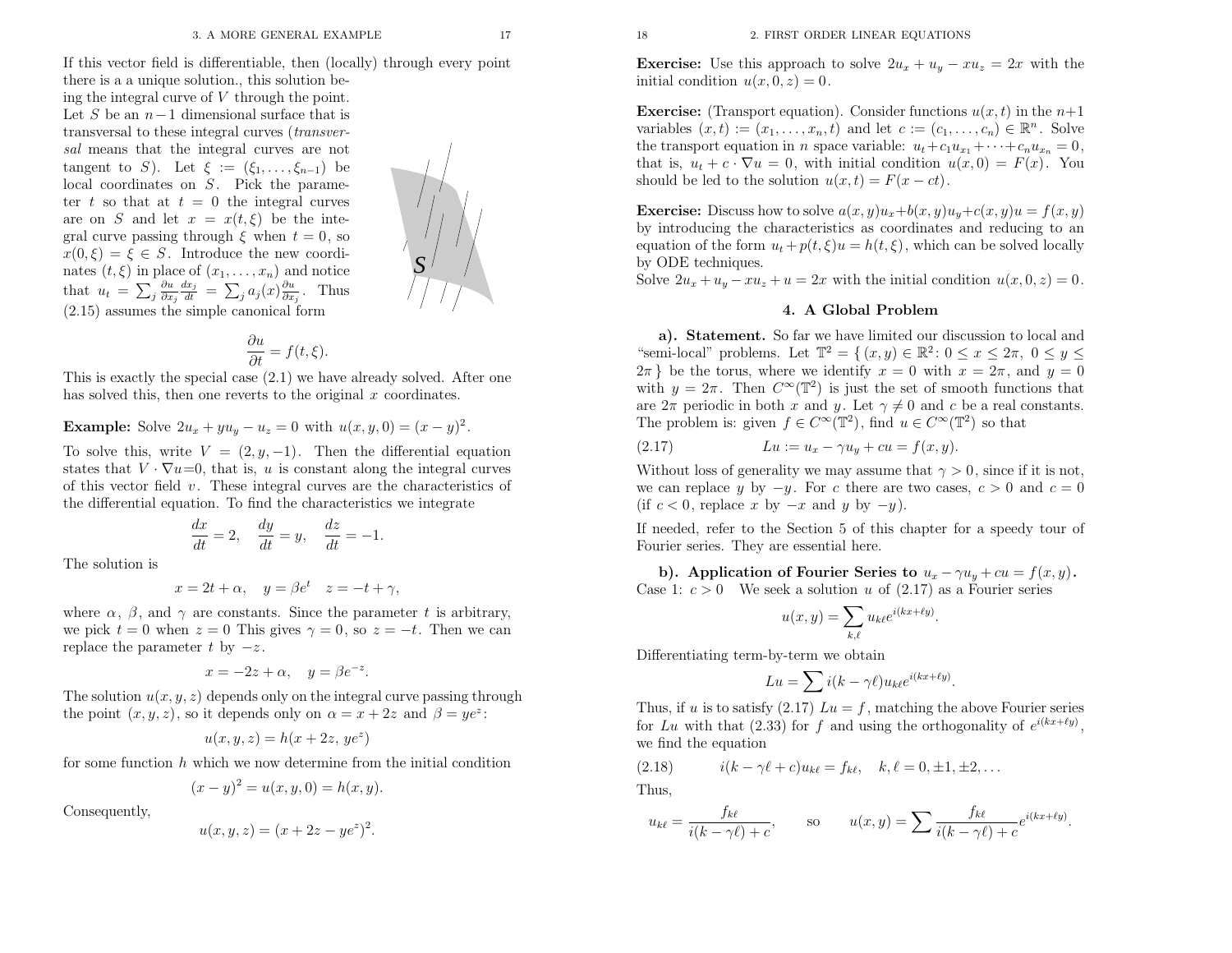If this vector field is differentiable, then (locally) through every point there is a a unique solution., this solution being the integral curve of $V$ through the point. Let $S$ be an $n-1$ dimensional surface that is transversal to these integral curves (*transversal* means that the integral curves are not tangent to $S$). Let $\xi := (\xi_1, \ldots, \xi_{n-1})$ be local coordinates on $S$. Pick the parameter $t$ so that at $t = 0$ the integral curves are on $S$ and let $x = x(t, \xi)$ be the integral curve passing through $\xi$ when $t = 0$, so $x(0, \xi) = \xi \in S$. Introduce the new coordinates $(t, \xi)$ in place of $(x_1, \ldots, x_n)$ and notice that $u_t = \sum_j \frac{\partial u}{\partial x_j} \frac{dx_j}{dt} = \sum_j a_j(x) \frac{\partial u}{\partial x_j}$. Thus (2.15) assumes the simple canonical form

$$\frac{\partial u}{\partial t} = f(t, \xi).$$

This is exactly the special case (2.1) we have already solved. After one has solved this, then one reverts to the original $x$ coordinates.

**Example:** Solve $2u_x + yu_y - u_z = 0$ with $u(x, y, 0) = (x - y)^2$.

To solve this, write $V = (2, y, -1)$. Then the differential equation states that $V \cdot \nabla u = 0$, that is, $u$ is constant along the integral curves of this vector field $v$. These integral curves are the characteristics of the differential equation. To find the characteristics we integrate

$$\frac{dx}{dt} = 2, \quad \frac{dy}{dt} = y, \quad \frac{dz}{dt} = -1.$$

The solution is

$$x = 2t + \alpha, \quad y = \beta e^t \quad z = -t + \gamma,$$

where $\alpha$, $\beta$, and $\gamma$ are constants. Since the parameter $t$ is arbitrary, we pick $t = 0$ when $z = 0$ This gives $\gamma = 0$, so $z = -t$. Then we can replace the parameter $t$ by $-z$.

$$x = -2z + \alpha, \quad y = \beta e^{-z}.$$

The solution $u(x, y, z)$ depends only on the integral curve passing through the point $(x, y, z)$, so it depends only on $\alpha = x + 2z$ and $\beta = ye^z$:

$$u(x, y, z) = h(x + 2z,\, ye^z)$$

for some function $h$ which we now determine from the initial condition

$$(x - y)^2 = u(x, y, 0) = h(x, y).$$

Consequently,

$$u(x, y, z) = (x + 2z - ye^z)^2.$$

**Exercise:** Use this approach to solve $2u_x + u_y - xu_z = 2x$ with the initial condition $u(x, 0, z) = 0$.

**Exercise:** (Transport equation). Consider functions $u(x, t)$ in the $n+1$ variables $(x, t) := (x_1, \ldots, x_n, t)$ and let $c := (c_1, \ldots, c_n) \in \mathbb{R}^n$. Solve the transport equation in $n$ space variable: $u_t + c_1 u_{x_1} + \cdots + c_n u_{x_n} = 0$, that is, $u_t + c \cdot \nabla u = 0$, with initial condition $u(x, 0) = F(x)$. You should be led to the solution $u(x, t) = F(x - ct)$.

**Exercise:** Discuss how to solve $a(x, y)u_x + b(x, y)u_y + c(x, y)u = f(x, y)$ by introducing the characteristics as coordinates and reducing to an equation of the form $u_t + p(t, \xi)u = h(t, \xi)$, which can be solved locally by ODE techniques.
Solve $2u_x + u_y - xu_z + u = 2x$ with the initial condition $u(x, 0, z) = 0$.

## 4. A Global Problem

**a). Statement.** So far we have limited our discussion to local and "semi-local" problems. Let $\mathbb{T}^2 = \{(x, y) \in \mathbb{R}^2 \colon 0 \le x \le 2\pi,\ 0 \le y \le 2\pi\}$ be the torus, where we identify $x = 0$ with $x = 2\pi$, and $y = 0$ with $y = 2\pi$. Then $C^\infty(\mathbb{T}^2)$ is just the set of smooth functions that are $2\pi$ periodic in both $x$ and $y$. Let $\gamma \neq 0$ and $c$ be a real constants. The problem is: given $f \in C^\infty(\mathbb{T}^2)$, find $u \in C^\infty(\mathbb{T}^2)$ so that

$$Lu := u_x - \gamma u_y + cu = f(x, y). \tag{2.17}$$

Without loss of generality we may assume that $\gamma > 0$, since if it is not, we can replace $y$ by $-y$. For $c$ there are two cases, $c > 0$ and $c = 0$ (if $c < 0$, replace $x$ by $-x$ and $y$ by $-y$).

If needed, refer to the Section 5 of this chapter for a speedy tour of Fourier series. They are essential here.

**b). Application of Fourier Series to $u_x - \gamma u_y + cu = f(x, y)$.**
Case 1: $c > 0$ We seek a solution $u$ of (2.17) as a Fourier series

$$u(x, y) = \sum_{k,\ell} u_{k\ell} e^{i(kx + \ell y)}.$$

Differentiating term-by-term we obtain

$$Lu = \sum i(k - \gamma\ell) u_{k\ell} e^{i(kx + \ell y)}.$$

Thus, if $u$ is to satisfy (2.17) $Lu = f$, matching the above Fourier series for $Lu$ with that (2.33) for $f$ and using the orthogonality of $e^{i(kx+\ell y)}$, we find the equation

$$i(k - \gamma\ell + c)u_{k\ell} = f_{k\ell}, \quad k, \ell = 0, \pm 1, \pm 2, \ldots \tag{2.18}$$

Thus,

$$u_{k\ell} = \frac{f_{k\ell}}{i(k - \gamma\ell) + c}, \qquad \text{so} \qquad u(x, y) = \sum \frac{f_{k\ell}}{i(k - \gamma\ell) + c} e^{i(kx + \ell y)}.$$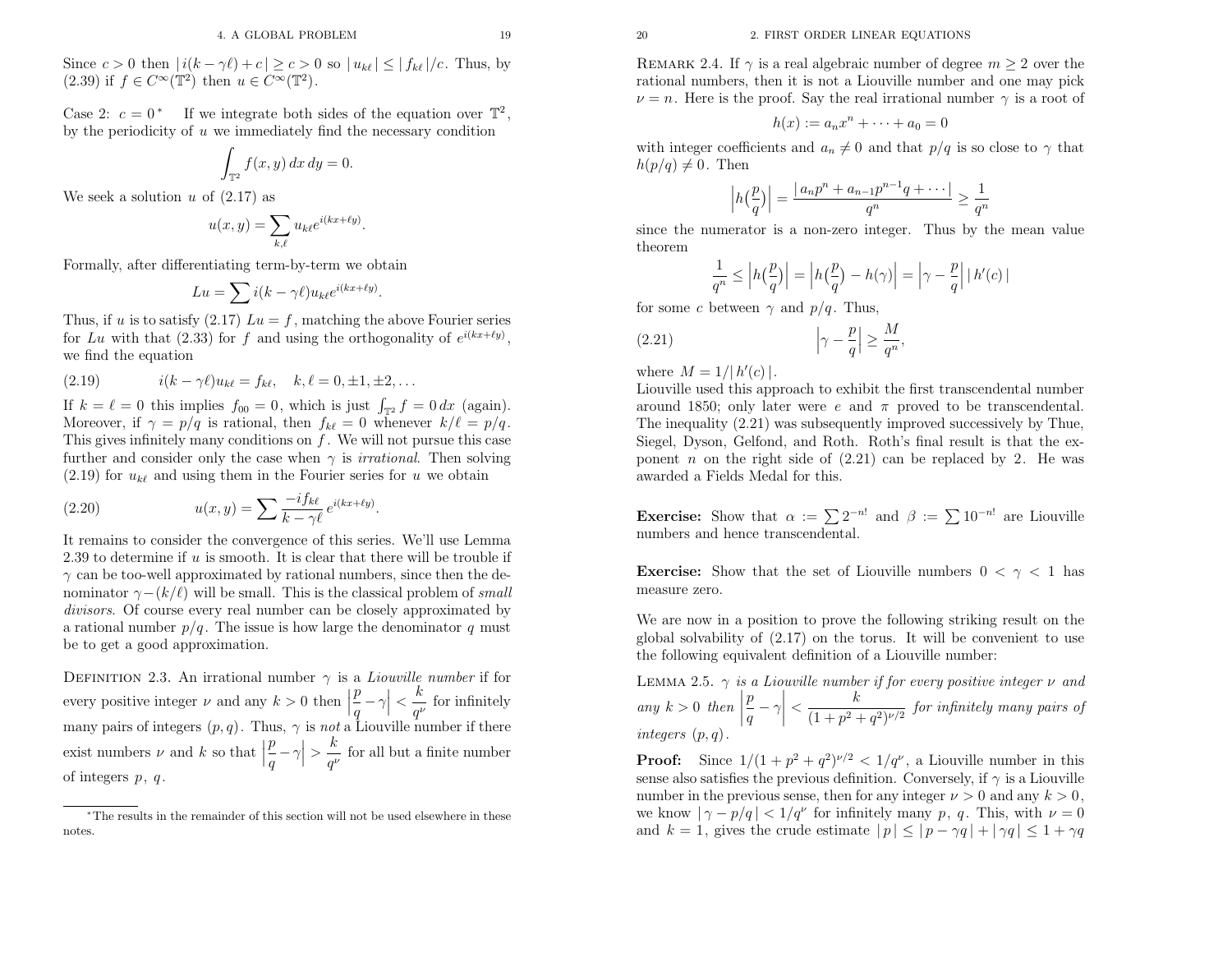Since $c > 0$ then $|\, i(k - \gamma\ell) + c\,| \geq c > 0$ so $|\, u_{k\ell}\,| \leq |\, f_{k\ell}\,|/c$. Thus, by (2.39) if $f \in C^\infty(\mathbb{T}^2)$ then $u \in C^\infty(\mathbb{T}^2)$.

Case 2: $c = 0$* If we integrate both sides of the equation over $\mathbb{T}^2$, by the periodicity of $u$ we immediately find the necessary condition

$$\int_{\mathbb{T}^2} f(x,y)\, dx\, dy = 0.$$

We seek a solution $u$ of (2.17) as

$$u(x,y) = \sum_{k,\ell} u_{k\ell} e^{i(kx+\ell y)}.$$

Formally, after differentiating term-by-term we obtain

$$Lu = \sum i(k - \gamma\ell) u_{k\ell} e^{i(kx+\ell y)}.$$

Thus, if $u$ is to satisfy (2.17) $Lu = f$, matching the above Fourier series for $Lu$ with that (2.33) for $f$ and using the orthogonality of $e^{i(kx+\ell y)}$, we find the equation

$$i(k - \gamma\ell)u_{k\ell} = f_{k\ell}, \quad k, \ell = 0, \pm 1, \pm 2, \ldots \tag{2.19}$$

If $k = \ell = 0$ this implies $f_{00} = 0$, which is just $\int_{\mathbb{T}^2} f = 0\, dx$ (again). Moreover, if $\gamma = p/q$ is rational, then $f_{k\ell} = 0$ whenever $k/\ell = p/q$. This gives infinitely many conditions on $f$. We will not pursue this case further and consider only the case when $\gamma$ is *irrational*. Then solving (2.19) for $u_{k\ell}$ and using them in the Fourier series for $u$ we obtain

$$u(x,y) = \sum \frac{-if_{k\ell}}{k - \gamma\ell} e^{i(kx+\ell y)}. \tag{2.20}$$

It remains to consider the convergence of this series. We'll use Lemma 2.39 to determine if $u$ is smooth. It is clear that there will be trouble if $\gamma$ can be too-well approximated by rational numbers, since then the denominator $\gamma - (k/\ell)$ will be small. This is the classical problem of *small divisors*. Of course every real number can be closely approximated by a rational number $p/q$. The issue is how large the denominator $q$ must be to get a good approximation.

DEFINITION 2.3. An irrational number $\gamma$ is a *Liouville number* if for every positive integer $\nu$ and any $k > 0$ then $\left|\frac{p}{q} - \gamma\right| < \frac{k}{q^\nu}$ for infinitely many pairs of integers $(p,q)$. Thus, $\gamma$ is *not* a Liouville number if there exist numbers $\nu$ and $k$ so that $\left|\frac{p}{q} - \gamma\right| > \frac{k}{q^\nu}$ for all but a finite number of integers $p$, $q$.

*The results in the remainder of this section will not be used elsewhere in these notes.

REMARK 2.4. If $\gamma$ is a real algebraic number of degree $m \geq 2$ over the rational numbers, then it is not a Liouville number and one may pick $\nu = n$. Here is the proof. Say the real irrational number $\gamma$ is a root of

$$h(x) := a_n x^n + \cdots + a_0 = 0$$

with integer coefficients and $a_n \neq 0$ and that $p/q$ is so close to $\gamma$ that $h(p/q) \neq 0$. Then

$$\left|h\big(\frac{p}{q}\big)\right| = \frac{|\, a_n p^n + a_{n-1}p^{n-1}q + \cdots\,|}{q^n} \geq \frac{1}{q^n}$$

since the numerator is a non-zero integer. Thus by the mean value theorem

$$\frac{1}{q^n} \leq \left|h\big(\frac{p}{q}\big)\right| = \left|h\big(\frac{p}{q}\big) - h(\gamma)\right| = \left|\gamma - \frac{p}{q}\right|\, |\, h'(c)\,|$$

for some $c$ between $\gamma$ and $p/q$. Thus,

$$\left|\gamma - \frac{p}{q}\right| \geq \frac{M}{q^n}, \tag{2.21}$$

where $M = 1/|\, h'(c)\,|$.
Liouville used this approach to exhibit the first transcendental number around 1850; only later were $e$ and $\pi$ proved to be transcendental. The inequality (2.21) was subsequently improved successively by Thue, Siegel, Dyson, Gelfond, and Roth. Roth's final result is that the exponent $n$ on the right side of (2.21) can be replaced by 2. He was awarded a Fields Medal for this.

**Exercise:** Show that $\alpha := \sum 2^{-n!}$ and $\beta := \sum 10^{-n!}$ are Liouville numbers and hence transcendental.

**Exercise:** Show that the set of Liouville numbers $0 < \gamma < 1$ has measure zero.

We are now in a position to prove the following striking result on the global solvability of (2.17) on the torus. It will be convenient to use the following equivalent definition of a Liouville number:

LEMMA 2.5. *$\gamma$ is a Liouville number if for every positive integer $\nu$ and any $k > 0$ then $\left|\frac{p}{q} - \gamma\right| < \frac{k}{(1 + p^2 + q^2)^{\nu/2}}$ for infinitely many pairs of integers $(p,q)$.*

**Proof:** Since $1/(1 + p^2 + q^2)^{\nu/2} < 1/q^\nu$, a Liouville number in this sense also satisfies the previous definition. Conversely, if $\gamma$ is a Liouville number in the previous sense, then for any integer $\nu > 0$ and any $k > 0$, we know $|\, \gamma - p/q\,| < 1/q^\nu$ for infinitely many $p$, $q$. This, with $\nu = 0$ and $k = 1$, gives the crude estimate $|\, p\,| \leq |\, p - \gamma q\,| + |\, \gamma q\,| \leq 1 + \gamma q$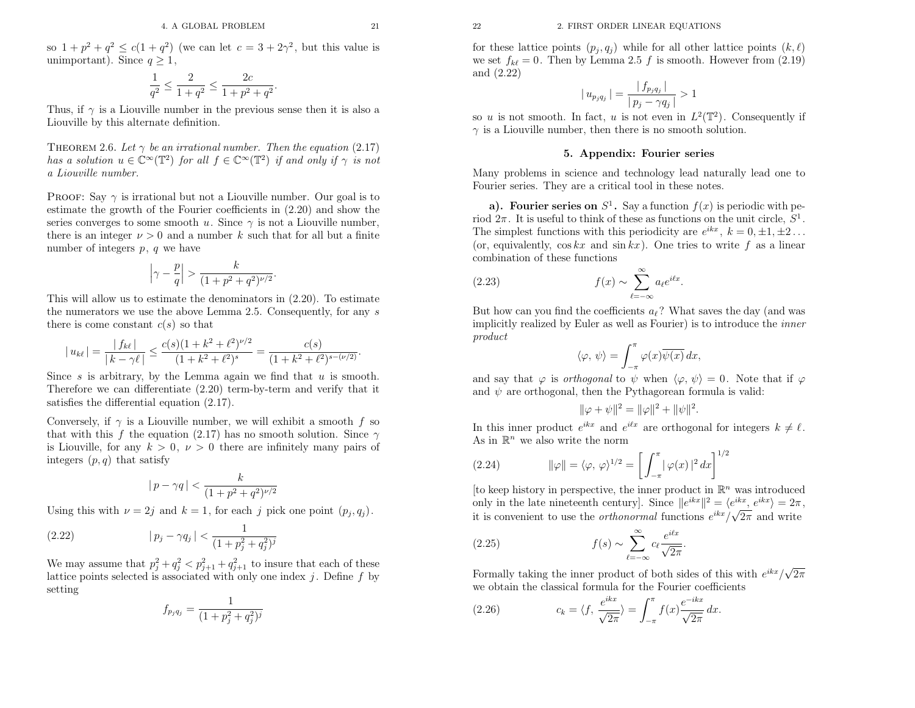so $1 + p^2 + q^2 \le c(1 + q^2)$ (we can let $c = 3 + 2\gamma^2$, but this value is unimportant). Since $q \ge 1$,

$$\frac{1}{q^2} \le \frac{2}{1+q^2} \le \frac{2c}{1+p^2+q^2}.$$

Thus, if $\gamma$ is a Liouville number in the previous sense then it is also a Liouville by this alternate definition.

THEOREM 2.6. *Let $\gamma$ be an irrational number. Then the equation (2.17) has a solution $u \in \mathbb{C}^\infty(\mathbb{T}^2)$ for all $f \in \mathbb{C}^\infty(\mathbb{T}^2)$ if and only if $\gamma$ is not a Liouville number.*

PROOF: Say $\gamma$ is irrational but not a Liouville number. Our goal is to estimate the growth of the Fourier coefficients in (2.20) and show the series converges to some smooth $u$. Since $\gamma$ is not a Liouville number, there is an integer $\nu > 0$ and a number $k$ such that for all but a finite number of integers $p$, $q$ we have

$$\left|\gamma - \frac{p}{q}\right| > \frac{k}{(1+p^2+q^2)^{\nu/2}}.$$

This will allow us to estimate the denominators in (2.20). To estimate the numerators we use the above Lemma 2.5. Consequently, for any $s$ there is come constant $c(s)$ so that

$$|\, u_{k\ell}\,| = \frac{|\, f_{k\ell}\,|}{|\, k - \gamma\ell\,|} \le \frac{c(s)(1+k^2+\ell^2)^{\nu/2}}{(1+k^2+\ell^2)^s} = \frac{c(s)}{(1+k^2+\ell^2)^{s-(\nu/2)}}.$$

Since $s$ is arbitrary, by the Lemma again we find that $u$ is smooth. Therefore we can differentiate (2.20) term-by-term and verify that it satisfies the differential equation (2.17).

Conversely, if $\gamma$ is a Liouville number, we will exhibit a smooth $f$ so that with this $f$ the equation (2.17) has no smooth solution. Since $\gamma$ is Liouville, for any $k > 0$, $\nu > 0$ there are infinitely many pairs of integers $(p, q)$ that satisfy

$$|\, p - \gamma q\,| < \frac{k}{(1+p^2+q^2)^{\nu/2}}$$

Using this with $\nu = 2j$ and $k = 1$, for each $j$ pick one point $(p_j, q_j)$.

$$|\, p_j - \gamma q_j\,| < \frac{1}{(1+p_j^2+q_j^2)^j} \tag{2.22}$$

We may assume that $p_j^2 + q_j^2 < p_{j+1}^2 + q_{j+1}^2$ to insure that each of these lattice points selected is associated with only one index $j$. Define $f$ by setting

$$f_{p_j q_j} = \frac{1}{(1+p_j^2+q_j^2)^j}$$

for these lattice points $(p_j, q_j)$ while for all other lattice points $(k, \ell)$ we set $f_{k\ell} = 0$. Then by Lemma 2.5 $f$ is smooth. However from (2.19) and (2.22)

$$|\, u_{p_j q_j}\,| = \frac{|\, f_{p_j q_j}\,|}{|\, p_j - \gamma q_j\,|} > 1$$

so $u$ is not smooth. In fact, $u$ is not even in $L^2(\mathbb{T}^2)$. Consequently if $\gamma$ is a Liouville number, then there is no smooth solution.

## 5. Appendix: Fourier series

Many problems in science and technology lead naturally lead one to Fourier series. They are a critical tool in these notes.

**a). Fourier series on $S^1$.** Say a function $f(x)$ is periodic with period $2\pi$. It is useful to think of these as functions on the unit circle, $S^1$. The simplest functions with this periodicity are $e^{ikx}$, $k = 0, \pm 1, \pm 2 \ldots$ (or, equivalently, $\cos kx$ and $\sin kx$). One tries to write $f$ as a linear combination of these functions

$$f(x) \sim \sum_{\ell=-\infty}^{\infty} a_\ell e^{i\ell x}. \tag{2.23}$$

But how can you find the coefficients $a_\ell$? What saves the day (and was implicitly realized by Euler as well as Fourier) is to introduce the *inner product*

$$\langle \varphi,\, \psi\rangle = \int_{-\pi}^{\pi} \varphi(x)\overline{\psi(x)}\, dx,$$

and say that $\varphi$ is *orthogonal* to $\psi$ when $\langle \varphi,\, \psi\rangle = 0$. Note that if $\varphi$ and $\psi$ are orthogonal, then the Pythagorean formula is valid:

$$\|\varphi + \psi\|^2 = \|\varphi\|^2 + \|\psi\|^2.$$

In this inner product $e^{ikx}$ and $e^{i\ell x}$ are orthogonal for integers $k \ne \ell$. As in $\mathbb{R}^n$ we also write the norm

$$\|\varphi\| = \langle \varphi,\, \varphi\rangle^{1/2} = \left[\int_{-\pi}^{\pi} |\, \varphi(x)\,|^2\, dx\right]^{1/2} \tag{2.24}$$

[to keep history in perspective, the inner product in $\mathbb{R}^n$ was introduced only in the late nineteenth century]. Since $\|e^{ikx}\|^2 = \langle e^{ikx},\, e^{ikx}\rangle = 2\pi$, it is convenient to use the *orthonormal* functions $e^{ikx}/\sqrt{2\pi}$ and write

$$f(s) \sim \sum_{\ell=-\infty}^{\infty} c_\ell \frac{e^{i\ell x}}{\sqrt{2\pi}}. \tag{2.25}$$

Formally taking the inner product of both sides of this with $e^{ikx}/\sqrt{2\pi}$ we obtain the classical formula for the Fourier coefficients

$$c_k = \langle f,\, \frac{e^{ikx}}{\sqrt{2\pi}}\rangle = \int_{-\pi}^{\pi} f(x)\frac{e^{-ikx}}{\sqrt{2\pi}}\, dx. \tag{2.26}$$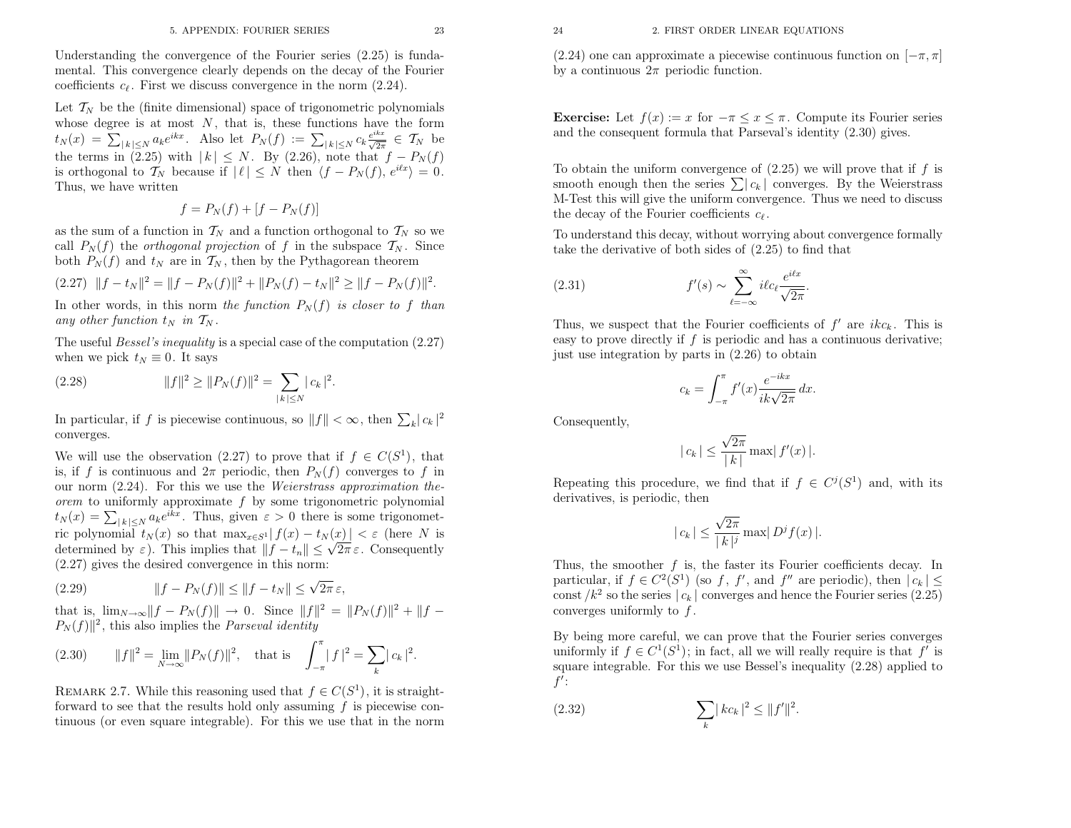Understanding the convergence of the Fourier series (2.25) is fundamental. This convergence clearly depends on the decay of the Fourier coefficients $c_\ell$. First we discuss convergence in the norm (2.24).

Let $\mathcal{T}_N$ be the (finite dimensional) space of trigonometric polynomials whose degree is at most $N$, that is, these functions have the form $t_N(x) = \sum_{|k|\le N} a_k e^{ikx}$. Also let $P_N(f) := \sum_{|k|\le N} c_k \frac{e^{ikx}}{\sqrt{2\pi}} \in \mathcal{T}_N$ be the terms in (2.25) with $|k| \le N$. By (2.26), note that $f - P_N(f)$ is orthogonal to $\mathcal{T}_N$ because if $|\ell| \le N$ then $\langle f - P_N(f), e^{i\ell x}\rangle = 0$. Thus, we have written

$$f = P_N(f) + [f - P_N(f)]$$

as the sum of a function in $\mathcal{T}_N$ and a function orthogonal to $\mathcal{T}_N$ so we call $P_N(f)$ the *orthogonal projection* of $f$ in the subspace $\mathcal{T}_N$. Since both $P_N(f)$ and $t_N$ are in $\mathcal{T}_N$, then by the Pythagorean theorem

$$\|f - t_N\|^2 = \|f - P_N(f)\|^2 + \|P_N(f) - t_N\|^2 \ge \|f - P_N(f)\|^2. \tag{2.27}$$

In other words, in this norm *the function $P_N(f)$ is closer to $f$ than any other function $t_N$ in $\mathcal{T}_N$.*

The useful *Bessel's inequality* is a special case of the computation (2.27) when we pick $t_N \equiv 0$. It says

$$\|f\|^2 \ge \|P_N(f)\|^2 = \sum_{|k|\le N} |c_k|^2. \tag{2.28}$$

In particular, if $f$ is piecewise continuous, so $\|f\| < \infty$, then $\sum_k |c_k|^2$ converges.

We will use the observation (2.27) to prove that if $f \in C(S^1)$, that is, if $f$ is continuous and $2\pi$ periodic, then $P_N(f)$ converges to $f$ in our norm (2.24). For this we use the *Weierstrass approximation theorem* to uniformly approximate $f$ by some trigonometric polynomial $t_N(x) = \sum_{|k|\le N} a_k e^{ikx}$. Thus, given $\varepsilon > 0$ there is some trigonometric polynomial $t_N(x)$ so that $\max_{x\in S^1} |f(x) - t_N(x)| < \varepsilon$ (here $N$ is determined by $\varepsilon$). This implies that $\|f - t_n\| \le \sqrt{2\pi}\,\varepsilon$. Consequently (2.27) gives the desired convergence in this norm:

$$\|f - P_N(f)\| \le \|f - t_N\| \le \sqrt{2\pi}\,\varepsilon, \tag{2.29}$$

that is, $\lim_{N\to\infty} \|f - P_N(f)\| \to 0$. Since $\|f\|^2 = \|P_N(f)\|^2 + \|f - P_N(f)\|^2$, this also implies the *Parseval identity*

$$\|f\|^2 = \lim_{N\to\infty} \|P_N(f)\|^2, \quad \text{that is} \quad \int_{-\pi}^{\pi} |f|^2 = \sum_k |c_k|^2. \tag{2.30}$$

Remark 2.7. While this reasoning used that $f \in C(S^1)$, it is straightforward to see that the results hold only assuming $f$ is piecewise continuous (or even square integrable). For this we use that in the norm (2.24) one can approximate a piecewise continuous function on $[-\pi, \pi]$ by a continuous $2\pi$ periodic function.

**Exercise:** Let $f(x) := x$ for $-\pi \le x \le \pi$. Compute its Fourier series and the consequent formula that Parseval's identity (2.30) gives.

To obtain the uniform convergence of (2.25) we will prove that if $f$ is smooth enough then the series $\sum |c_k|$ converges. By the Weierstrass M-Test this will give the uniform convergence. Thus we need to discuss the decay of the Fourier coefficients $c_\ell$.

To understand this decay, without worrying about convergence formally take the derivative of both sides of (2.25) to find that

$$f'(s) \sim \sum_{\ell=-\infty}^{\infty} i\ell c_\ell \frac{e^{i\ell x}}{\sqrt{2\pi}}. \tag{2.31}$$

Thus, we suspect that the Fourier coefficients of $f'$ are $ikc_k$. This is easy to prove directly if $f$ is periodic and has a continuous derivative; just use integration by parts in (2.26) to obtain

$$c_k = \int_{-\pi}^{\pi} f'(x) \frac{e^{-ikx}}{ik\sqrt{2\pi}}\,dx.$$

Consequently,

$$|c_k| \le \frac{\sqrt{2\pi}}{|k|} \max |f'(x)|.$$

Repeating this procedure, we find that if $f \in C^j(S^1)$ and, with its derivatives, is periodic, then

$$|c_k| \le \frac{\sqrt{2\pi}}{|k|^j} \max |D^j f(x)|.$$

Thus, the smoother $f$ is, the faster its Fourier coefficients decay. In particular, if $f \in C^2(S^1)$ (so $f$, $f'$, and $f''$ are periodic), then $|c_k| \le \text{const}/k^2$ so the series $|c_k|$ converges and hence the Fourier series (2.25) converges uniformly to $f$.

By being more careful, we can prove that the Fourier series converges uniformly if $f \in C^1(S^1)$; in fact, all we will really require is that $f'$ is square integrable. For this we use Bessel's inequality (2.28) applied to $f'$:

$$\sum_k |kc_k|^2 \le \|f'\|^2. \tag{2.32}$$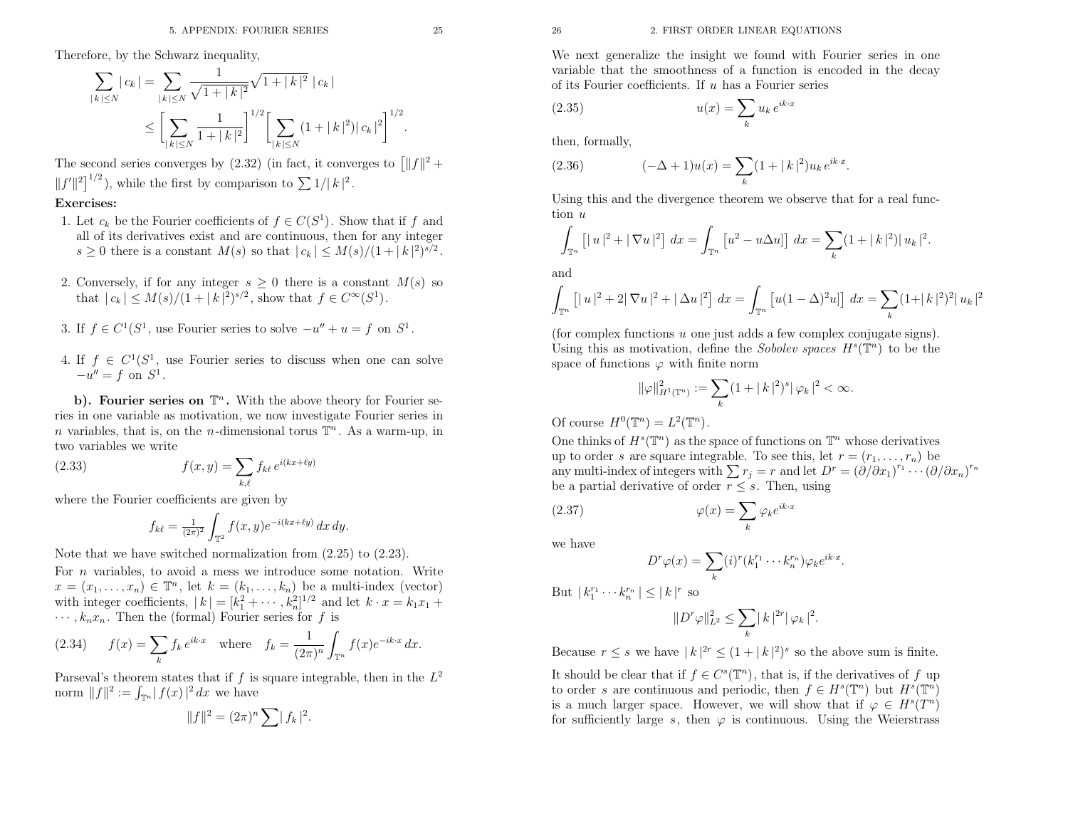Therefore, by the Schwarz inequality,

$$\sum_{|k|\le N} |c_k| = \sum_{|k|\le N} \frac{1}{\sqrt{1+|k|^2}}\sqrt{1+|k|^2}\,|c_k|$$
$$\le \left[\sum_{|k|\le N}\frac{1}{1+|k|^2}\right]^{1/2}\left[\sum_{|k|\le N}(1+|k|^2)|c_k|^2\right]^{1/2}.$$

The second series converges by (2.32) (in fact, it converges to $\left[\|f\|^2 + \|f'\|^2\right]^{1/2}$), while the first by comparison to $\sum 1/|k|^2$.

**Exercises:**

1. Let $c_k$ be the Fourier coefficients of $f \in C(S^1)$. Show that if $f$ and all of its derivatives exist and are continuous, then for any integer $s \ge 0$ there is a constant $M(s)$ so that $|c_k| \le M(s)/(1+|k|^2)^{s/2}$.

2. Conversely, if for any integer $s \ge 0$ there is a constant $M(s)$ so that $|c_k| \le M(s)/(1+|k|^2)^{s/2}$, show that $f \in C^\infty(S^1)$.

3. If $f \in C^1(S^1$, use Fourier series to solve $-u'' + u = f$ on $S^1$.

4. If $f \in C^1(S^1$, use Fourier series to discuss when one can solve $-u'' = f$ on $S^1$.

**b). Fourier series on $\mathbb{T}^n$.** With the above theory for Fourier series in one variable as motivation, we now investigate Fourier series in $n$ variables, that is, on the $n$-dimensional torus $\mathbb{T}^n$. As a warm-up, in two variables we write

$$f(x,y) = \sum_{k,\ell} f_{k\ell}\, e^{i(kx+\ell y)} \tag{2.33}$$

where the Fourier coefficients are given by

$$f_{k\ell} = \tfrac{1}{(2\pi)^2}\int_{\mathbb{T}^2} f(x,y)e^{-i(kx+\ell y)}\,dx\,dy.$$

Note that we have switched normalization from (2.25) to (2.23).

For $n$ variables, to avoid a mess we introduce some notation. Write $x = (x_1,\ldots,x_n) \in \mathbb{T}^n$, let $k = (k_1,\ldots,k_n)$ be a multi-index (vector) with integer coefficients, $|k| = [k_1^2 + \cdots, k_n^2]^{1/2}$ and let $k\cdot x = k_1x_1 + \cdots, k_nx_n$. Then the (formal) Fourier series for $f$ is

$$f(x) = \sum_k f_k\, e^{ik\cdot x} \quad \text{where} \quad f_k = \frac{1}{(2\pi)^n}\int_{\mathbb{T}^n} f(x)e^{-ik\cdot x}\,dx. \tag{2.34}$$

Parseval's theorem states that if $f$ is square integrable, then in the $L^2$ norm $\|f\|^2 := \int_{\mathbb{T}^n}|f(x)|^2\,dx$ we have

$$\|f\|^2 = (2\pi)^n \sum |f_k|^2.$$

We next generalize the insight we found with Fourier series in one variable that the smoothness of a function is encoded in the decay of its Fourier coefficients. If $u$ has a Fourier series

$$u(x) = \sum_k u_k\, e^{ik\cdot x} \tag{2.35}$$

then, formally,

$$(-\Delta + 1)u(x) = \sum_k (1+|k|^2)u_k\, e^{ik\cdot x}. \tag{2.36}$$

Using this and the divergence theorem we observe that for a real function $u$

$$\int_{\mathbb{T}^n}\left[|u|^2 + |\nabla u|^2\right]dx = \int_{\mathbb{T}^n}\left[u^2 - u\Delta u\right]dx = \sum_k (1+|k|^2)|u_k|^2.$$

and

$$\int_{\mathbb{T}^n}\left[|u|^2 + 2|\nabla u|^2 + |\Delta u|^2\right]dx = \int_{\mathbb{T}^n}\left[u(1-\Delta)^2 u\right]dx = \sum_k (1+|k|^2)^2|u_k|^2$$

(for complex functions $u$ one just adds a few complex conjugate signs). Using this as motivation, define the *Sobolev spaces* $H^s(\mathbb{T}^n)$ to be the space of functions $\varphi$ with finite norm

$$\|\varphi\|^2_{H^1(\mathbb{T}^n)} := \sum_k (1+|k|^2)^s|\varphi_k|^2 < \infty.$$

Of course $H^0(\mathbb{T}^n) = L^2(\mathbb{T}^n)$.

One thinks of $H^s(\mathbb{T}^n)$ as the space of functions on $\mathbb{T}^n$ whose derivatives up to order $s$ are square integrable. To see this, let $r = (r_1,\ldots,r_n)$ be any multi-index of integers with $\sum r_j = r$ and let $D^r = (\partial/\partial x_1)^{r_1}\cdots(\partial/\partial x_n)^{r_n}$ be a partial derivative of order $r \le s$. Then, using

$$\varphi(x) = \sum_k \varphi_k e^{ik\cdot x} \tag{2.37}$$

we have

$$D^r\varphi(x) = \sum_k (i)^r(k_1^{r_1}\cdots k_n^{r_n})\varphi_k e^{ik\cdot x}.$$

But $|k_1^{r_1}\cdots k_n^{r_n}| \le |k|^r$ so

$$\|D^r\varphi\|^2_{L^2} \le \sum_k |k|^{2r}|\varphi_k|^2.$$

Because $r \le s$ we have $|k|^{2r} \le (1+|k|^2)^s$ so the above sum is finite.

It should be clear that if $f \in C^s(\mathbb{T}^n)$, that is, if the derivatives of $f$ up to order $s$ are continuous and periodic, then $f \in H^s(\mathbb{T}^n)$ but $H^s(\mathbb{T}^n)$ is a much larger space. However, we will show that if $\varphi \in H^s(T^n)$ for sufficiently large $s$, then $\varphi$ is continuous. Using the Weierstrass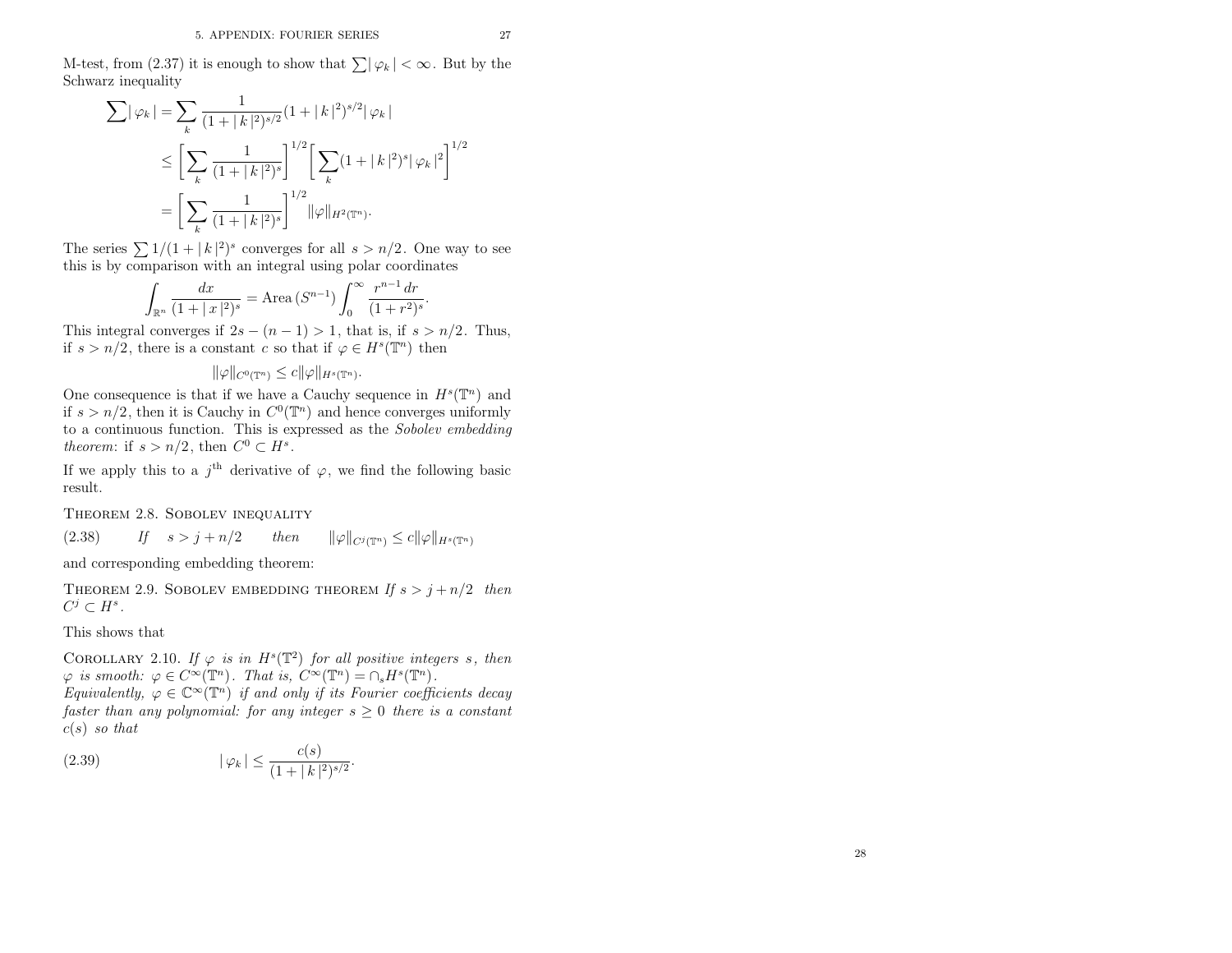M-test, from (2.37) it is enough to show that $\sum |\varphi_k| < \infty$. But by the Schwarz inequality

$$
\begin{aligned}
\sum |\varphi_k| &= \sum_k \frac{1}{(1+|k|^2)^{s/2}}(1+|k|^2)^{s/2}|\varphi_k| \\
&\le \left[\sum_k \frac{1}{(1+|k|^2)^s}\right]^{1/2}\left[\sum_k (1+|k|^2)^s|\varphi_k|^2\right]^{1/2} \\
&= \left[\sum_k \frac{1}{(1+|k|^2)^s}\right]^{1/2}\|\varphi\|_{H^2(\mathbb{T}^n)}.
\end{aligned}
$$

The series $\sum 1/(1+|k|^2)^s$ converges for all $s > n/2$. One way to see this is by comparison with an integral using polar coordinates

$$
\int_{\mathbb{R}^n} \frac{dx}{(1+|x|^2)^s} = \text{Area}\,(S^{n-1})\int_0^\infty \frac{r^{n-1}\,dr}{(1+r^2)^s}.
$$

This integral converges if $2s-(n-1) > 1$, that is, if $s > n/2$. Thus, if $s > n/2$, there is a constant $c$ so that if $\varphi \in H^s(\mathbb{T}^n)$ then

$$
\|\varphi\|_{C^0(\mathbb{T}^n)} \le c\|\varphi\|_{H^s(\mathbb{T}^n)}.
$$

One consequence is that if we have a Cauchy sequence in $H^s(\mathbb{T}^n)$ and if $s > n/2$, then it is Cauchy in $C^0(\mathbb{T}^n)$ and hence converges uniformly to a continuous function. This is expressed as the *Sobolev embedding theorem*: if $s > n/2$, then $C^0 \subset H^s$.

If we apply this to a $j^{\text{th}}$ derivative of $\varphi$, we find the following basic result.

Theorem 2.8. Sobolev inequality

$$
\text{(2.38)} \qquad \textit{If} \quad s > j + n/2 \qquad \textit{then} \qquad \|\varphi\|_{C^j(\mathbb{T}^n)} \le c\|\varphi\|_{H^s(\mathbb{T}^n)}
$$

and corresponding embedding theorem:

Theorem 2.9. Sobolev embedding theorem *If $s > j + n/2$ then $C^j \subset H^s$.*

This shows that

Corollary 2.10. *If $\varphi$ is in $H^s(\mathbb{T}^2)$ for all positive integers $s$, then $\varphi$ is smooth: $\varphi \in C^\infty(\mathbb{T}^n)$. That is, $C^\infty(\mathbb{T}^n) = \cap_s H^s(\mathbb{T}^n)$.*
*Equivalently, $\varphi \in \mathbb{C}^\infty(\mathbb{T}^n)$ if and only if its Fourier coefficients decay faster than any polynomial: for any integer $s \ge 0$ there is a constant $c(s)$ so that*

$$
\text{(2.39)} \qquad |\varphi_k| \le \frac{c(s)}{(1+|k|^2)^{s/2}}.
$$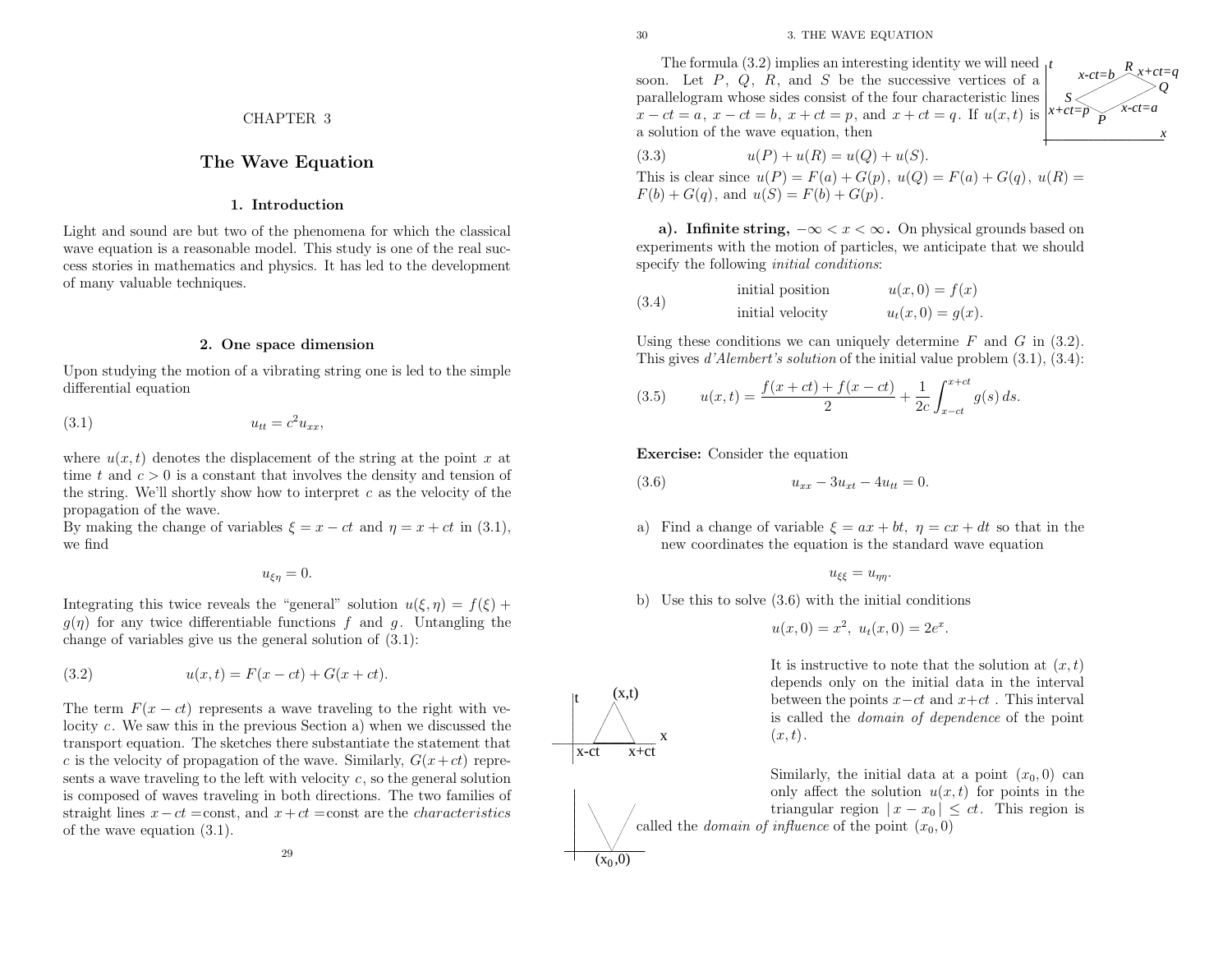# CHAPTER 3

# The Wave Equation

## 1. Introduction

Light and sound are but two of the phenomena for which the classical wave equation is a reasonable model. This study is one of the real success stories in mathematics and physics. It has led to the development of many valuable techniques.

## 2. One space dimension

Upon studying the motion of a vibrating string one is led to the simple differential equation

$$u_{tt} = c^2 u_{xx}, \tag{3.1}$$

where $u(x,t)$ denotes the displacement of the string at the point $x$ at time $t$ and $c > 0$ is a constant that involves the density and tension of the string. We'll shortly show how to interpret $c$ as the velocity of the propagation of the wave.
By making the change of variables $\xi = x - ct$ and $\eta = x + ct$ in (3.1), we find

$$u_{\xi\eta} = 0.$$

Integrating this twice reveals the "general" solution $u(\xi, \eta) = f(\xi) + g(\eta)$ for any twice differentiable functions $f$ and $g$. Untangling the change of variables give us the general solution of (3.1):

$$u(x,t) = F(x - ct) + G(x + ct). \tag{3.2}$$

The term $F(x - ct)$ represents a wave traveling to the right with velocity $c$. We saw this in the previous Section a) when we discussed the transport equation. The sketches there substantiate the statement that $c$ is the velocity of propagation of the wave. Similarly, $G(x+ct)$ represents a wave traveling to the left with velocity $c$, so the general solution is composed of waves traveling in both directions. The two families of straight lines $x - ct =$const, and $x + ct =$const are the *characteristics* of the wave equation (3.1).

The formula (3.2) implies an interesting identity we will need soon. Let $P$, $Q$, $R$, and $S$ be the successive vertices of a parallelogram whose sides consist of the four characteristic lines $x - ct = a$, $x - ct = b$, $x + ct = p$, and $x + ct = q$. If $u(x,t)$ is a solution of the wave equation, then

$$u(P) + u(R) = u(Q) + u(S). \tag{3.3}$$

This is clear since $u(P) = F(a) + G(p)$, $u(Q) = F(a) + G(q)$, $u(R) = F(b) + G(q)$, and $u(S) = F(b) + G(p)$.

**a). Infinite string, $-\infty < x < \infty$.** On physical grounds based on experiments with the motion of particles, we anticipate that we should specify the following *initial conditions*:

$$\begin{aligned} &\text{initial position} \qquad && u(x,0) = f(x) \\ &\text{initial velocity} \qquad && u_t(x,0) = g(x). \end{aligned} \tag{3.4}$$

Using these conditions we can uniquely determine $F$ and $G$ in (3.2). This gives *d'Alembert's solution* of the initial value problem (3.1), (3.4):

$$u(x,t) = \frac{f(x+ct) + f(x-ct)}{2} + \frac{1}{2c}\int_{x-ct}^{x+ct} g(s)\, ds. \tag{3.5}$$

**Exercise:** Consider the equation

$$u_{xx} - 3u_{xt} - 4u_{tt} = 0. \tag{3.6}$$

a) Find a change of variable $\xi = ax + bt$, $\eta = cx + dt$ so that in the new coordinates the equation is the standard wave equation

$$u_{\xi\xi} = u_{\eta\eta}.$$

b) Use this to solve (3.6) with the initial conditions

$$u(x,0) = x^2, \ u_t(x,0) = 2e^x.$$

It is instructive to note that the solution at $(x,t)$ depends only on the initial data in the interval between the points $x - ct$ and $x + ct$. This interval is called the *domain of dependence* of the point $(x,t)$.

Similarly, the initial data at a point $(x_0, 0)$ can only affect the solution $u(x,t)$ for points in the triangular region $|x - x_0| \le ct$. This region is called the *domain of influence* of the point $(x_0, 0)$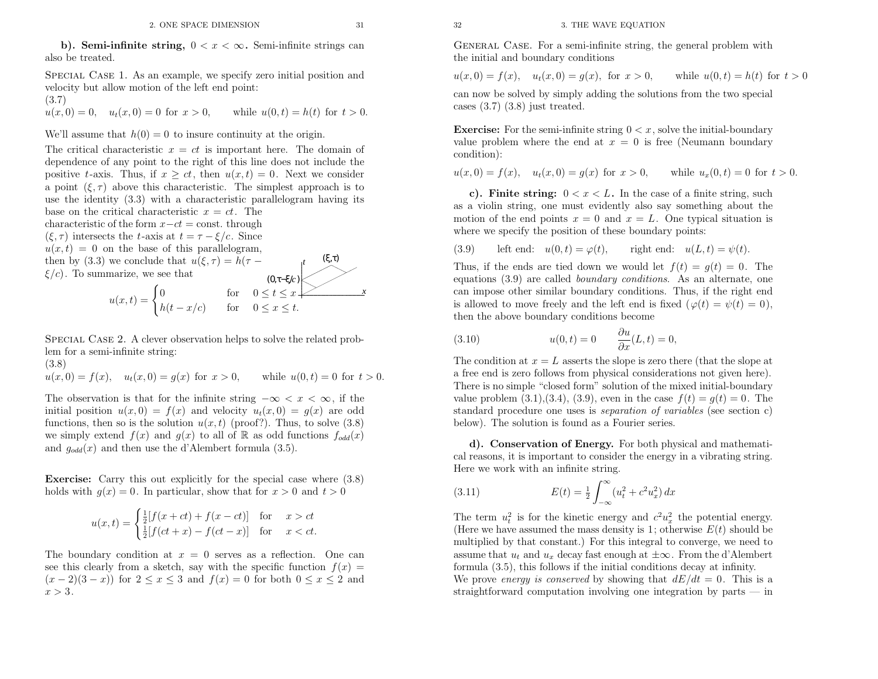**b). Semi-infinite string,** $0 < x < \infty$**.** Semi-infinite strings can also be treated.

Special Case 1. As an example, we specify zero initial position and velocity but allow motion of the left end point:

(3.7)
$$u(x,0) = 0, \quad u_t(x,0) = 0 \text{ for } x > 0, \qquad \text{while } u(0,t) = h(t) \text{ for } t > 0.$$

We'll assume that $h(0) = 0$ to insure continuity at the origin.

The critical characteristic $x = ct$ is important here. The domain of dependence of any point to the right of this line does not include the positive $t$-axis. Thus, if $x \ge ct$, then $u(x,t) = 0$. Next we consider a point $(\xi, \tau)$ above this characteristic. The simplest approach is to use the identity (3.3) with a characteristic parallelogram having its base on the critical characteristic $x = ct$. The characteristic of the form $x - ct =$ const. through $(\xi, \tau)$ intersects the $t$-axis at $t = \tau - \xi/c$. Since $u(x,t) = 0$ on the base of this parallelogram, then by (3.3) we conclude that $u(\xi, \tau) = h(\tau - \xi/c)$. To summarize, we see that

$$u(x,t) = \begin{cases} 0 & \text{for} \quad 0 \le t \le x \\ h(t - x/c) & \text{for} \quad 0 \le x \le t. \end{cases}$$

Special Case 2. A clever observation helps to solve the related problem for a semi-infinite string:

(3.8)
$$u(x,0) = f(x), \quad u_t(x,0) = g(x) \text{ for } x > 0, \qquad \text{while } u(0,t) = 0 \text{ for } t > 0.$$

The observation is that for the infinite string $-\infty < x < \infty$, if the initial position $u(x,0) = f(x)$ and velocity $u_t(x,0) = g(x)$ are odd functions, then so is the solution $u(x,t)$ (proof?). Thus, to solve (3.8) we simply extend $f(x)$ and $g(x)$ to all of $\mathbb{R}$ as odd functions $f_{odd}(x)$ and $g_{odd}(x)$ and then use the d'Alembert formula (3.5).

**Exercise:** Carry this out explicitly for the special case where (3.8) holds with $g(x) = 0$. In particular, show that for $x > 0$ and $t > 0$

$$u(x,t) = \begin{cases} \frac{1}{2}[f(x + ct) + f(x - ct)] & \text{for} \quad x > ct \\ \frac{1}{2}[f(ct + x) - f(ct - x)] & \text{for} \quad x < ct. \end{cases}$$

The boundary condition at $x = 0$ serves as a reflection. One can see this clearly from a sketch, say with the specific function $f(x) = (x-2)(3-x)$ for $2 \le x \le 3$ and $f(x) = 0$ for both $0 \le x \le 2$ and $x > 3$.

General Case. For a semi-infinite string, the general problem with the initial and boundary conditions

$$u(x,0) = f(x), \quad u_t(x,0) = g(x), \text{ for } x > 0, \qquad \text{while } u(0,t) = h(t) \text{ for } t > 0$$

can now be solved by simply adding the solutions from the two special cases (3.7) (3.8) just treated.

**Exercise:** For the semi-infinite string $0 < x$, solve the initial-boundary value problem where the end at $x = 0$ is free (Neumann boundary condition):

$$u(x,0) = f(x), \quad u_t(x,0) = g(x) \text{ for } x > 0, \qquad \text{while } u_x(0,t) = 0 \text{ for } t > 0.$$

**c). Finite string:** $0 < x < L$. In the case of a finite string, such as a violin string, one must evidently also say something about the motion of the end points $x = 0$ and $x = L$. One typical situation is where we specify the position of these boundary points:

$$\text{left end: } u(0,t) = \varphi(t), \qquad \text{right end: } u(L,t) = \psi(t). \tag{3.9}$$

Thus, if the ends are tied down we would let $f(t) = g(t) = 0$. The equations (3.9) are called *boundary conditions*. As an alternate, one can impose other similar boundary conditions. Thus, if the right end is allowed to move freely and the left end is fixed ($\varphi(t) = \psi(t) = 0$), then the above boundary conditions become

$$u(0,t) = 0 \qquad \frac{\partial u}{\partial x}(L,t) = 0, \tag{3.10}$$

The condition at $x = L$ asserts the slope is zero there (that the slope at a free end is zero follows from physical considerations not given here). There is no simple "closed form" solution of the mixed initial-boundary value problem (3.1),(3.4), (3.9), even in the case $f(t) = g(t) = 0$. The standard procedure one uses is *separation of variables* (see section c) below). The solution is found as a Fourier series.

**d). Conservation of Energy.** For both physical and mathematical reasons, it is important to consider the energy in a vibrating string. Here we work with an infinite string.

$$E(t) = \tfrac{1}{2} \int_{-\infty}^{\infty} (u_t^2 + c^2 u_x^2)\, dx \tag{3.11}$$

The term $u_t^2$ is for the kinetic energy and $c^2 u_x^2$ the potential energy. (Here we have assumed the mass density is 1; otherwise $E(t)$ should be multiplied by that constant.) For this integral to converge, we need to assume that $u_t$ and $u_x$ decay fast enough at $\pm\infty$. From the d'Alembert formula (3.5), this follows if the initial conditions decay at infinity.

We prove *energy is conserved* by showing that $dE/dt = 0$. This is a straightforward computation involving one integration by parts — in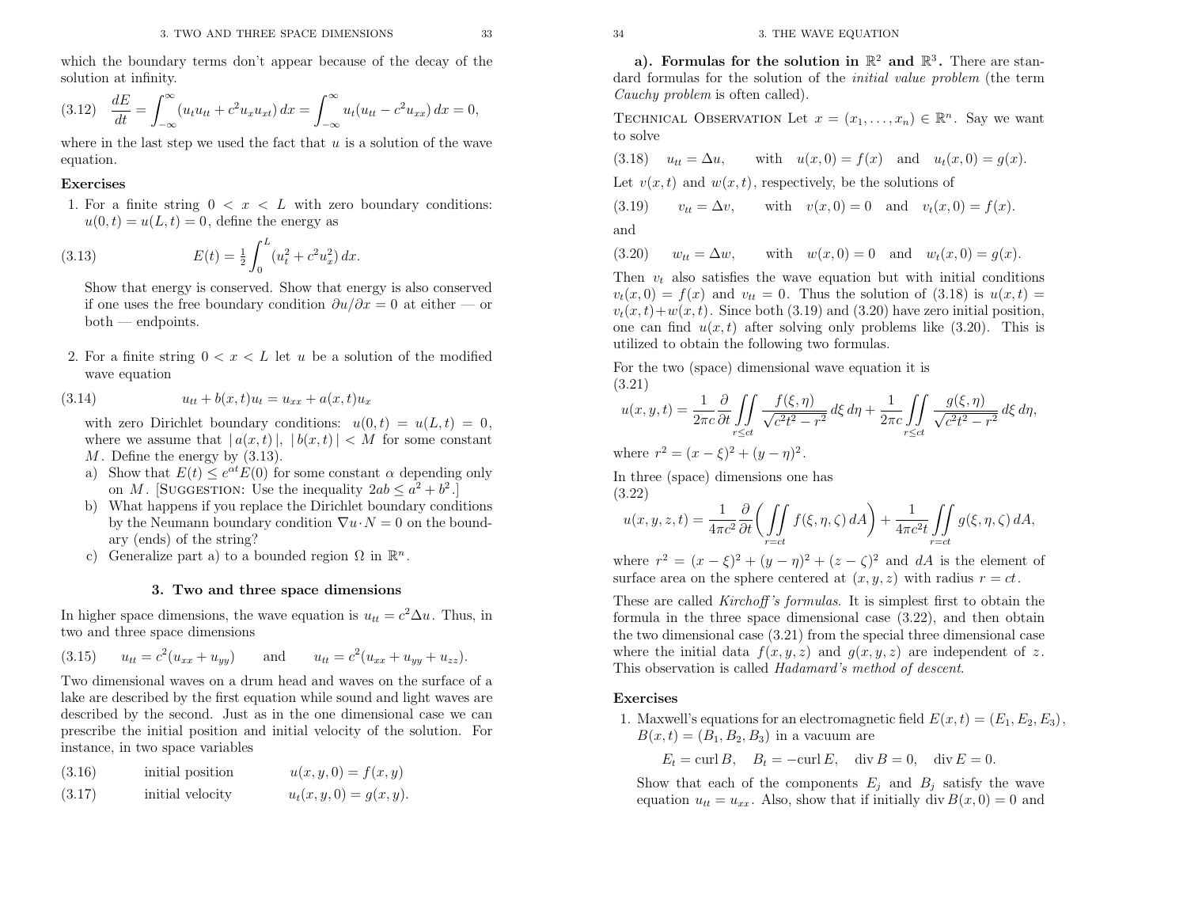which the boundary terms don't appear because of the decay of the solution at infinity.

$$\frac{dE}{dt} = \int_{-\infty}^{\infty} (u_t u_{tt} + c^2 u_x u_{xt})\, dx = \int_{-\infty}^{\infty} u_t (u_{tt} - c^2 u_{xx})\, dx = 0, \tag{3.12}$$

where in the last step we used the fact that $u$ is a solution of the wave equation.

**Exercises**

1. For a finite string $0 < x < L$ with zero boundary conditions: $u(0,t) = u(L,t) = 0$, define the energy as

$$E(t) = \tfrac{1}{2} \int_0^L (u_t^2 + c^2 u_x^2)\, dx. \tag{3.13}$$

   Show that energy is conserved. Show that energy is also conserved if one uses the free boundary condition $\partial u / \partial x = 0$ at either — or both — endpoints.

2. For a finite string $0 < x < L$ let $u$ be a solution of the modified wave equation

$$u_{tt} + b(x,t) u_t = u_{xx} + a(x,t) u_x \tag{3.14}$$

   with zero Dirichlet boundary conditions: $u(0,t) = u(L,t) = 0$, where we assume that $|\, a(x,t)\,|$, $|\, b(x,t)\,| < M$ for some constant $M$. Define the energy by (3.13).
   a) Show that $E(t) \le e^{\alpha t} E(0)$ for some constant $\alpha$ depending only on $M$. [Suggestion: Use the inequality $2ab \le a^2 + b^2$.]
   b) What happens if you replace the Dirichlet boundary conditions by the Neumann boundary condition $\nabla u \cdot N = 0$ on the boundary (ends) of the string?
   c) Generalize part a) to a bounded region $\Omega$ in $\mathbb{R}^n$.

## 3. Two and three space dimensions

In higher space dimensions, the wave equation is $u_{tt} = c^2 \Delta u$. Thus, in two and three space dimensions

$$u_{tt} = c^2 (u_{xx} + u_{yy}) \qquad \text{and} \qquad u_{tt} = c^2 (u_{xx} + u_{yy} + u_{zz}). \tag{3.15}$$

Two dimensional waves on a drum head and waves on the surface of a lake are described by the first equation while sound and light waves are described by the second. Just as in the one dimensional case we can prescribe the initial position and initial velocity of the solution. For instance, in two space variables

$$\text{initial position} \qquad u(x,y,0) = f(x,y) \tag{3.16}$$

$$\text{initial velocity} \qquad u_t(x,y,0) = g(x,y). \tag{3.17}$$

**a). Formulas for the solution in $\mathbb{R}^2$ and $\mathbb{R}^3$.** There are standard formulas for the solution of the *initial value problem* (the term *Cauchy problem* is often called).

Technical Observation Let $x = (x_1, \ldots, x_n) \in \mathbb{R}^n$. Say we want to solve

$$u_{tt} = \Delta u, \qquad \text{with} \quad u(x,0) = f(x) \quad \text{and} \quad u_t(x,0) = g(x). \tag{3.18}$$

Let $v(x,t)$ and $w(x,t)$, respectively, be the solutions of

$$v_{tt} = \Delta v, \qquad \text{with} \quad v(x,0) = 0 \quad \text{and} \quad v_t(x,0) = f(x). \tag{3.19}$$

and

$$w_{tt} = \Delta w, \qquad \text{with} \quad w(x,0) = 0 \quad \text{and} \quad w_t(x,0) = g(x). \tag{3.20}$$

Then $v_t$ also satisfies the wave equation but with initial conditions $v_t(x,0) = f(x)$ and $v_{tt} = 0$. Thus the solution of (3.18) is $u(x,t) = v_t(x,t) + w(x,t)$. Since both (3.19) and (3.20) have zero initial position, one can find $u(x,t)$ after solving only problems like (3.20). This is utilized to obtain the following two formulas.

For the two (space) dimensional wave equation it is

$$u(x,y,t) = \frac{1}{2\pi c} \frac{\partial}{\partial t} \iint_{r \le ct} \frac{f(\xi,\eta)}{\sqrt{c^2 t^2 - r^2}}\, d\xi\, d\eta + \frac{1}{2\pi c} \iint_{r \le ct} \frac{g(\xi,\eta)}{\sqrt{c^2 t^2 - r^2}}\, d\xi\, d\eta, \tag{3.21}$$

where $r^2 = (x-\xi)^2 + (y-\eta)^2$.

In three (space) dimensions one has

$$u(x,y,z,t) = \frac{1}{4\pi c^2} \frac{\partial}{\partial t} \left( \iint_{r=ct} f(\xi,\eta,\zeta)\, dA \right) + \frac{1}{4\pi c^2 t} \iint_{r=ct} g(\xi,\eta,\zeta)\, dA, \tag{3.22}$$

where $r^2 = (x-\xi)^2 + (y-\eta)^2 + (z-\zeta)^2$ and $dA$ is the element of surface area on the sphere centered at $(x,y,z)$ with radius $r = ct$.

These are called *Kirchoff's formulas*. It is simplest first to obtain the formula in the three space dimensional case (3.22), and then obtain the two dimensional case (3.21) from the special three dimensional case where the initial data $f(x,y,z)$ and $g(x,y,z)$ are independent of $z$. This observation is called *Hadamard's method of descent*.

**Exercises**

1. Maxwell's equations for an electromagnetic field $E(x,t) = (E_1, E_2, E_3)$, $B(x,t) = (B_1, B_2, B_3)$ in a vacuum are

$$E_t = \operatorname{curl} B, \quad B_t = -\operatorname{curl} E, \quad \operatorname{div} B = 0, \quad \operatorname{div} E = 0.$$

   Show that each of the components $E_j$ and $B_j$ satisfy the wave equation $u_{tt} = u_{xx}$. Also, show that if initially $\operatorname{div} B(x,0) = 0$ and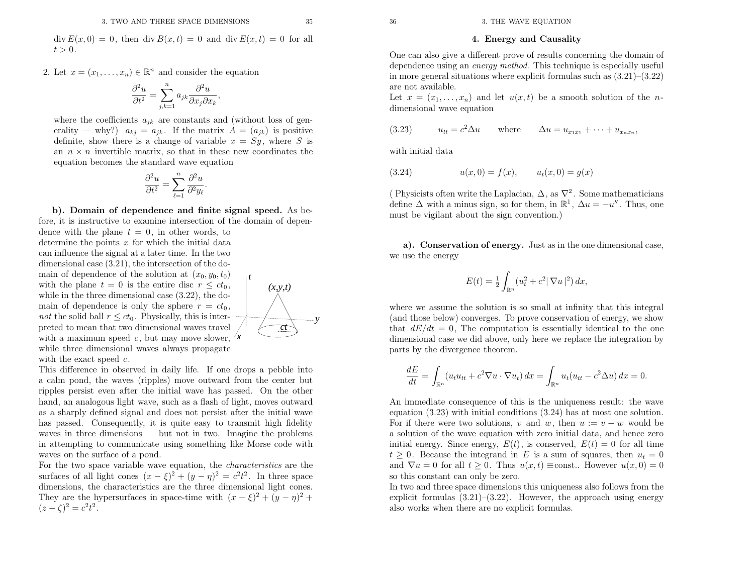$\operatorname{div} E(x, 0) = 0$, then $\operatorname{div} B(x, t) = 0$ and $\operatorname{div} E(x, t) = 0$ for all $t > 0$.

2. Let $x = (x_1, \ldots, x_n) \in \mathbb{R}^n$ and consider the equation

$$\frac{\partial^2 u}{\partial t^2} = \sum_{j,k=1}^{n} a_{jk} \frac{\partial^2 u}{\partial x_j \partial x_k},$$

where the coefficients $a_{jk}$ are constants and (without loss of generality — why?) $a_{kj} = a_{jk}$. If the matrix $A = (a_{jk})$ is positive definite, show there is a change of variable $x = Sy$, where $S$ is an $n \times n$ invertible matrix, so that in these new coordinates the equation becomes the standard wave equation

$$\frac{\partial^2 u}{\partial t^2} = \sum_{\ell=1}^{n} \frac{\partial^2 u}{\partial^2 y_\ell}.$$

**b). Domain of dependence and finite signal speed.** As before, it is instructive to examine intersection of the domain of dependence with the plane $t = 0$, in other words, to determine the points $x$ for which the initial data can influence the signal at a later time. In the two dimensional case (3.21), the intersection of the domain of dependence of the solution at $(x_0, y_0, t_0)$ with the plane $t = 0$ is the entire disc $r \le ct_0$, while in the three dimensional case (3.22), the domain of dependence is only the sphere $r = ct_0$, *not* the solid ball $r \le ct_0$. Physically, this is interpreted to mean that two dimensional waves travel with a maximum speed $c$, but may move slower, while three dimensional waves always propagate with the exact speed $c$.

This difference in observed in daily life. If one drops a pebble into a calm pond, the waves (ripples) move outward from the center but ripples persist even after the initial wave has passed. On the other hand, an analogous light wave, such as a flash of light, moves outward as a sharply defined signal and does not persist after the initial wave has passed. Consequently, it is quite easy to transmit high fidelity waves in three dimensions — but not in two. Imagine the problems in attempting to communicate using something like Morse code with waves on the surface of a pond.

For the two space variable wave equation, the *characteristics* are the surfaces of all light cones $(x - \xi)^2 + (y - \eta)^2 = c^2 t^2$. In three space dimensions, the characteristics are the three dimensional light cones. They are the hypersurfaces in space-time with $(x - \xi)^2 + (y - \eta)^2 + (z - \zeta)^2 = c^2 t^2$.

## 4. Energy and Causality

One can also give a different prove of results concerning the domain of dependence using an *energy method*. This technique is especially useful in more general situations where explicit formulas such as (3.21)–(3.22) are not available.

Let $x = (x_1, \ldots, x_n)$ and let $u(x, t)$ be a smooth solution of the $n$-dimensional wave equation

$$u_{tt} = c^2 \Delta u \qquad \text{where} \qquad \Delta u = u_{x_1 x_1} + \cdots + u_{x_n x_n}, \tag{3.23}$$

with initial data

$$u(x, 0) = f(x), \qquad u_t(x, 0) = g(x) \tag{3.24}$$

( Physicists often write the Laplacian, $\Delta$, as $\nabla^2$. Some mathematicians define $\Delta$ with a minus sign, so for them, in $\mathbb{R}^1$, $\Delta u = -u''$. Thus, one must be vigilant about the sign convention.)

**a). Conservation of energy.** Just as in the one dimensional case, we use the energy

$$E(t) = \tfrac{1}{2} \int_{\mathbb{R}^n} (u_t^2 + c^2 |\nabla u|^2)\, dx,$$

where we assume the solution is so small at infinity that this integral (and those below) converges. To prove conservation of energy, we show that $dE/dt = 0$, The computation is essentially identical to the one dimensional case we did above, only here we replace the integration by parts by the divergence theorem.

$$\frac{dE}{dt} = \int_{\mathbb{R}^n} (u_t u_{tt} + c^2 \nabla u \cdot \nabla u_t)\, dx = \int_{\mathbb{R}^n} u_t (u_{tt} - c^2 \Delta u)\, dx = 0.$$

An immediate consequence of this is the uniqueness result: the wave equation (3.23) with initial conditions (3.24) has at most one solution. For if there were two solutions, $v$ and $w$, then $u := v - w$ would be a solution of the wave equation with zero initial data, and hence zero initial energy. Since energy, $E(t)$, is conserved, $E(t) = 0$ for all time $t \ge 0$. Because the integrand in $E$ is a sum of squares, then $u_t = 0$ and $\nabla u = 0$ for all $t \ge 0$. Thus $u(x, t) \equiv$const.. However $u(x, 0) = 0$ so this constant can only be zero.

In two and three space dimensions this uniqueness also follows from the explicit formulas (3.21)–(3.22). However, the approach using energy also works when there are no explicit formulas.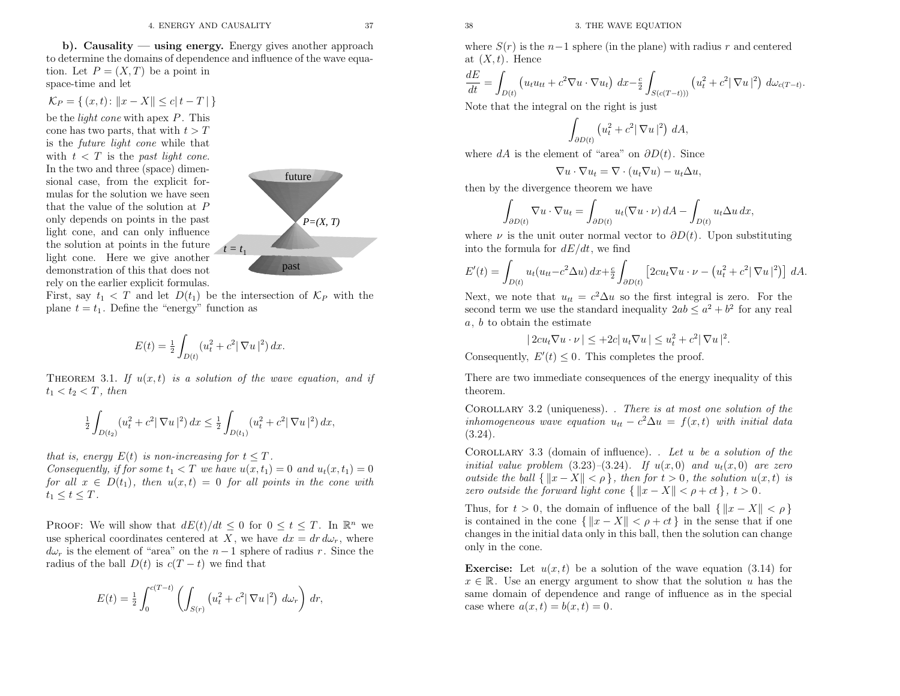**b). Causality — using energy.** Energy gives another approach to determine the domains of dependence and influence of the wave equation. Let $P = (X, T)$ be a point in space-time and let

$$\mathcal{K}_P = \{\, (x, t) \colon \|x - X\| \le c|\,t - T\,|\,\}$$

be the *light cone* with apex $P$. This cone has two parts, that with $t > T$ is the *future light cone* while that with $t < T$ is the *past light cone*. In the two and three (space) dimensional case, from the explicit formulas for the solution we have seen that the value of the solution at $P$ only depends on points in the past light cone, and can only influence the solution at points in the future light cone. Here we give another demonstration of this that does not rely on the earlier explicit formulas. First, say $t_1 < T$ and let $D(t_1)$ be the intersection of $\mathcal{K}_P$ with the plane $t = t_1$. Define the "energy" function as

$$E(t) = \tfrac{1}{2}\int_{D(t)} (u_t^2 + c^2|\,\nabla u\,|^2)\, dx.$$

THEOREM 3.1. *If $u(x,t)$ is a solution of the wave equation, and if $t_1 < t_2 < T$, then*

$$\tfrac{1}{2}\int_{D(t_2)} (u_t^2 + c^2|\,\nabla u\,|^2)\, dx \le \tfrac{1}{2}\int_{D(t_1)} (u_t^2 + c^2|\,\nabla u\,|^2)\, dx,$$

*that is, energy $E(t)$ is non-increasing for $t \le T$.*
*Consequently, if for some $t_1 < T$ we have $u(x, t_1) = 0$ and $u_t(x, t_1) = 0$ for all $x \in D(t_1)$, then $u(x,t) = 0$ for all points in the cone with $t_1 \le t \le T$.*

PROOF: We will show that $dE(t)/dt \le 0$ for $0 \le t \le T$. In $\mathbb{R}^n$ we use spherical coordinates centered at $X$, we have $dx = dr\, d\omega_r$, where $d\omega_r$ is the element of "area" on the $n-1$ sphere of radius $r$. Since the radius of the ball $D(t)$ is $c(T-t)$ we find that

$$E(t) = \tfrac{1}{2}\int_0^{c(T-t)} \left( \int_{S(r)} \left(u_t^2 + c^2|\,\nabla u\,|^2\right) d\omega_r \right) dr,$$

where $S(r)$ is the $n-1$ sphere (in the plane) with radius $r$ and centered at $(X, t)$. Hence

$$\frac{dE}{dt} = \int_{D(t)} \left(u_t u_{tt} + c^2 \nabla u \cdot \nabla u_t\right) dx - \tfrac{c}{2}\int_{S(c(T-t)))} \left(u_t^2 + c^2|\,\nabla u\,|^2\right) d\omega_{c(T-t)}.$$

Note that the integral on the right is just

$$\int_{\partial D(t)} \left(u_t^2 + c^2|\,\nabla u\,|^2\right) dA,$$

where $dA$ is the element of "area" on $\partial D(t)$. Since

$$\nabla u \cdot \nabla u_t = \nabla \cdot (u_t \nabla u) - u_t \Delta u,$$

then by the divergence theorem we have

$$\int_{\partial D(t)} \nabla u \cdot \nabla u_t = \int_{\partial D(t)} u_t (\nabla u \cdot \nu)\, dA - \int_{D(t)} u_t \Delta u\, dx,$$

where $\nu$ is the unit outer normal vector to $\partial D(t)$. Upon substituting into the formula for $dE/dt$, we find

$$E'(t) = \int_{D(t)} u_t (u_{tt} - c^2 \Delta u)\, dx + \tfrac{c}{2}\int_{\partial D(t)} \left[2 c u_t \nabla u \cdot \nu - \left(u_t^2 + c^2|\,\nabla u\,|^2\right)\right] dA.$$

Next, we note that $u_{tt} = c^2 \Delta u$ so the first integral is zero. For the second term we use the standard inequality $2ab \le a^2 + b^2$ for any real $a$, $b$ to obtain the estimate

$$|\,2cu_t \nabla u \cdot \nu\,| \le +2c|\,u_t \nabla u\,| \le u_t^2 + c^2|\,\nabla u\,|^2.$$

Consequently, $E'(t) \le 0$. This completes the proof.

There are two immediate consequences of the energy inequality of this theorem.

COROLLARY 3.2 (uniqueness). . *There is at most one solution of the inhomogeneous wave equation $u_{tt} - c^2 \Delta u = f(x,t)$ with initial data (3.24).*

COROLLARY 3.3 (domain of influence). . *Let $u$ be a solution of the initial value problem (3.23)–(3.24). If $u(x,0)$ and $u_t(x,0)$ are zero outside the ball $\{\,\|x - X\| < \rho\,\}$, then for $t > 0$, the solution $u(x,t)$ is zero outside the forward light cone $\{\,\|x - X\| < \rho + ct\,\}$, $t > 0$.*

Thus, for $t > 0$, the domain of influence of the ball $\{\,\|x - X\| < \rho\,\}$ is contained in the cone $\{\,\|x - X\| < \rho + ct\,\}$ in the sense that if one changes in the initial data only in this ball, then the solution can change only in the cone.

**Exercise:** Let $u(x,t)$ be a solution of the wave equation (3.14) for $x \in \mathbb{R}$. Use an energy argument to show that the solution $u$ has the same domain of dependence and range of influence as in the special case where $a(x,t) = b(x,t) = 0$.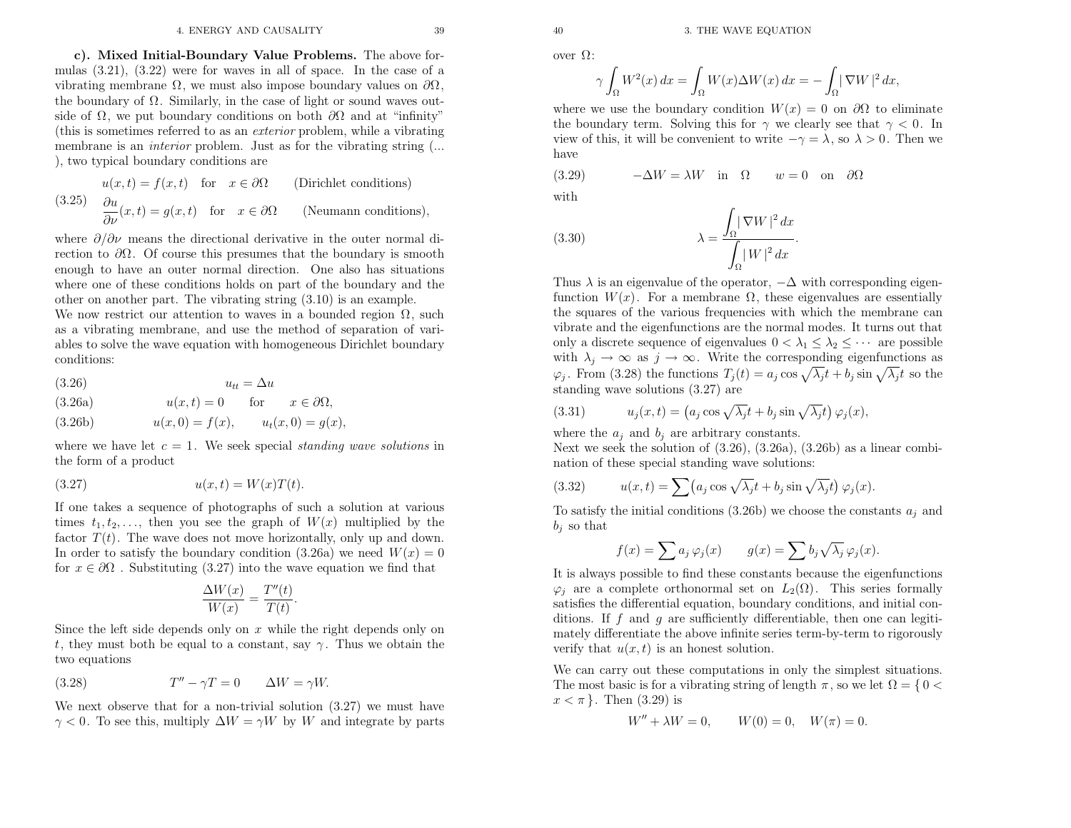**c). Mixed Initial-Boundary Value Problems.** The above formulas (3.21), (3.22) were for waves in all of space. In the case of a vibrating membrane $\Omega$, we must also impose boundary values on $\partial\Omega$, the boundary of $\Omega$. Similarly, in the case of light or sound waves outside of $\Omega$, we put boundary conditions on both $\partial\Omega$ and at "infinity" (this is sometimes referred to as an *exterior* problem, while a vibrating membrane is an *interior* problem. Just as for the vibrating string (... ), two typical boundary conditions are

$$
\begin{aligned}
&u(x,t) = f(x,t) \quad \text{for} \quad x \in \partial\Omega \qquad \text{(Dirichlet conditions)} \\
&\frac{\partial u}{\partial \nu}(x,t) = g(x,t) \quad \text{for} \quad x \in \partial\Omega \qquad \text{(Neumann conditions)},
\end{aligned} \tag{3.25}
$$

where $\partial/\partial\nu$ means the directional derivative in the outer normal direction to $\partial\Omega$. Of course this presumes that the boundary is smooth enough to have an outer normal direction. One also has situations where one of these conditions holds on part of the boundary and the other on another part. The vibrating string (3.10) is an example.

We now restrict our attention to waves in a bounded region $\Omega$, such as a vibrating membrane, and use the method of separation of variables to solve the wave equation with homogeneous Dirichlet boundary conditions:

$$u_{tt} = \Delta u \tag{3.26}$$

$$u(x,t) = 0 \qquad \text{for} \qquad x \in \partial\Omega, \tag{3.26a}$$

$$u(x,0) = f(x), \qquad u_t(x,0) = g(x), \tag{3.26b}$$

where we have let $c = 1$. We seek special *standing wave solutions* in the form of a product

$$u(x,t) = W(x)T(t). \tag{3.27}$$

If one takes a sequence of photographs of such a solution at various times $t_1, t_2, \ldots$, then you see the graph of $W(x)$ multiplied by the factor $T(t)$. The wave does not move horizontally, only up and down. In order to satisfy the boundary condition (3.26a) we need $W(x) = 0$ for $x \in \partial\Omega$ . Substituting (3.27) into the wave equation we find that

$$\frac{\Delta W(x)}{W(x)} = \frac{T''(t)}{T(t)}.$$

Since the left side depends only on $x$ while the right depends only on $t$, they must both be equal to a constant, say $\gamma$. Thus we obtain the two equations

$$T'' - \gamma T = 0 \qquad \Delta W = \gamma W. \tag{3.28}$$

We next observe that for a non-trivial solution (3.27) we must have $\gamma < 0$. To see this, multiply $\Delta W = \gamma W$ by $W$ and integrate by parts over $\Omega$:

$$\gamma \int_\Omega W^2(x)\,dx = \int_\Omega W(x)\Delta W(x)\,dx = -\int_\Omega |\nabla W|^2\,dx,$$

where we use the boundary condition $W(x) = 0$ on $\partial\Omega$ to eliminate the boundary term. Solving this for $\gamma$ we clearly see that $\gamma < 0$. In view of this, it will be convenient to write $-\gamma = \lambda$, so $\lambda > 0$. Then we have

$$-\Delta W = \lambda W \quad \text{in} \quad \Omega \qquad w = 0 \quad \text{on} \quad \partial\Omega \tag{3.29}$$

with

$$\lambda = \frac{\displaystyle\int_\Omega |\nabla W|^2\,dx}{\displaystyle\int_\Omega |W|^2\,dx}. \tag{3.30}$$

Thus $\lambda$ is an eigenvalue of the operator, $-\Delta$ with corresponding eigenfunction $W(x)$. For a membrane $\Omega$, these eigenvalues are essentially the squares of the various frequencies with which the membrane can vibrate and the eigenfunctions are the normal modes. It turns out that only a discrete sequence of eigenvalues $0 < \lambda_1 \le \lambda_2 \le \cdots$ are possible with $\lambda_j \to \infty$ as $j \to \infty$. Write the corresponding eigenfunctions as $\varphi_j$. From (3.28) the functions $T_j(t) = a_j \cos\sqrt{\lambda_j}t + b_j \sin\sqrt{\lambda_j}t$ so the standing wave solutions (3.27) are

$$u_j(x,t) = \left(a_j \cos\sqrt{\lambda_j}t + b_j \sin\sqrt{\lambda_j}t\right)\varphi_j(x), \tag{3.31}$$

where the $a_j$ and $b_j$ are arbitrary constants.

Next we seek the solution of (3.26), (3.26a), (3.26b) as a linear combination of these special standing wave solutions:

$$u(x,t) = \sum \left(a_j \cos\sqrt{\lambda_j}t + b_j \sin\sqrt{\lambda_j}t\right)\varphi_j(x). \tag{3.32}$$

To satisfy the initial conditions (3.26b) we choose the constants $a_j$ and $b_j$ so that

$$f(x) = \sum a_j\,\varphi_j(x) \qquad g(x) = \sum b_j\sqrt{\lambda_j}\,\varphi_j(x).$$

It is always possible to find these constants because the eigenfunctions $\varphi_j$ are a complete orthonormal set on $L_2(\Omega)$. This series formally satisfies the differential equation, boundary conditions, and initial conditions. If $f$ and $g$ are sufficiently differentiable, then one can legitimately differentiate the above infinite series term-by-term to rigorously verify that $u(x,t)$ is an honest solution.

We can carry out these computations in only the simplest situations. The most basic is for a vibrating string of length $\pi$, so we let $\Omega = \{\, 0 < x < \pi \,\}$. Then (3.29) is

$$W'' + \lambda W = 0, \qquad W(0) = 0, \quad W(\pi) = 0.$$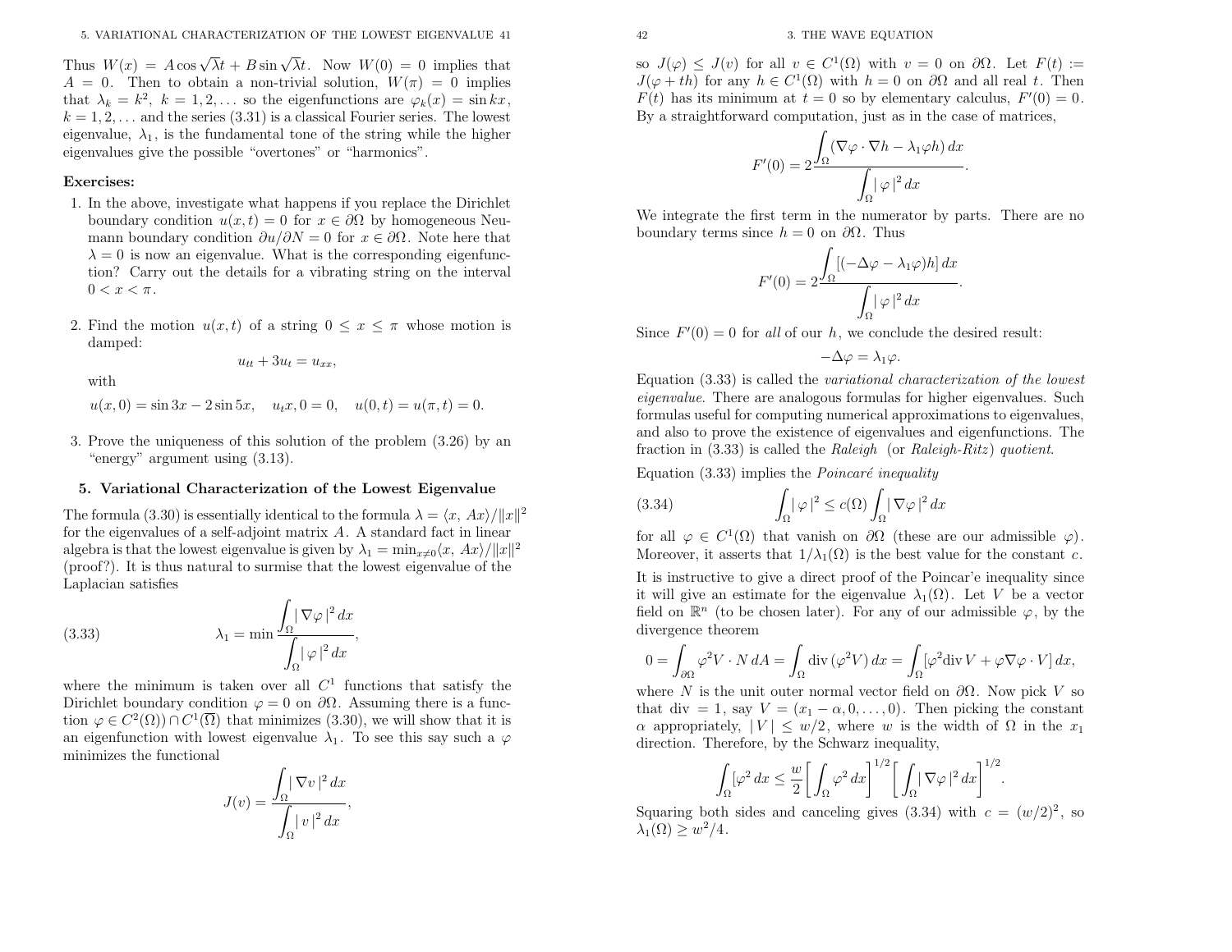Thus $W(x) = A\cos\sqrt{\lambda}t + B\sin\sqrt{\lambda}t$. Now $W(0) = 0$ implies that $A = 0$. Then to obtain a non-trivial solution, $W(\pi) = 0$ implies that $\lambda_k = k^2$, $k = 1, 2, \ldots$ so the eigenfunctions are $\varphi_k(x) = \sin kx$, $k = 1, 2, \ldots$ and the series (3.31) is a classical Fourier series. The lowest eigenvalue, $\lambda_1$, is the fundamental tone of the string while the higher eigenvalues give the possible "overtones" or "harmonics".

**Exercises:**

1. In the above, investigate what happens if you replace the Dirichlet boundary condition $u(x,t) = 0$ for $x \in \partial\Omega$ by homogeneous Neumann boundary condition $\partial u/\partial N = 0$ for $x \in \partial\Omega$. Note here that $\lambda = 0$ is now an eigenvalue. What is the corresponding eigenfunction? Carry out the details for a vibrating string on the interval $0 < x < \pi$.

2. Find the motion $u(x,t)$ of a string $0 \le x \le \pi$ whose motion is damped:
$$u_{tt} + 3u_t = u_{xx},$$
with
$$u(x,0) = \sin 3x - 2\sin 5x, \quad u_t x, 0 = 0, \quad u(0,t) = u(\pi,t) = 0.$$

3. Prove the uniqueness of this solution of the problem (3.26) by an "energy" argument using (3.13).

## 5. Variational Characterization of the Lowest Eigenvalue

The formula (3.30) is essentially identical to the formula $\lambda = \langle x, Ax\rangle/\|x\|^2$ for the eigenvalues of a self-adjoint matrix $A$. A standard fact in linear algebra is that the lowest eigenvalue is given by $\lambda_1 = \min_{x\neq 0}\langle x, Ax\rangle/\|x\|^2$ (proof?). It is thus natural to surmise that the lowest eigenvalue of the Laplacian satisfies

$$\lambda_1 = \min \frac{\displaystyle\int_\Omega |\nabla\varphi|^2\,dx}{\displaystyle\int_\Omega |\varphi|^2\,dx}, \tag{3.33}$$

where the minimum is taken over all $C^1$ functions that satisfy the Dirichlet boundary condition $\varphi = 0$ on $\partial\Omega$. Assuming there is a function $\varphi \in C^2(\Omega)) \cap C^1(\overline{\Omega})$ that minimizes (3.30), we will show that it is an eigenfunction with lowest eigenvalue $\lambda_1$. To see this say such a $\varphi$ minimizes the functional

$$J(v) = \frac{\displaystyle\int_\Omega |\nabla v|^2\,dx}{\displaystyle\int_\Omega |v|^2\,dx},$$

so $J(\varphi) \le J(v)$ for all $v \in C^1(\Omega)$ with $v = 0$ on $\partial\Omega$. Let $F(t) := J(\varphi + th)$ for any $h \in C^1(\Omega)$ with $h = 0$ on $\partial\Omega$ and all real $t$. Then $F(t)$ has its minimum at $t = 0$ so by elementary calculus, $F'(0) = 0$. By a straightforward computation, just as in the case of matrices,

$$F'(0) = 2\frac{\displaystyle\int_\Omega (\nabla\varphi\cdot\nabla h - \lambda_1\varphi h)\,dx}{\displaystyle\int_\Omega |\varphi|^2\,dx}.$$

We integrate the first term in the numerator by parts. There are no boundary terms since $h = 0$ on $\partial\Omega$. Thus

$$F'(0) = 2\frac{\displaystyle\int_\Omega [(-\Delta\varphi - \lambda_1\varphi)h]\,dx}{\displaystyle\int_\Omega |\varphi|^2\,dx}.$$

Since $F'(0) = 0$ for *all* of our $h$, we conclude the desired result:

$$-\Delta\varphi = \lambda_1\varphi.$$

Equation (3.33) is called the *variational characterization of the lowest eigenvalue*. There are analogous formulas for higher eigenvalues. Such formulas useful for computing numerical approximations to eigenvalues, and also to prove the existence of eigenvalues and eigenfunctions. The fraction in (3.33) is called the *Raleigh* (or *Raleigh-Ritz*) *quotient*.

Equation (3.33) implies the *Poincaré inequality*

$$\int_\Omega |\varphi|^2 \le c(\Omega)\int_\Omega |\nabla\varphi|^2\,dx \tag{3.34}$$

for all $\varphi \in C^1(\Omega)$ that vanish on $\partial\Omega$ (these are our admissible $\varphi$). Moreover, it asserts that $1/\lambda_1(\Omega)$ is the best value for the constant $c$.

It is instructive to give a direct proof of the Poincar'e inequality since it will give an estimate for the eigenvalue $\lambda_1(\Omega)$. Let $V$ be a vector field on $\mathbb{R}^n$ (to be chosen later). For any of our admissible $\varphi$, by the divergence theorem

$$0 = \int_{\partial\Omega}\varphi^2 V\cdot N\,dA = \int_\Omega \operatorname{div}(\varphi^2 V)\,dx = \int_\Omega [\varphi^2\operatorname{div}V + \varphi\nabla\varphi\cdot V]\,dx,$$

where $N$ is the unit outer normal vector field on $\partial\Omega$. Now pick $V$ so that div $= 1$, say $V = (x_1 - \alpha, 0, \ldots, 0)$. Then picking the constant $\alpha$ appropriately, $|V| \le w/2$, where $w$ is the width of $\Omega$ in the $x_1$ direction. Therefore, by the Schwarz inequality,

$$\int_\Omega [\varphi^2\,dx \le \frac{w}{2}\left[\int_\Omega \varphi^2\,dx\right]^{1/2}\left[\int_\Omega |\nabla\varphi|^2\,dx\right]^{1/2}.$$

Squaring both sides and canceling gives (3.34) with $c = (w/2)^2$, so $\lambda_1(\Omega) \ge w^2/4$.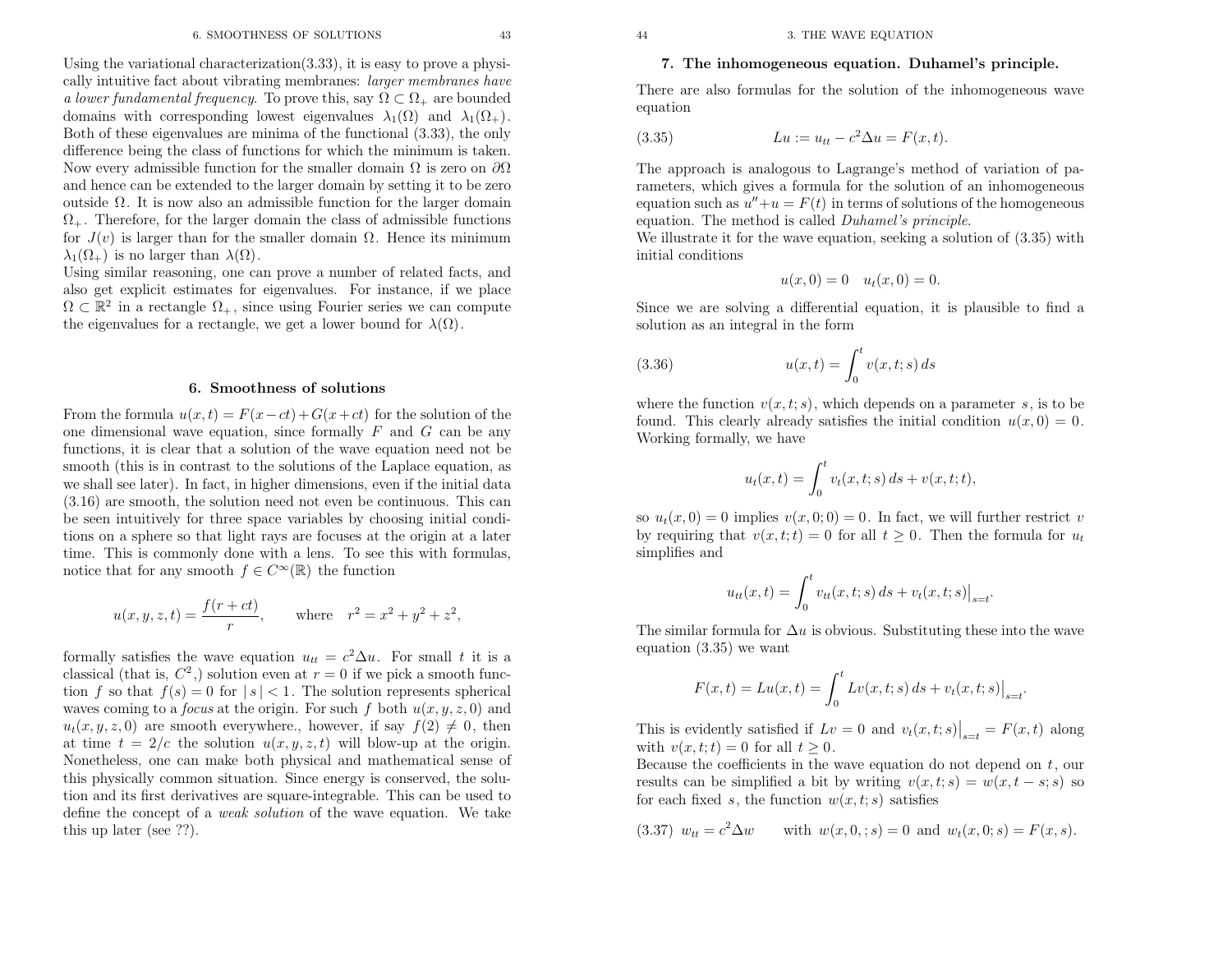Using the variational characterization(3.33), it is easy to prove a physically intuitive fact about vibrating membranes: *larger membranes have a lower fundamental frequency*. To prove this, say $\Omega \subset \Omega_+$ are bounded domains with corresponding lowest eigenvalues $\lambda_1(\Omega)$ and $\lambda_1(\Omega_+)$. Both of these eigenvalues are minima of the functional (3.33), the only difference being the class of functions for which the minimum is taken. Now every admissible function for the smaller domain $\Omega$ is zero on $\partial\Omega$ and hence can be extended to the larger domain by setting it to be zero outside $\Omega$. It is now also an admissible function for the larger domain $\Omega_+$. Therefore, for the larger domain the class of admissible functions for $J(v)$ is larger than for the smaller domain $\Omega$. Hence its minimum $\lambda_1(\Omega_+)$ is no larger than $\lambda(\Omega)$.

Using similar reasoning, one can prove a number of related facts, and also get explicit estimates for eigenvalues. For instance, if we place $\Omega \subset \mathbb{R}^2$ in a rectangle $\Omega_+$, since using Fourier series we can compute the eigenvalues for a rectangle, we get a lower bound for $\lambda(\Omega)$.

## 6. Smoothness of solutions

From the formula $u(x,t) = F(x-ct)+G(x+ct)$ for the solution of the one dimensional wave equation, since formally $F$ and $G$ can be any functions, it is clear that a solution of the wave equation need not be smooth (this is in contrast to the solutions of the Laplace equation, as we shall see later). In fact, in higher dimensions, even if the initial data (3.16) are smooth, the solution need not even be continuous. This can be seen intuitively for three space variables by choosing initial conditions on a sphere so that light rays are focuses at the origin at a later time. This is commonly done with a lens. To see this with formulas, notice that for any smooth $f \in C^\infty(\mathbb{R})$ the function

$$u(x,y,z,t) = \frac{f(r+ct)}{r}, \qquad \text{where} \quad r^2 = x^2+y^2+z^2,$$

formally satisfies the wave equation $u_{tt} = c^2\Delta u$. For small $t$ it is a classical (that is, $C^2$,) solution even at $r=0$ if we pick a smooth function $f$ so that $f(s)=0$ for $|\,s\,|<1$. The solution represents spherical waves coming to a *focus* at the origin. For such $f$ both $u(x,y,z,0)$ and $u_t(x,y,z,0)$ are smooth everywhere., however, if say $f(2)\neq 0$, then at time $t=2/c$ the solution $u(x,y,z,t)$ will blow-up at the origin. Nonetheless, one can make both physical and mathematical sense of this physically common situation. Since energy is conserved, the solution and its first derivatives are square-integrable. This can be used to define the concept of a *weak solution* of the wave equation. We take this up later (see ??).

## 7. The inhomogeneous equation. Duhamel's principle.

There are also formulas for the solution of the inhomogeneous wave equation

$$Lu := u_{tt} - c^2\Delta u = F(x,t). \tag{3.35}$$

The approach is analogous to Lagrange's method of variation of parameters, which gives a formula for the solution of an inhomogeneous equation such as $u''+u=F(t)$ in terms of solutions of the homogeneous equation. The method is called *Duhamel's principle*.

We illustrate it for the wave equation, seeking a solution of (3.35) with initial conditions

$$u(x,0)=0 \quad u_t(x,0)=0.$$

Since we are solving a differential equation, it is plausible to find a solution as an integral in the form

$$u(x,t) = \int_0^t v(x,t;s)\,ds \tag{3.36}$$

where the function $v(x,t;s)$, which depends on a parameter $s$, is to be found. This clearly already satisfies the initial condition $u(x,0)=0$. Working formally, we have

$$u_t(x,t) = \int_0^t v_t(x,t;s)\,ds + v(x,t;t),$$

so $u_t(x,0)=0$ implies $v(x,0;0)=0$. In fact, we will further restrict $v$ by requiring that $v(x,t;t)=0$ for all $t\geq 0$. Then the formula for $u_t$ simplifies and

$$u_{tt}(x,t) = \int_0^t v_{tt}(x,t;s)\,ds + v_t(x,t;s)\big|_{s=t}.$$

The similar formula for $\Delta u$ is obvious. Substituting these into the wave equation (3.35) we want

$$F(x,t) = Lu(x,t) = \int_0^t Lv(x,t;s)\,ds + v_t(x,t;s)\big|_{s=t}.$$

This is evidently satisfied if $Lv=0$ and $v_t(x,t;s)\big|_{s=t} = F(x,t)$ along with $v(x,t;t)=0$ for all $t\geq 0$.

Because the coefficients in the wave equation do not depend on $t$, our results can be simplified a bit by writing $v(x,t;s)=w(x,t-s;s)$ so for each fixed $s$, the function $w(x,t;s)$ satisfies

$$w_{tt} = c^2\Delta w \qquad \text{with } w(x,0,;s)=0 \text{ and } w_t(x,0;s)=F(x,s). \tag{3.37}$$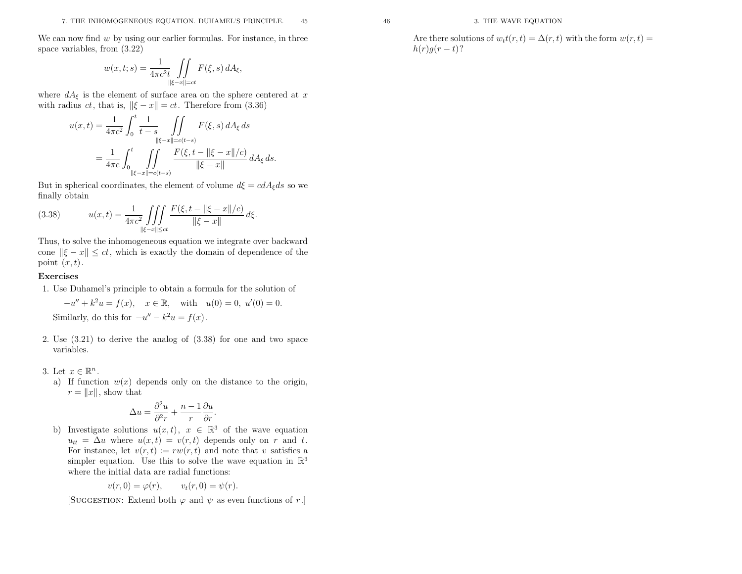We can now find $w$ by using our earlier formulas. For instance, in three space variables, from (3.22)

$$w(x,t;s) = \frac{1}{4\pi c^2 t} \iint\limits_{\|\xi - x\| = ct} F(\xi, s)\, dA_\xi,$$

where $dA_\xi$ is the element of surface area on the sphere centered at $x$ with radius $ct$, that is, $\|\xi - x\| = ct$. Therefore from (3.36)

$$\begin{aligned} u(x,t) &= \frac{1}{4\pi c^2} \int_0^t \frac{1}{t-s} \iint\limits_{\|\xi - x\| = c(t-s)} F(\xi, s)\, dA_\xi\, ds \\ &= \frac{1}{4\pi c} \int_0^t \iint\limits_{\|\xi - x\| = c(t-s)} \frac{F(\xi, t - \|\xi - x\|/c)}{\|\xi - x\|}\, dA_\xi\, ds. \end{aligned}$$

But in spherical coordinates, the element of volume $d\xi = c dA_\xi ds$ so we finally obtain

$$u(x,t) = \frac{1}{4\pi c^2} \iiint\limits_{\|\xi - x\| \le ct} \frac{F(\xi, t - \|\xi - x\|/c)}{\|\xi - x\|}\, d\xi. \tag{3.38}$$

Thus, to solve the inhomogeneous equation we integrate over backward cone $\|\xi - x\| \le ct$, which is exactly the domain of dependence of the point $(x,t)$.

**Exercises**

1. Use Duhamel's principle to obtain a formula for the solution of

   $$-u'' + k^2 u = f(x), \quad x \in \mathbb{R}, \quad \text{with} \quad u(0) = 0,\ u'(0) = 0.$$

   Similarly, do this for $-u'' - k^2 u = f(x)$.

2. Use (3.21) to derive the analog of (3.38) for one and two space variables.

3. Let $x \in \mathbb{R}^n$.

   a) If function $w(x)$ depends only on the distance to the origin, $r = \|x\|$, show that

   $$\Delta u = \frac{\partial^2 u}{\partial^2 r} + \frac{n-1}{r} \frac{\partial u}{\partial r}.$$

   b) Investigate solutions $u(x,t)$, $x \in \mathbb{R}^3$ of the wave equation $u_{tt} = \Delta u$ where $u(x,t) = v(r,t)$ depends only on $r$ and $t$. For instance, let $v(r,t) := rw(r,t)$ and note that $v$ satisfies a simpler equation. Use this to solve the wave equation in $\mathbb{R}^3$ where the initial data are radial functions:

   $$v(r,0) = \varphi(r), \qquad v_t(r,0) = \psi(r).$$

   [Suggestion: Extend both $\varphi$ and $\psi$ as even functions of $r$.]

   Are there solutions of $w_t t(r,t) = \Delta(r,t)$ with the form $w(r,t) = h(r)g(r-t)$?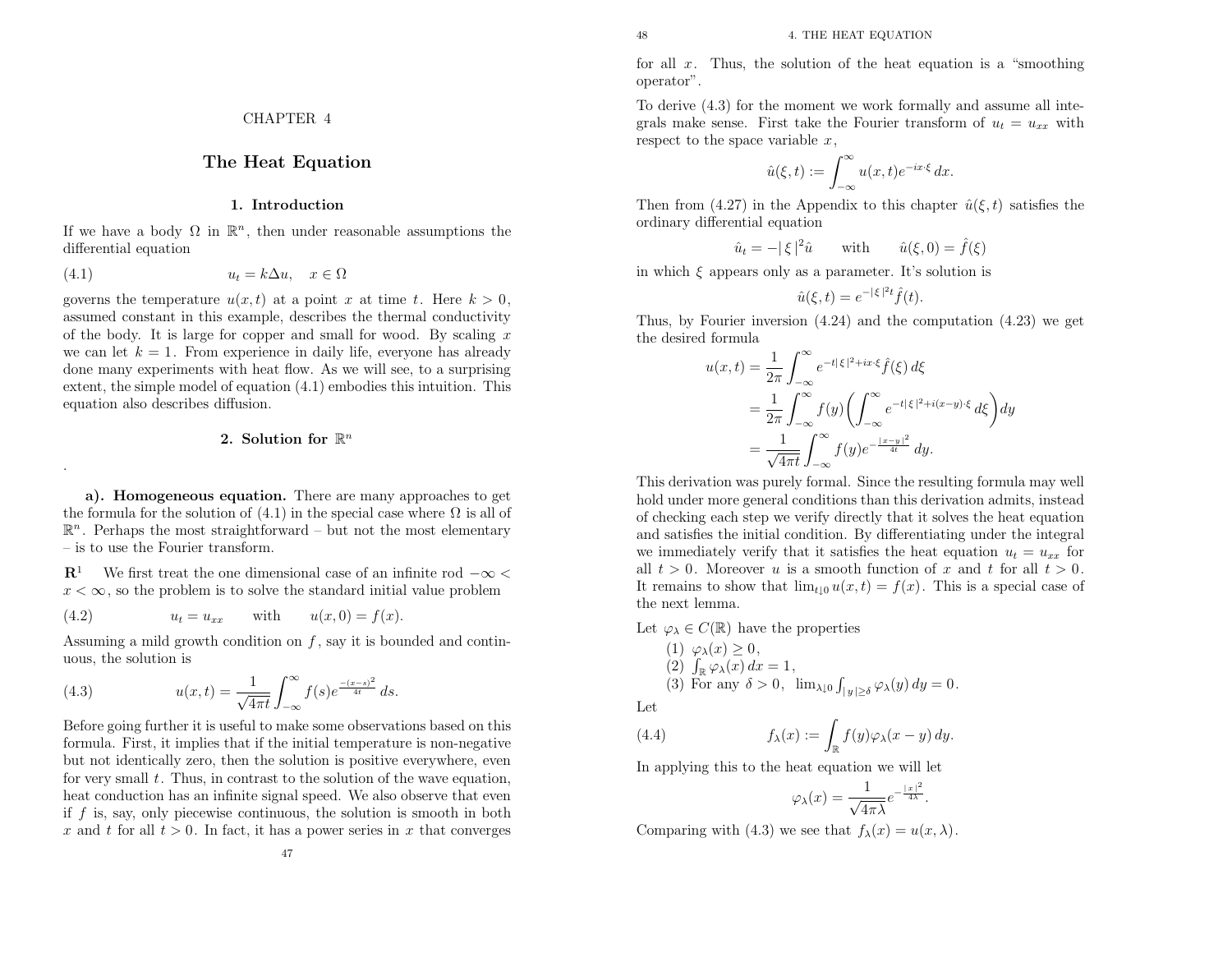CHAPTER 4

# The Heat Equation

## 1. Introduction

If we have a body $\Omega$ in $\mathbb{R}^n$, then under reasonable assumptions the differential equation

$$u_t = k\Delta u, \quad x \in \Omega \tag{4.1}$$

governs the temperature $u(x,t)$ at a point $x$ at time $t$. Here $k > 0$, assumed constant in this example, describes the thermal conductivity of the body. It is large for copper and small for wood. By scaling $x$ we can let $k = 1$. From experience in daily life, everyone has already done many experiments with heat flow. As we will see, to a surprising extent, the simple model of equation (4.1) embodies this intuition. This equation also describes diffusion.

## 2. Solution for $\mathbb{R}^n$

.

**a). Homogeneous equation.** There are many approaches to get the formula for the solution of (4.1) in the special case where $\Omega$ is all of $\mathbb{R}^n$. Perhaps the most straightforward – but not the most elementary – is to use the Fourier transform.

$\mathbf{R}^1$ We first treat the one dimensional case of an infinite rod $-\infty < x < \infty$, so the problem is to solve the standard initial value problem

$$u_t = u_{xx} \qquad \text{with} \qquad u(x,0) = f(x). \tag{4.2}$$

Assuming a mild growth condition on $f$, say it is bounded and continuous, the solution is

$$u(x,t) = \frac{1}{\sqrt{4\pi t}} \int_{-\infty}^{\infty} f(s) e^{\frac{-(x-s)^2}{4t}}\, ds. \tag{4.3}$$

Before going further it is useful to make some observations based on this formula. First, it implies that if the initial temperature is non-negative but not identically zero, then the solution is positive everywhere, even for very small $t$. Thus, in contrast to the solution of the wave equation, heat conduction has an infinite signal speed. We also observe that even if $f$ is, say, only piecewise continuous, the solution is smooth in both $x$ and $t$ for all $t > 0$. In fact, it has a power series in $x$ that converges for all $x$. Thus, the solution of the heat equation is a "smoothing operator".

To derive (4.3) for the moment we work formally and assume all integrals make sense. First take the Fourier transform of $u_t = u_{xx}$ with respect to the space variable $x$,

$$\hat{u}(\xi,t) := \int_{-\infty}^{\infty} u(x,t) e^{-ix\cdot\xi}\, dx.$$

Then from (4.27) in the Appendix to this chapter $\hat{u}(\xi,t)$ satisfies the ordinary differential equation

$$\hat{u}_t = -|\,\xi\,|^2 \hat{u} \qquad \text{with} \qquad \hat{u}(\xi,0) = \hat{f}(\xi)$$

in which $\xi$ appears only as a parameter. It's solution is

$$\hat{u}(\xi,t) = e^{-|\,\xi\,|^2 t} \hat{f}(t).$$

Thus, by Fourier inversion (4.24) and the computation (4.23) we get the desired formula

$$\begin{aligned}
u(x,t) &= \frac{1}{2\pi} \int_{-\infty}^{\infty} e^{-t|\,\xi\,|^2 + ix\cdot\xi} \hat{f}(\xi)\, d\xi \\
&= \frac{1}{2\pi} \int_{-\infty}^{\infty} f(y) \left( \int_{-\infty}^{\infty} e^{-t|\,\xi\,|^2 + i(x-y)\cdot\xi}\, d\xi \right) dy \\
&= \frac{1}{\sqrt{4\pi t}} \int_{-\infty}^{\infty} f(y) e^{-\frac{|\,x-y\,|^2}{4t}}\, dy.
\end{aligned}$$

This derivation was purely formal. Since the resulting formula may well hold under more general conditions than this derivation admits, instead of checking each step we verify directly that it solves the heat equation and satisfies the initial condition. By differentiating under the integral we immediately verify that it satisfies the heat equation $u_t = u_{xx}$ for all $t > 0$. Moreover $u$ is a smooth function of $x$ and $t$ for all $t > 0$. It remains to show that $\lim_{t\downarrow 0} u(x,t) = f(x)$. This is a special case of the next lemma.

Let $\varphi_\lambda \in C(\mathbb{R})$ have the properties

1. $\varphi_\lambda(x) \geq 0$,
2. $\int_{\mathbb{R}} \varphi_\lambda(x)\, dx = 1$,
3. For any $\delta > 0$, $\lim_{\lambda\downarrow 0} \int_{|\,y\,|\geq\delta} \varphi_\lambda(y)\, dy = 0$.

Let

$$f_\lambda(x) := \int_{\mathbb{R}} f(y) \varphi_\lambda(x-y)\, dy. \tag{4.4}$$

In applying this to the heat equation we will let

$$\varphi_\lambda(x) = \frac{1}{\sqrt{4\pi\lambda}} e^{-\frac{|\,x\,|^2}{4\lambda}}.$$

Comparing with (4.3) we see that $f_\lambda(x) = u(x,\lambda)$.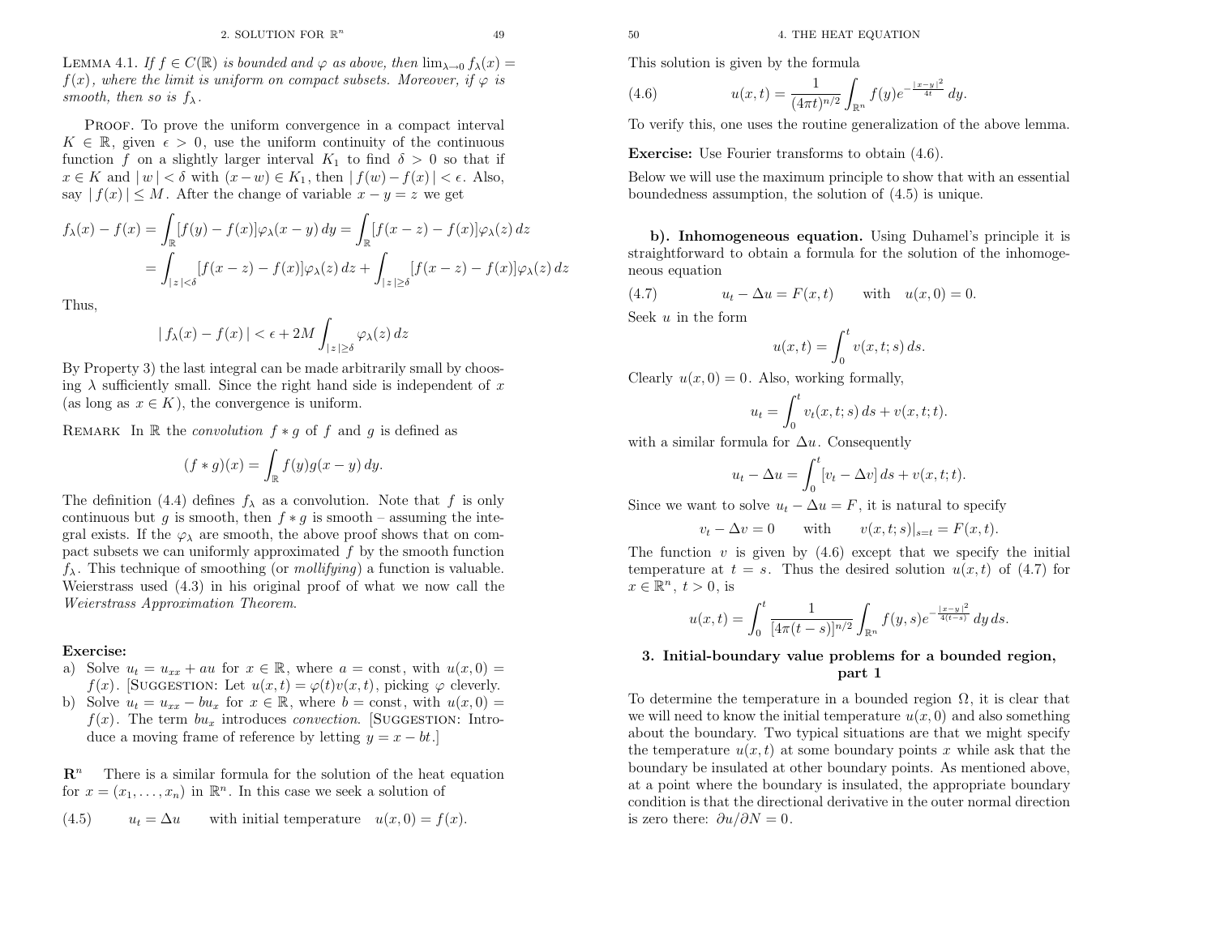**Lemma 4.1.** *If $f \in C(\mathbb{R})$ is bounded and $\varphi$ as above, then $\lim_{\lambda \to 0} f_\lambda(x) = f(x)$, where the limit is uniform on compact subsets. Moreover, if $\varphi$ is smooth, then so is $f_\lambda$.*

Proof. To prove the uniform convergence in a compact interval $K \in \mathbb{R}$, given $\epsilon > 0$, use the uniform continuity of the continuous function $f$ on a slightly larger interval $K_1$ to find $\delta > 0$ so that if $x \in K$ and $|w| < \delta$ with $(x - w) \in K_1$, then $|f(w) - f(x)| < \epsilon$. Also, say $|f(x)| \le M$. After the change of variable $x - y = z$ we get

$$
\begin{aligned}
f_\lambda(x) - f(x) &= \int_{\mathbb{R}} [f(y) - f(x)]\varphi_\lambda(x-y)\,dy = \int_{\mathbb{R}} [f(x-z) - f(x)]\varphi_\lambda(z)\,dz \\
&= \int_{|z|<\delta} [f(x-z) - f(x)]\varphi_\lambda(z)\,dz + \int_{|z|\ge\delta} [f(x-z) - f(x)]\varphi_\lambda(z)\,dz
\end{aligned}
$$

Thus,

$$
|f_\lambda(x) - f(x)| < \epsilon + 2M \int_{|z|\ge\delta} \varphi_\lambda(z)\,dz
$$

By Property 3) the last integral can be made arbitrarily small by choosing $\lambda$ sufficiently small. Since the right hand side is independent of $x$ (as long as $x \in K$), the convergence is uniform.

Remark In $\mathbb{R}$ the *convolution* $f * g$ of $f$ and $g$ is defined as

$$
(f * g)(x) = \int_{\mathbb{R}} f(y) g(x-y)\,dy.
$$

The definition (4.4) defines $f_\lambda$ as a convolution. Note that $f$ is only continuous but $g$ is smooth, then $f * g$ is smooth – assuming the integral exists. If the $\varphi_\lambda$ are smooth, the above proof shows that on compact subsets we can uniformly approximated $f$ by the smooth function $f_\lambda$. This technique of smoothing (or *mollifying*) a function is valuable. Weierstrass used (4.3) in his original proof of what we now call the *Weierstrass Approximation Theorem*.

**Exercise:**

a) Solve $u_t = u_{xx} + au$ for $x \in \mathbb{R}$, where $a = \text{const}$, with $u(x,0) = f(x)$. [Suggestion: Let $u(x,t) = \varphi(t)v(x,t)$, picking $\varphi$ cleverly.
b) Solve $u_t = u_{xx} - bu_x$ for $x \in \mathbb{R}$, where $b = \text{const}$, with $u(x,0) = f(x)$. The term $bu_x$ introduces *convection*. [Suggestion: Introduce a moving frame of reference by letting $y = x - bt$.]

**$\mathbf{R}^n$** There is a similar formula for the solution of the heat equation for $x = (x_1, \ldots, x_n)$ in $\mathbb{R}^n$. In this case we seek a solution of

$$
u_t = \Delta u \qquad \text{with initial temperature} \quad u(x,0) = f(x). \tag{4.5}
$$

This solution is given by the formula

$$
u(x,t) = \frac{1}{(4\pi t)^{n/2}} \int_{\mathbb{R}^n} f(y) e^{-\frac{|x-y|^2}{4t}}\,dy. \tag{4.6}
$$

To verify this, one uses the routine generalization of the above lemma.

**Exercise:** Use Fourier transforms to obtain (4.6).

Below we will use the maximum principle to show that with an essential boundedness assumption, the solution of (4.5) is unique.

**b). Inhomogeneous equation.** Using Duhamel's principle it is straightforward to obtain a formula for the solution of the inhomogeneous equation

$$
u_t - \Delta u = F(x,t) \qquad \text{with} \quad u(x,0) = 0. \tag{4.7}
$$

Seek $u$ in the form

$$
u(x,t) = \int_0^t v(x,t;s)\,ds.
$$

Clearly $u(x,0) = 0$. Also, working formally,

$$
u_t = \int_0^t v_t(x,t;s)\,ds + v(x,t;t).
$$

with a similar formula for $\Delta u$. Consequently

$$
u_t - \Delta u = \int_0^t [v_t - \Delta v]\,ds + v(x,t;t).
$$

Since we want to solve $u_t - \Delta u = F$, it is natural to specify

$$
v_t - \Delta v = 0 \qquad \text{with} \qquad v(x,t;s)|_{s=t} = F(x,t).
$$

The function $v$ is given by (4.6) except that we specify the initial temperature at $t = s$. Thus the desired solution $u(x,t)$ of (4.7) for $x \in \mathbb{R}^n$, $t > 0$, is

$$
u(x,t) = \int_0^t \frac{1}{[4\pi(t-s)]^{n/2}} \int_{\mathbb{R}^n} f(y,s) e^{-\frac{|x-y|^2}{4(t-s)}}\,dy\,ds.
$$

## 3. Initial-boundary value problems for a bounded region, part 1

To determine the temperature in a bounded region $\Omega$, it is clear that we will need to know the initial temperature $u(x,0)$ and also something about the boundary. Two typical situations are that we might specify the temperature $u(x,t)$ at some boundary points $x$ while ask that the boundary be insulated at other boundary points. As mentioned above, at a point where the boundary is insulated, the appropriate boundary condition is that the directional derivative in the outer normal direction is zero there: $\partial u/\partial N = 0$.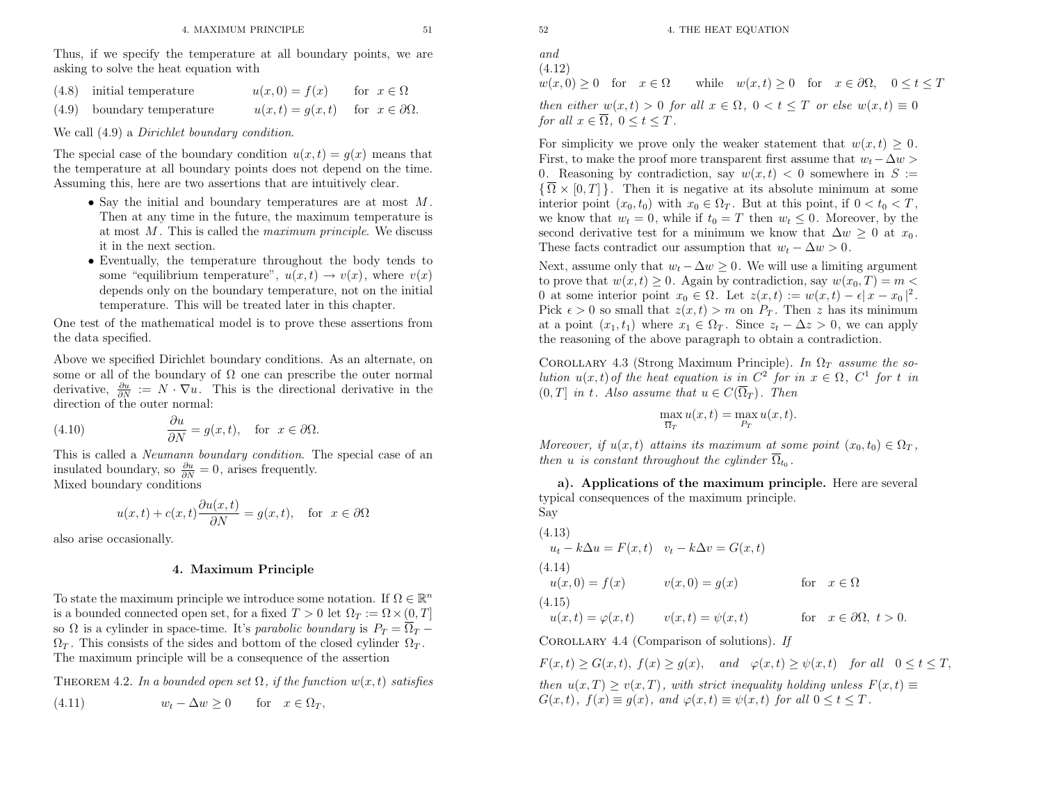Thus, if we specify the temperature at all boundary points, we are asking to solve the heat equation with

(4.8) initial temperature $\quad u(x,0) = f(x) \quad$ for $x \in \Omega$

(4.9) boundary temperature $\quad u(x,t) = g(x,t) \quad$ for $x \in \partial\Omega$.

We call (4.9) a *Dirichlet boundary condition*.

The special case of the boundary condition $u(x,t) = g(x)$ means that the temperature at all boundary points does not depend on the time. Assuming this, here are two assertions that are intuitively clear.

- Say the initial and boundary temperatures are at most $M$. Then at any time in the future, the maximum temperature is at most $M$. This is called the *maximum principle*. We discuss it in the next section.
- Eventually, the temperature throughout the body tends to some "equilibrium temperature", $u(x,t) \to v(x)$, where $v(x)$ depends only on the boundary temperature, not on the initial temperature. This will be treated later in this chapter.

One test of the mathematical model is to prove these assertions from the data specified.

Above we specified Dirichlet boundary conditions. As an alternate, on some or all of the boundary of $\Omega$ one can prescribe the outer normal derivative, $\frac{\partial u}{\partial N} := N \cdot \nabla u$. This is the directional derivative in the direction of the outer normal:

$$\frac{\partial u}{\partial N} = g(x,t), \quad \text{for } x \in \partial\Omega. \tag{4.10}$$

This is called a *Neumann boundary condition*. The special case of an insulated boundary, so $\frac{\partial u}{\partial N} = 0$, arises frequently.
Mixed boundary conditions

$$u(x,t) + c(x,t)\frac{\partial u(x,t)}{\partial N} = g(x,t), \quad \text{for } x \in \partial\Omega$$

also arise occasionally.

## 4. Maximum Principle

To state the maximum principle we introduce some notation. If $\Omega \in \mathbb{R}^n$ is a bounded connected open set, for a fixed $T > 0$ let $\Omega_T := \Omega \times (0,T]$ so $\Omega$ is a cylinder in space-time. It's *parabolic boundary* is $P_T = \overline{\Omega}_T - \Omega_T$. This consists of the sides and bottom of the closed cylinder $\Omega_T$. The maximum principle will be a consequence of the assertion

THEOREM 4.2. *In a bounded open set $\Omega$, if the function $w(x,t)$ satisfies*

$$w_t - \Delta w \ge 0 \quad \text{for} \quad x \in \Omega_T, \tag{4.11}$$

*and*

(4.12)
$$w(x,0) \ge 0 \quad \text{for} \quad x \in \Omega \qquad \text{while} \quad w(x,t) \ge 0 \quad \text{for} \quad x \in \partial\Omega, \quad 0 \le t \le T$$

*then either $w(x,t) > 0$ for all $x \in \Omega$, $0 < t \le T$ or else $w(x,t) \equiv 0$ for all $x \in \overline{\Omega}$, $0 \le t \le T$.*

For simplicity we prove only the weaker statement that $w(x,t) \ge 0$. First, to make the proof more transparent first assume that $w_t - \Delta w > 0$. Reasoning by contradiction, say $w(x,t) < 0$ somewhere in $S := \{\,\overline{\Omega} \times [0,T]\,\}$. Then it is negative at its absolute minimum at some interior point $(x_0,t_0)$ with $x_0 \in \Omega_T$. But at this point, if $0 < t_0 < T$, we know that $w_t = 0$, while if $t_0 = T$ then $w_t \le 0$. Moreover, by the second derivative test for a minimum we know that $\Delta w \ge 0$ at $x_0$. These facts contradict our assumption that $w_t - \Delta w > 0$.

Next, assume only that $w_t - \Delta w \ge 0$. We will use a limiting argument to prove that $w(x,t) \ge 0$. Again by contradiction, say $w(x_0,T) = m < 0$ at some interior point $x_0 \in \Omega$. Let $z(x,t) := w(x,t) - \epsilon|\,x - x_0\,|^2$. Pick $\epsilon > 0$ so small that $z(x,t) > m$ on $P_T$. Then $z$ has its minimum at a point $(x_1,t_1)$ where $x_1 \in \Omega_T$. Since $z_t - \Delta z > 0$, we can apply the reasoning of the above paragraph to obtain a contradiction.

COROLLARY 4.3 (Strong Maximum Principle). *In $\Omega_T$ assume the solution $u(x,t)$ of the heat equation is in $C^2$ for in $x \in \Omega$, $C^1$ for $t$ in $(0,T]$ in $t$. Also assume that $u \in C(\overline{\Omega}_T)$. Then*

$$\max_{\overline{\Omega}_T} u(x,t) = \max_{P_T} u(x,t).$$

*Moreover, if $u(x,t)$ attains its maximum at some point $(x_0,t_0) \in \Omega_T$, then $u$ is constant throughout the cylinder $\overline{\Omega}_{t_0}$.*

**a). Applications of the maximum principle.** Here are several typical consequences of the maximum principle.
Say

(4.13)
$$u_t - k\Delta u = F(x,t) \quad v_t - k\Delta v = G(x,t)$$

(4.14)
$$u(x,0) = f(x) \qquad v(x,0) = g(x) \qquad \text{for} \quad x \in \Omega$$

(4.15)
$$u(x,t) = \varphi(x,t) \qquad v(x,t) = \psi(x,t) \qquad \text{for} \quad x \in \partial\Omega,\ t > 0.$$

COROLLARY 4.4 (Comparison of solutions). *If*

$$F(x,t) \ge G(x,t),\ f(x) \ge g(x), \quad \text{and} \quad \varphi(x,t) \ge \psi(x,t) \quad \text{for all} \quad 0 \le t \le T,$$

*then $u(x,T) \ge v(x,T)$, with strict inequality holding unless $F(x,t) \equiv G(x,t)$, $f(x) \equiv g(x)$, and $\varphi(x,t) \equiv \psi(x,t)$ for all $0 \le t \le T$.*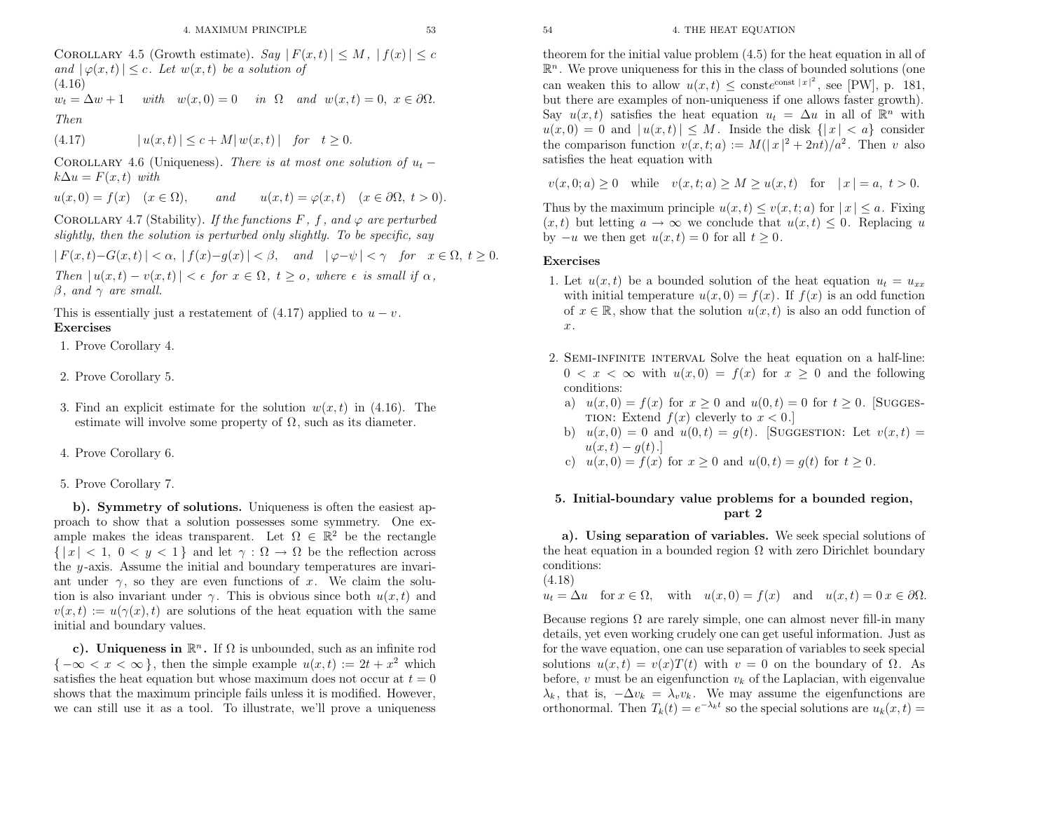COROLLARY 4.5 (Growth estimate). *Say* $|F(x,t)| \le M$, $|f(x)| \le c$ *and* $|\varphi(x,t)| \le c$. *Let* $w(x,t)$ *be a solution of*

(4.16)

$$w_t = \Delta w + 1 \quad \text{with} \quad w(x,0) = 0 \quad \text{in } \Omega \quad \text{and} \quad w(x,t) = 0,\ x \in \partial\Omega.$$

*Then*

$$|u(x,t)| \le c + M|w(x,t)| \quad \text{for} \quad t \ge 0. \tag{4.17}$$

COROLLARY 4.6 (Uniqueness). *There is at most one solution of* $u_t - k\Delta u = F(x,t)$ *with*

$$u(x,0) = f(x) \quad (x \in \Omega), \qquad \text{and} \qquad u(x,t) = \varphi(x,t) \quad (x \in \partial\Omega,\ t > 0).$$

COROLLARY 4.7 (Stability). *If the functions* $F$, $f$, *and* $\varphi$ *are perturbed slightly, then the solution is perturbed only slightly. To be specific, say*

$$|F(x,t) - G(x,t)| < \alpha,\ |f(x) - g(x)| < \beta, \quad \text{and} \quad |\varphi - \psi| < \gamma \quad \text{for} \quad x \in \Omega,\ t \ge 0.$$

*Then* $|u(x,t) - v(x,t)| < \epsilon$ *for* $x \in \Omega$, $t \ge o$, *where* $\epsilon$ *is small if* $\alpha$, $\beta$, *and* $\gamma$ *are small.*

This is essentially just a restatement of (4.17) applied to $u - v$.

**Exercises**

1. Prove Corollary 4.
2. Prove Corollary 5.
3. Find an explicit estimate for the solution $w(x,t)$ in (4.16). The estimate will involve some property of $\Omega$, such as its diameter.
4. Prove Corollary 6.
5. Prove Corollary 7.

**b). Symmetry of solutions.** Uniqueness is often the easiest approach to show that a solution possesses some symmetry. One example makes the ideas transparent. Let $\Omega \in \mathbb{R}^2$ be the rectangle $\{|x| < 1,\ 0 < y < 1\}$ and let $\gamma : \Omega \to \Omega$ be the reflection across the $y$-axis. Assume the initial and boundary temperatures are invariant under $\gamma$, so they are even functions of $x$. We claim the solution is also invariant under $\gamma$. This is obvious since both $u(x,t)$ and $v(x,t) := u(\gamma(x),t)$ are solutions of the heat equation with the same initial and boundary values.

**c). Uniqueness in $\mathbb{R}^n$.** If $\Omega$ is unbounded, such as an infinite rod $\{-\infty < x < \infty\}$, then the simple example $u(x,t) := 2t + x^2$ which satisfies the heat equation but whose maximum does not occur at $t = 0$ shows that the maximum principle fails unless it is modified. However, we can still use it as a tool. To illustrate, we'll prove a uniqueness theorem for the initial value problem (4.5) for the heat equation in all of $\mathbb{R}^n$. We prove uniqueness for this in the class of bounded solutions (one can weaken this to allow $u(x,t) \le \text{const}e^{\text{const}\,|x|^2}$, see [PW], p. 181, but there are examples of non-uniqueness if one allows faster growth). Say $u(x,t)$ satisfies the heat equation $u_t = \Delta u$ in all of $\mathbb{R}^n$ with $u(x,0) = 0$ and $|u(x,t)| \le M$. Inside the disk $\{|x| < a\}$ consider the comparison function $v(x,t;a) := M(|x|^2 + 2nt)/a^2$. Then $v$ also satisfies the heat equation with

$$v(x,0;a) \ge 0 \quad \text{while} \quad v(x,t;a) \ge M \ge u(x,t) \quad \text{for} \quad |x| = a,\ t > 0.$$

Thus by the maximum principle $u(x,t) \le v(x,t;a)$ for $|x| \le a$. Fixing $(x,t)$ but letting $a \to \infty$ we conclude that $u(x,t) \le 0$. Replacing $u$ by $-u$ we then get $u(x,t) = 0$ for all $t \ge 0$.

**Exercises**

1. Let $u(x,t)$ be a bounded solution of the heat equation $u_t = u_{xx}$ with initial temperature $u(x,0) = f(x)$. If $f(x)$ is an odd function of $x \in \mathbb{R}$, show that the solution $u(x,t)$ is also an odd function of $x$.
2. SEMI-INFINITE INTERVAL Solve the heat equation on a half-line: $0 < x < \infty$ with $u(x,0) = f(x)$ for $x \ge 0$ and the following conditions:
   a) $u(x,0) = f(x)$ for $x \ge 0$ and $u(0,t) = 0$ for $t \ge 0$. [SUGGESTION: Extend $f(x)$ cleverly to $x < 0$.]
   b) $u(x,0) = 0$ and $u(0,t) = g(t)$. [SUGGESTION: Let $v(x,t) = u(x,t) - g(t)$.]
   c) $u(x,0) = f(x)$ for $x \ge 0$ and $u(0,t) = g(t)$ for $t \ge 0$.

## 5. Initial-boundary value problems for a bounded region, part 2

**a). Using separation of variables.** We seek special solutions of the heat equation in a bounded region $\Omega$ with zero Dirichlet boundary conditions:

(4.18)

$$u_t = \Delta u \quad \text{for } x \in \Omega, \quad \text{with} \quad u(x,0) = f(x) \quad \text{and} \quad u(x,t) = 0\ x \in \partial\Omega.$$

Because regions $\Omega$ are rarely simple, one can almost never fill-in many details, yet even working crudely one can get useful information. Just as for the wave equation, one can use separation of variables to seek special solutions $u(x,t) = v(x)T(t)$ with $v = 0$ on the boundary of $\Omega$. As before, $v$ must be an eigenfunction $v_k$ of the Laplacian, with eigenvalue $\lambda_k$, that is, $-\Delta v_k = \lambda_v v_k$. We may assume the eigenfunctions are orthonormal. Then $T_k(t) = e^{-\lambda_k t}$ so the special solutions are $u_k(x,t) =$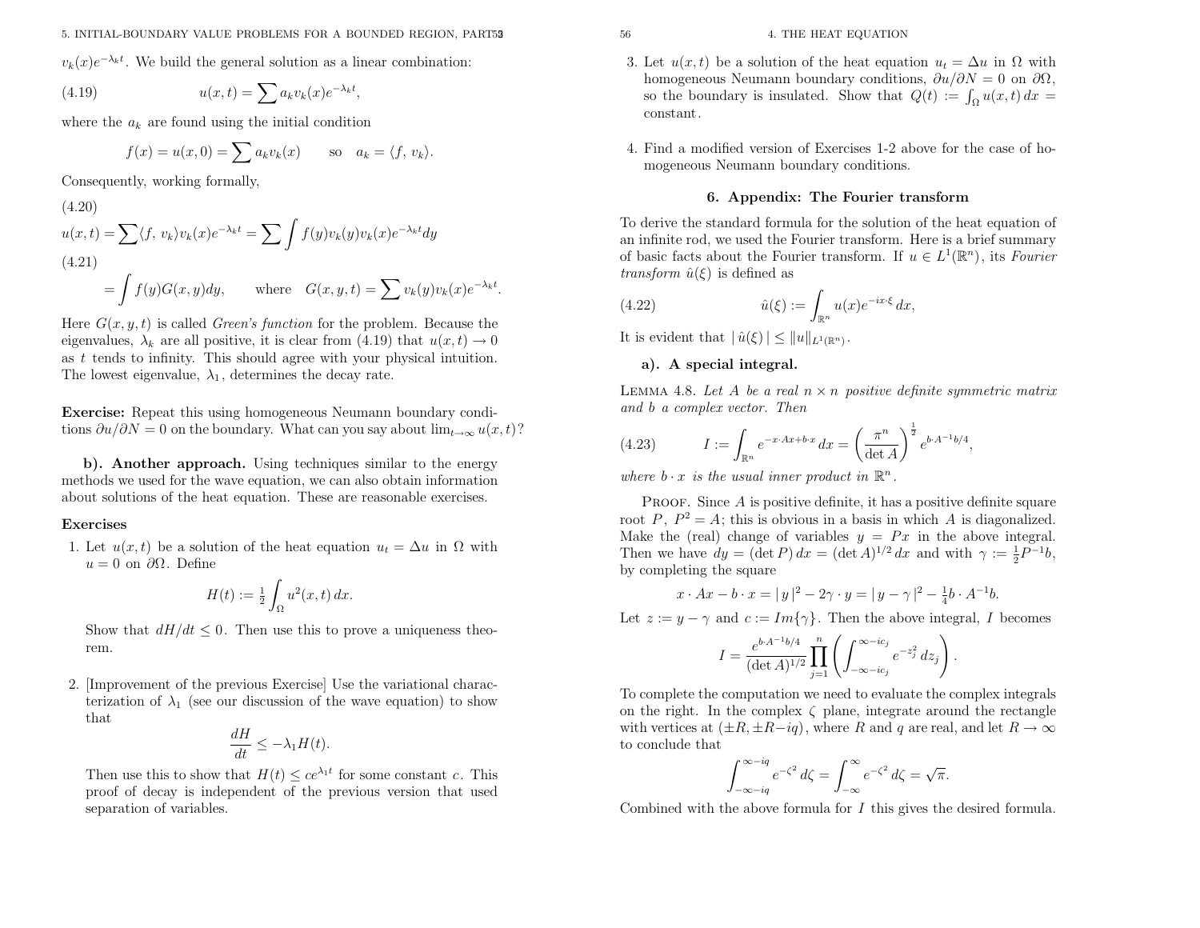$v_k(x)e^{-\lambda_k t}$. We build the general solution as a linear combination:

$$u(x,t) = \sum a_k v_k(x) e^{-\lambda_k t}, \tag{4.19}$$

where the $a_k$ are found using the initial condition

$$f(x) = u(x,0) = \sum a_k v_k(x) \qquad \text{so} \quad a_k = \langle f, v_k \rangle.$$

Consequently, working formally,

$$u(x,t) = \sum \langle f, v_k \rangle v_k(x) e^{-\lambda_k t} = \sum \int f(y) v_k(y) v_k(x) e^{-\lambda_k t} dy \tag{4.20}$$

$$= \int f(y) G(x,y)dy, \qquad \text{where} \quad G(x,y,t) = \sum v_k(y) v_k(x) e^{-\lambda_k t}. \tag{4.21}$$

Here $G(x,y,t)$ is called *Green's function* for the problem. Because the eigenvalues, $\lambda_k$ are all positive, it is clear from (4.19) that $u(x,t) \to 0$ as $t$ tends to infinity. This should agree with your physical intuition. The lowest eigenvalue, $\lambda_1$, determines the decay rate.

**Exercise:** Repeat this using homogeneous Neumann boundary conditions $\partial u/\partial N = 0$ on the boundary. What can you say about $\lim_{t\to\infty} u(x,t)$?

**b). Another approach.** Using techniques similar to the energy methods we used for the wave equation, we can also obtain information about solutions of the heat equation. These are reasonable exercises.

**Exercises**

1. Let $u(x,t)$ be a solution of the heat equation $u_t = \Delta u$ in $\Omega$ with $u = 0$ on $\partial\Omega$. Define

   $$H(t) := \tfrac{1}{2} \int_\Omega u^2(x,t)\, dx.$$

   Show that $dH/dt \le 0$. Then use this to prove a uniqueness theorem.

2. [Improvement of the previous Exercise] Use the variational characterization of $\lambda_1$ (see our discussion of the wave equation) to show that

   $$\frac{dH}{dt} \le -\lambda_1 H(t).$$

   Then use this to show that $H(t) \le ce^{\lambda_1 t}$ for some constant $c$. This proof of decay is independent of the previous version that used separation of variables.

3. Let $u(x,t)$ be a solution of the heat equation $u_t = \Delta u$ in $\Omega$ with homogeneous Neumann boundary conditions, $\partial u/\partial N = 0$ on $\partial\Omega$, so the boundary is insulated. Show that $Q(t) := \int_\Omega u(x,t)\, dx =$ constant.

4. Find a modified version of Exercises 1-2 above for the case of homogeneous Neumann boundary conditions.

## 6. Appendix: The Fourier transform

To derive the standard formula for the solution of the heat equation of an infinite rod, we used the Fourier transform. Here is a brief summary of basic facts about the Fourier transform. If $u \in L^1(\mathbb{R}^n)$, its *Fourier transform* $\hat{u}(\xi)$ is defined as

$$\hat{u}(\xi) := \int_{\mathbb{R}^n} u(x) e^{-ix\cdot\xi}\, dx, \tag{4.22}$$

It is evident that $|\hat{u}(\xi)| \le \|u\|_{L^1(\mathbb{R}^n)}$.

**a). A special integral.**

Lemma 4.8. *Let $A$ be a real $n \times n$ positive definite symmetric matrix and $b$ a complex vector. Then*

$$I := \int_{\mathbb{R}^n} e^{-x\cdot Ax + b\cdot x}\, dx = \left( \frac{\pi^n}{\det A} \right)^{\frac{1}{2}} e^{b\cdot A^{-1}b/4}, \tag{4.23}$$

*where $b \cdot x$ is the usual inner product in $\mathbb{R}^n$.*

Proof. Since $A$ is positive definite, it has a positive definite square root $P$, $P^2 = A$; this is obvious in a basis in which $A$ is diagonalized. Make the (real) change of variables $y = Px$ in the above integral. Then we have $dy = (\det P)\, dx = (\det A)^{1/2}\, dx$ and with $\gamma := \frac{1}{2} P^{-1} b$, by completing the square

$$x \cdot Ax - b \cdot x = |y|^2 - 2\gamma \cdot y = |y - \gamma|^2 - \tfrac{1}{4} b \cdot A^{-1} b.$$

Let $z := y - \gamma$ and $c := Im\{\gamma\}$. Then the above integral, $I$ becomes

$$I = \frac{e^{b\cdot A^{-1}b/4}}{(\det A)^{1/2}} \prod_{j=1}^n \left( \int_{-\infty - ic_j}^{\infty - ic_j} e^{-z_j^2}\, dz_j \right).$$

To complete the computation we need to evaluate the complex integrals on the right. In the complex $\zeta$ plane, integrate around the rectangle with vertices at $(\pm R, \pm R - iq)$, where $R$ and $q$ are real, and let $R \to \infty$ to conclude that

$$\int_{-\infty - iq}^{\infty - iq} e^{-\zeta^2}\, d\zeta = \int_{-\infty}^{\infty} e^{-\zeta^2}\, d\zeta = \sqrt{\pi}.$$

Combined with the above formula for $I$ this gives the desired formula.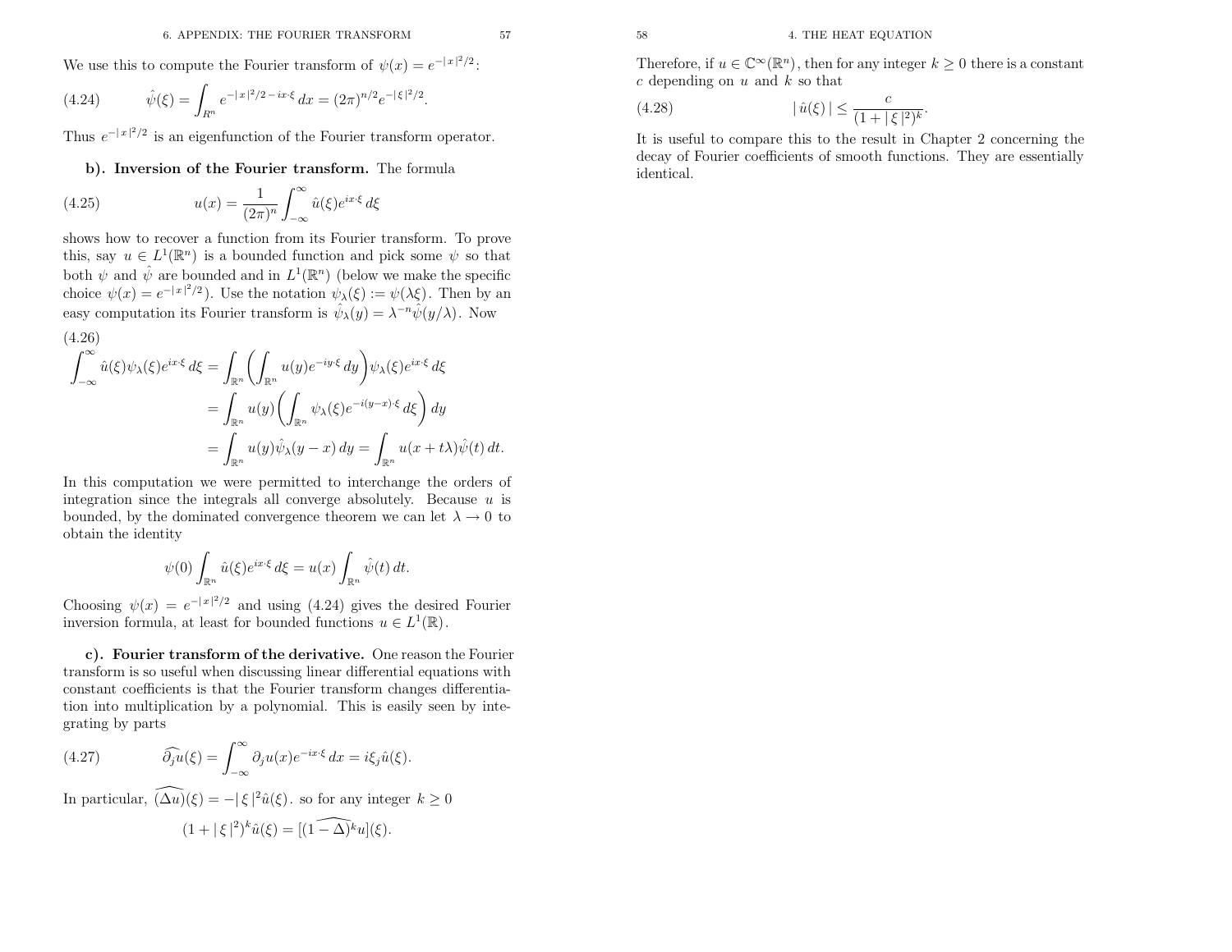We use this to compute the Fourier transform of $\psi(x) = e^{-|x|^2/2}$:

$$\hat{\psi}(\xi) = \int_{R^n} e^{-|x|^2/2 - ix\cdot\xi}\,dx = (2\pi)^{n/2} e^{-|\xi|^2/2}. \tag{4.24}$$

Thus $e^{-|x|^2/2}$ is an eigenfunction of the Fourier transform operator.

**b). Inversion of the Fourier transform.** The formula

$$u(x) = \frac{1}{(2\pi)^n}\int_{-\infty}^{\infty} \hat{u}(\xi) e^{ix\cdot\xi}\,d\xi \tag{4.25}$$

shows how to recover a function from its Fourier transform. To prove this, say $u \in L^1(\mathbb{R}^n)$ is a bounded function and pick some $\psi$ so that both $\psi$ and $\hat{\psi}$ are bounded and in $L^1(\mathbb{R}^n)$ (below we make the specific choice $\psi(x) = e^{-|x|^2/2}$). Use the notation $\psi_\lambda(\xi) := \psi(\lambda\xi)$. Then by an easy computation its Fourier transform is $\hat{\psi}_\lambda(y) = \lambda^{-n}\hat{\psi}(y/\lambda)$. Now

(4.26)
$$\begin{aligned}
\int_{-\infty}^{\infty} \hat{u}(\xi)\psi_\lambda(\xi) e^{ix\cdot\xi}\,d\xi &= \int_{\mathbb{R}^n}\left(\int_{\mathbb{R}^n} u(y) e^{-iy\cdot\xi}\,dy\right)\psi_\lambda(\xi) e^{ix\cdot\xi}\,d\xi \\
&= \int_{\mathbb{R}^n} u(y)\left(\int_{\mathbb{R}^n}\psi_\lambda(\xi) e^{-i(y-x)\cdot\xi}\,d\xi\right)dy \\
&= \int_{\mathbb{R}^n} u(y)\hat{\psi}_\lambda(y-x)\,dy = \int_{\mathbb{R}^n} u(x+t\lambda)\hat{\psi}(t)\,dt.
\end{aligned}$$

In this computation we were permitted to interchange the orders of integration since the integrals all converge absolutely. Because $u$ is bounded, by the dominated convergence theorem we can let $\lambda \to 0$ to obtain the identity

$$\psi(0)\int_{\mathbb{R}^n}\hat{u}(\xi) e^{ix\cdot\xi}\,d\xi = u(x)\int_{\mathbb{R}^n}\hat{\psi}(t)\,dt.$$

Choosing $\psi(x) = e^{-|x|^2/2}$ and using (4.24) gives the desired Fourier inversion formula, at least for bounded functions $u \in L^1(\mathbb{R})$.

**c). Fourier transform of the derivative.** One reason the Fourier transform is so useful when discussing linear differential equations with constant coefficients is that the Fourier transform changes differentiation into multiplication by a polynomial. This is easily seen by integrating by parts

$$\widehat{\partial_j u}(\xi) = \int_{-\infty}^{\infty} \partial_j u(x) e^{-ix\cdot\xi}\,dx = i\xi_j\hat{u}(\xi). \tag{4.27}$$

In particular, $\widehat{(\Delta u)}(\xi) = -|\xi|^2\hat{u}(\xi)$. so for any integer $k \geq 0$

$$(1+|\xi|^2)^k\hat{u}(\xi) = [\widehat{(1-\Delta)^k u}](\xi).$$

Therefore, if $u \in \mathbb{C}^\infty(\mathbb{R}^n)$, then for any integer $k \geq 0$ there is a constant $c$ depending on $u$ and $k$ so that

$$|\hat{u}(\xi)| \leq \frac{c}{(1+|\xi|^2)^k}. \tag{4.28}$$

It is useful to compare this to the result in Chapter 2 concerning the decay of Fourier coefficients of smooth functions. They are essentially identical.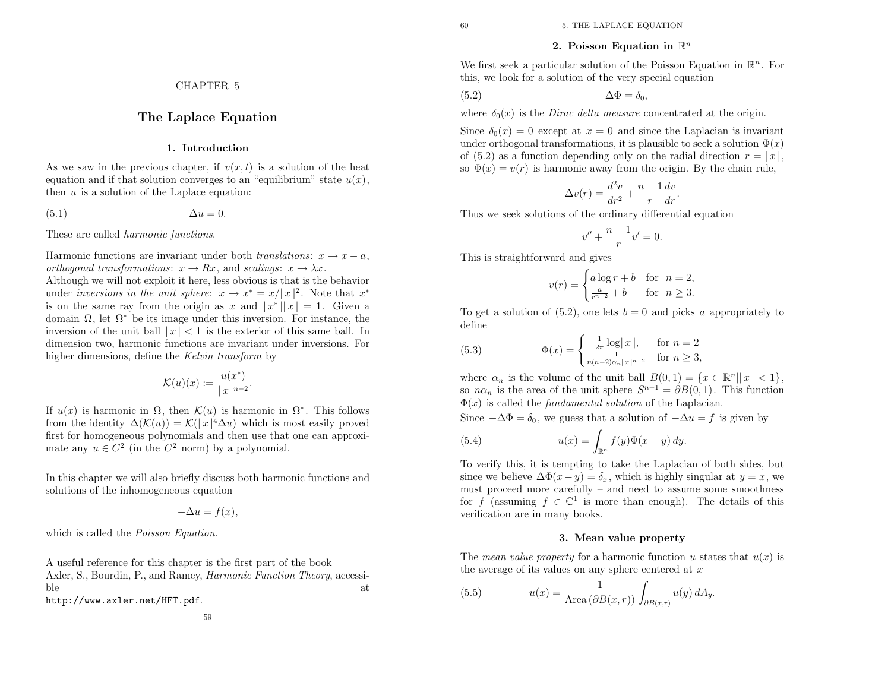# CHAPTER 5

# The Laplace Equation

## 1. Introduction

As we saw in the previous chapter, if $v(x,t)$ is a solution of the heat equation and if that solution converges to an "equilibrium" state $u(x)$, then $u$ is a solution of the Laplace equation:

$$\Delta u = 0. \tag{5.1}$$

These are called *harmonic functions*.

Harmonic functions are invariant under both *translations*: $x \to x - a$, *orthogonal transformations*: $x \to Rx$, and *scalings*: $x \to \lambda x$.
Although we will not exploit it here, less obvious is that is the behavior under *inversions in the unit sphere*: $x \to x^* = x/|\, x\,|^2$. Note that $x^*$ is on the same ray from the origin as $x$ and $|\, x^* \,||\, x\,| = 1$. Given a domain $\Omega$, let $\Omega^*$ be its image under this inversion. For instance, the inversion of the unit ball $|\, x\,| < 1$ is the exterior of this same ball. In dimension two, harmonic functions are invariant under inversions. For higher dimensions, define the *Kelvin transform* by

$$\mathcal{K}(u)(x) := \frac{u(x^*)}{|\, x\,|^{n-2}}.$$

If $u(x)$ is harmonic in $\Omega$, then $\mathcal{K}(u)$ is harmonic in $\Omega^*$. This follows from the identity $\Delta(\mathcal{K}(u)) = \mathcal{K}(|\, x\,|^4 \Delta u)$ which is most easily proved first for homogeneous polynomials and then use that one can approximate any $u \in C^2$ (in the $C^2$ norm) by a polynomial.

In this chapter we will also briefly discuss both harmonic functions and solutions of the inhomogeneous equation

$$-\Delta u = f(x),$$

which is called the *Poisson Equation*.

A useful reference for this chapter is the first part of the book Axler, S., Bourdin, P., and Ramey, *Harmonic Function Theory*, accessible at http://www.axler.net/HFT.pdf.

## 2. Poisson Equation in $\mathbb{R}^n$

We first seek a particular solution of the Poisson Equation in $\mathbb{R}^n$. For this, we look for a solution of the very special equation

$$-\Delta \Phi = \delta_0, \tag{5.2}$$

where $\delta_0(x)$ is the *Dirac delta measure* concentrated at the origin.

Since $\delta_0(x) = 0$ except at $x = 0$ and since the Laplacian is invariant under orthogonal transformations, it is plausible to seek a solution $\Phi(x)$ of (5.2) as a function depending only on the radial direction $r = |\, x\,|$, so $\Phi(x) = v(r)$ is harmonic away from the origin. By the chain rule,

$$\Delta v(r) = \frac{d^2 v}{dr^2} + \frac{n-1}{r}\frac{dv}{dr}.$$

Thus we seek solutions of the ordinary differential equation

$$v'' + \frac{n-1}{r} v' = 0.$$

This is straightforward and gives

$$v(r) = \begin{cases} a \log r + b & \text{for } \ n = 2, \\ \frac{a}{r^{n-2}} + b & \text{for } \ n \geq 3. \end{cases}$$

To get a solution of (5.2), one lets $b = 0$ and picks $a$ appropriately to define

$$\Phi(x) = \begin{cases} -\frac{1}{2\pi} \log |\, x\,|, & \text{for } n = 2 \\ \frac{1}{n(n-2)\alpha_n |\, x\,|^{n-2}} & \text{for } n \geq 3, \end{cases} \tag{5.3}$$

where $\alpha_n$ is the volume of the unit ball $B(0,1) = \{x \in \mathbb{R}^n |\, |\, x\,| < 1\}$, so $n\alpha_n$ is the area of the unit sphere $S^{n-1} = \partial B(0,1)$. This function $\Phi(x)$ is called the *fundamental solution* of the Laplacian.
Since $-\Delta \Phi = \delta_0$, we guess that a solution of $-\Delta u = f$ is given by

$$u(x) = \int_{\mathbb{R}^n} f(y) \Phi(x-y)\, dy. \tag{5.4}$$

To verify this, it is tempting to take the Laplacian of both sides, but since we believe $\Delta \Phi(x-y) = \delta_x$, which is highly singular at $y = x$, we must proceed more carefully – and need to assume some smoothness for $f$ (assuming $f \in \mathbb{C}^1$ is more than enough). The details of this verification are in many books.

## 3. Mean value property

The *mean value property* for a harmonic function $u$ states that $u(x)$ is the average of its values on any sphere centered at $x$

$$u(x) = \frac{1}{\text{Area}\,(\partial B(x,r))} \int_{\partial B(x,r)} u(y)\, dA_y. \tag{5.5}$$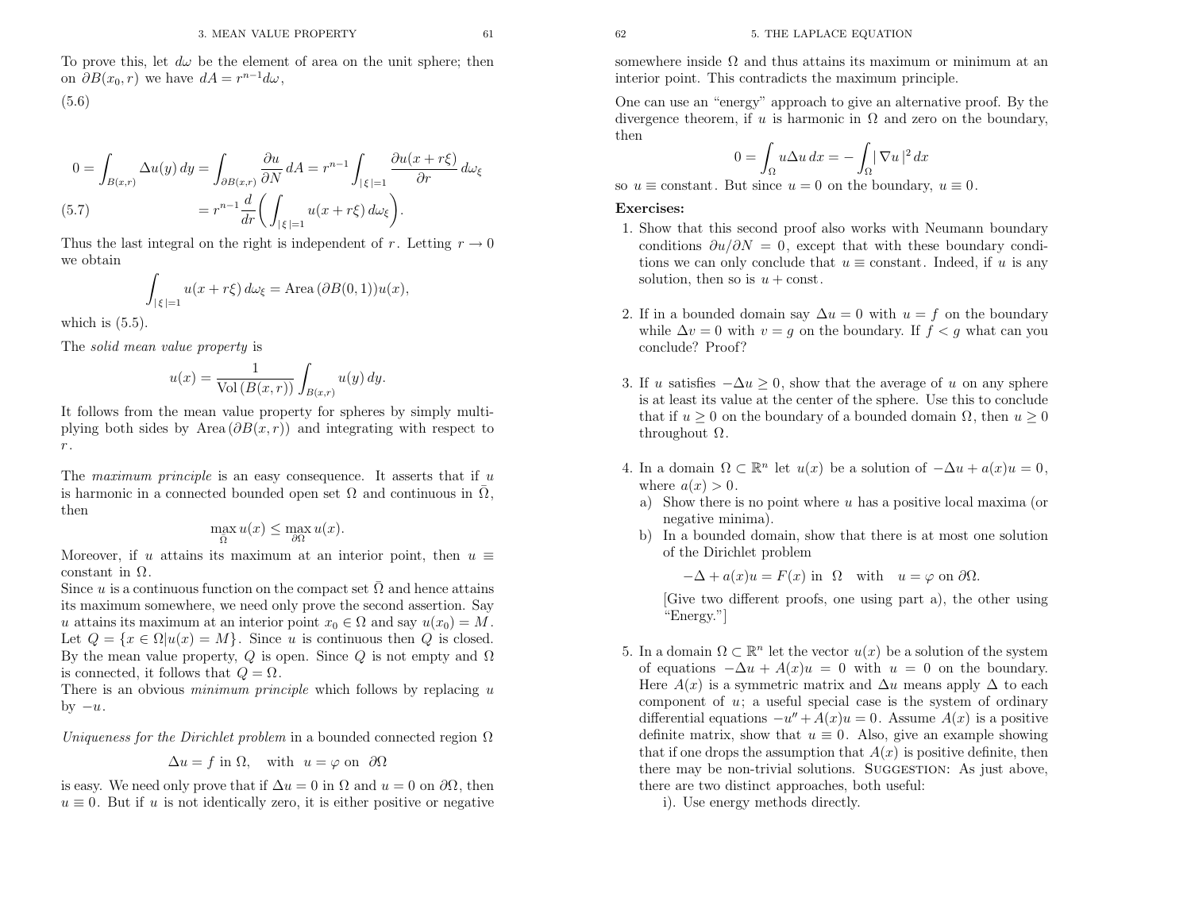To prove this, let $d\omega$ be the element of area on the unit sphere; then on $\partial B(x_0, r)$ we have $dA = r^{n-1} d\omega$,

(5.6)

$$0 = \int_{B(x,r)} \Delta u(y)\, dy = \int_{\partial B(x,r)} \frac{\partial u}{\partial N}\, dA = r^{n-1} \int_{|\xi|=1} \frac{\partial u(x + r\xi)}{\partial r}\, d\omega_\xi$$

$$(5.7) \qquad = r^{n-1} \frac{d}{dr}\left( \int_{|\xi|=1} u(x + r\xi)\, d\omega_\xi \right).$$

Thus the last integral on the right is independent of $r$. Letting $r \to 0$ we obtain

$$\int_{|\xi|=1} u(x + r\xi)\, d\omega_\xi = \text{Area}\,(\partial B(0,1)) u(x),$$

which is (5.5).

The *solid mean value property* is

$$u(x) = \frac{1}{\text{Vol}\,(B(x,r))} \int_{B(x,r)} u(y)\, dy.$$

It follows from the mean value property for spheres by simply multiplying both sides by $\text{Area}\,(\partial B(x,r))$ and integrating with respect to $r$.

The *maximum principle* is an easy consequence. It asserts that if $u$ is harmonic in a connected bounded open set $\Omega$ and continuous in $\bar{\Omega}$, then

$$\max_{\Omega} u(x) \le \max_{\partial\Omega} u(x).$$

Moreover, if $u$ attains its maximum at an interior point, then $u \equiv$ constant in $\Omega$.

Since $u$ is a continuous function on the compact set $\bar{\Omega}$ and hence attains its maximum somewhere, we need only prove the second assertion. Say $u$ attains its maximum at an interior point $x_0 \in \Omega$ and say $u(x_0) = M$. Let $Q = \{x \in \Omega | u(x) = M\}$. Since $u$ is continuous then $Q$ is closed. By the mean value property, $Q$ is open. Since $Q$ is not empty and $\Omega$ is connected, it follows that $Q = \Omega$.

There is an obvious *minimum principle* which follows by replacing $u$ by $-u$.

*Uniqueness for the Dirichlet problem* in a bounded connected region $\Omega$

$$\Delta u = f \text{ in } \Omega, \quad \text{with} \quad u = \varphi \text{ on } \partial\Omega$$

is easy. We need only prove that if $\Delta u = 0$ in $\Omega$ and $u = 0$ on $\partial\Omega$, then $u \equiv 0$. But if $u$ is not identically zero, it is either positive or negative somewhere inside $\Omega$ and thus attains its maximum or minimum at an interior point. This contradicts the maximum principle.

One can use an "energy" approach to give an alternative proof. By the divergence theorem, if $u$ is harmonic in $\Omega$ and zero on the boundary, then

$$0 = \int_\Omega u \Delta u\, dx = -\int_\Omega |\nabla u|^2\, dx$$

so $u \equiv$ constant. But since $u = 0$ on the boundary, $u \equiv 0$.

**Exercises:**

1. Show that this second proof also works with Neumann boundary conditions $\partial u / \partial N = 0$, except that with these boundary conditions we can only conclude that $u \equiv$ constant. Indeed, if $u$ is any solution, then so is $u +$ const.

2. If in a bounded domain say $\Delta u = 0$ with $u = f$ on the boundary while $\Delta v = 0$ with $v = g$ on the boundary. If $f < g$ what can you conclude? Proof?

3. If $u$ satisfies $-\Delta u \ge 0$, show that the average of $u$ on any sphere is at least its value at the center of the sphere. Use this to conclude that if $u \ge 0$ on the boundary of a bounded domain $\Omega$, then $u \ge 0$ throughout $\Omega$.

4. In a domain $\Omega \subset \mathbb{R}^n$ let $u(x)$ be a solution of $-\Delta u + a(x)u = 0$, where $a(x) > 0$.
   a) Show there is no point where $u$ has a positive local maxima (or negative minima).
   b) In a bounded domain, show that there is at most one solution of the Dirichlet problem

   $$-\Delta + a(x)u = F(x) \text{ in } \Omega \quad \text{with} \quad u = \varphi \text{ on } \partial\Omega.$$

   [Give two different proofs, one using part a), the other using "Energy."]

5. In a domain $\Omega \subset \mathbb{R}^n$ let the vector $u(x)$ be a solution of the system of equations $-\Delta u + A(x)u = 0$ with $u = 0$ on the boundary. Here $A(x)$ is a symmetric matrix and $\Delta u$ means apply $\Delta$ to each component of $u$; a useful special case is the system of ordinary differential equations $-u'' + A(x)u = 0$. Assume $A(x)$ is a positive definite matrix, show that $u \equiv 0$. Also, give an example showing that if one drops the assumption that $A(x)$ is positive definite, then there may be non-trivial solutions. Suggestion: As just above, there are two distinct approaches, both useful:
   i). Use energy methods directly.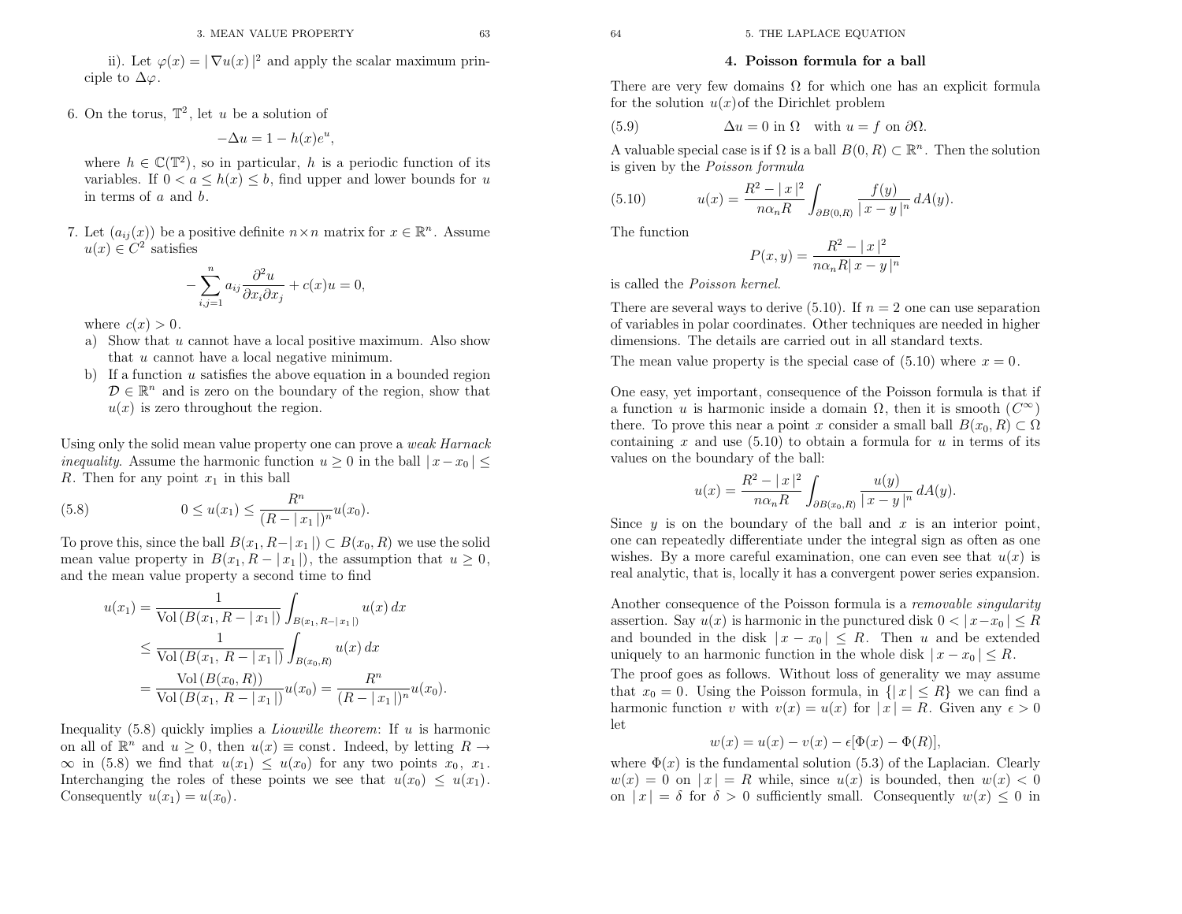ii). Let $\varphi(x) = |\nabla u(x)|^2$ and apply the scalar maximum principle to $\Delta\varphi$.

6. On the torus, $\mathbb{T}^2$, let $u$ be a solution of
$$-\Delta u = 1 - h(x)e^u,$$
where $h \in \mathbb{C}(\mathbb{T}^2)$, so in particular, $h$ is a periodic function of its variables. If $0 < a \le h(x) \le b$, find upper and lower bounds for $u$ in terms of $a$ and $b$.

7. Let $(a_{ij}(x))$ be a positive definite $n \times n$ matrix for $x \in \mathbb{R}^n$. Assume $u(x) \in C^2$ satisfies
$$-\sum_{i,j=1}^{n} a_{ij}\frac{\partial^2 u}{\partial x_i \partial x_j} + c(x)u = 0,$$
where $c(x) > 0$.
   a) Show that $u$ cannot have a local positive maximum. Also show that $u$ cannot have a local negative minimum.
   b) If a function $u$ satisfies the above equation in a bounded region $\mathcal{D} \in \mathbb{R}^n$ and is zero on the boundary of the region, show that $u(x)$ is zero throughout the region.

Using only the solid mean value property one can prove a *weak Harnack inequality*. Assume the harmonic function $u \ge 0$ in the ball $|x - x_0| \le R$. Then for any point $x_1$ in this ball

$$0 \le u(x_1) \le \frac{R^n}{(R - |x_1|)^n} u(x_0). \tag{5.8}$$

To prove this, since the ball $B(x_1, R - |x_1|) \subset B(x_0, R)$ we use the solid mean value property in $B(x_1, R - |x_1|)$, the assumption that $u \ge 0$, and the mean value property a second time to find

$$\begin{aligned}
u(x_1) &= \frac{1}{\operatorname{Vol}(B(x_1, R - |x_1|))} \int_{B(x_1, R - |x_1|)} u(x)\, dx \\
&\le \frac{1}{\operatorname{Vol}(B(x_1, R - |x_1|))} \int_{B(x_0, R)} u(x)\, dx \\
&= \frac{\operatorname{Vol}(B(x_0, R))}{\operatorname{Vol}(B(x_1, R - |x_1|))} u(x_0) = \frac{R^n}{(R - |x_1|)^n} u(x_0).
\end{aligned}$$

Inequality (5.8) quickly implies a *Liouville theorem*: If $u$ is harmonic on all of $\mathbb{R}^n$ and $u \ge 0$, then $u(x) \equiv$ const. Indeed, by letting $R \to \infty$ in (5.8) we find that $u(x_1) \le u(x_0)$ for any two points $x_0$, $x_1$. Interchanging the roles of these points we see that $u(x_0) \le u(x_1)$. Consequently $u(x_1) = u(x_0)$.

## 4. Poisson formula for a ball

There are very few domains $\Omega$ for which one has an explicit formula for the solution $u(x)$ of the Dirichlet problem

$$\Delta u = 0 \text{ in } \Omega \quad \text{with } u = f \text{ on } \partial\Omega. \tag{5.9}$$

A valuable special case is if $\Omega$ is a ball $B(0, R) \subset \mathbb{R}^n$. Then the solution is given by the *Poisson formula*

$$u(x) = \frac{R^2 - |x|^2}{n\alpha_n R} \int_{\partial B(0,R)} \frac{f(y)}{|x - y|^n}\, dA(y). \tag{5.10}$$

The function
$$P(x, y) = \frac{R^2 - |x|^2}{n\alpha_n R |x - y|^n}$$
is called the *Poisson kernel*.

There are several ways to derive (5.10). If $n = 2$ one can use separation of variables in polar coordinates. Other techniques are needed in higher dimensions. The details are carried out in all standard texts.

The mean value property is the special case of (5.10) where $x = 0$.

One easy, yet important, consequence of the Poisson formula is that if a function $u$ is harmonic inside a domain $\Omega$, then it is smooth ($C^\infty$) there. To prove this near a point $x$ consider a small ball $B(x_0, R) \subset \Omega$ containing $x$ and use (5.10) to obtain a formula for $u$ in terms of its values on the boundary of the ball:
$$u(x) = \frac{R^2 - |x|^2}{n\alpha_n R} \int_{\partial B(x_0,R)} \frac{u(y)}{|x - y|^n}\, dA(y).$$
Since $y$ is on the boundary of the ball and $x$ is an interior point, one can repeatedly differentiate under the integral sign as often as one wishes. By a more careful examination, one can even see that $u(x)$ is real analytic, that is, locally it has a convergent power series expansion.

Another consequence of the Poisson formula is a *removable singularity* assertion. Say $u(x)$ is harmonic in the punctured disk $0 < |x - x_0| \le R$ and bounded in the disk $|x - x_0| \le R$. Then $u$ and be extended uniquely to an harmonic function in the whole disk $|x - x_0| \le R$.

The proof goes as follows. Without loss of generality we may assume that $x_0 = 0$. Using the Poisson formula, in $\{|x| \le R\}$ we can find a harmonic function $v$ with $v(x) = u(x)$ for $|x| = R$. Given any $\epsilon > 0$ let
$$w(x) = u(x) - v(x) - \epsilon[\Phi(x) - \Phi(R)],$$
where $\Phi(x)$ is the fundamental solution (5.3) of the Laplacian. Clearly $w(x) = 0$ on $|x| = R$ while, since $u(x)$ is bounded, then $w(x) < 0$ on $|x| = \delta$ for $\delta > 0$ sufficiently small. Consequently $w(x) \le 0$ in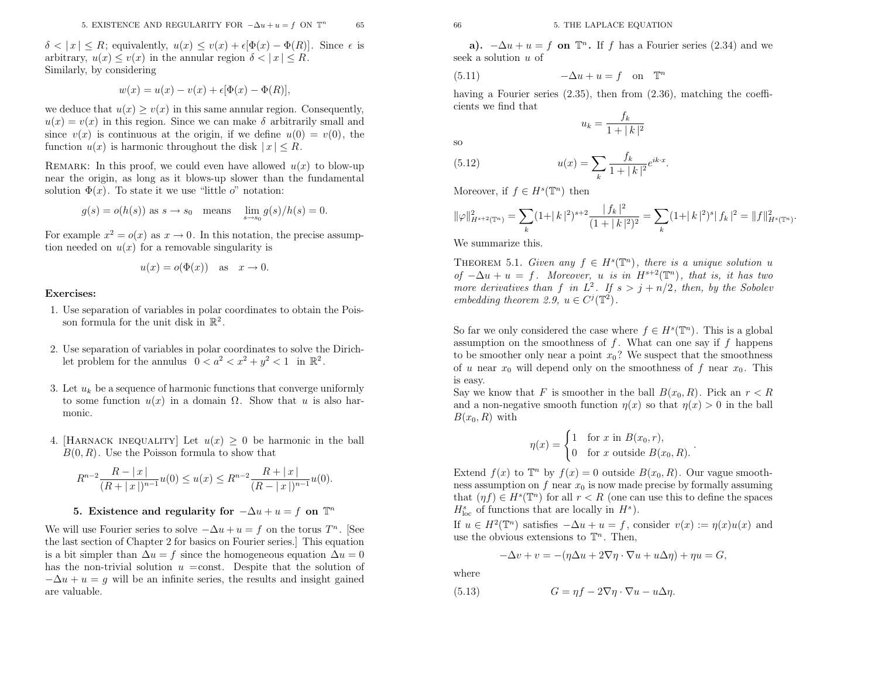$\delta < |x| \le R$; equivalently, $u(x) \le v(x) + \epsilon[\Phi(x) - \Phi(R)]$. Since $\epsilon$ is arbitrary, $u(x) \le v(x)$ in the annular region $\delta < |x| \le R$.
Similarly, by considering

$$w(x) = u(x) - v(x) + \epsilon[\Phi(x) - \Phi(R)],$$

we deduce that $u(x) \ge v(x)$ in this same annular region. Consequently, $u(x) = v(x)$ in this region. Since we can make $\delta$ arbitrarily small and since $v(x)$ is continuous at the origin, if we define $u(0) = v(0)$, the function $u(x)$ is harmonic throughout the disk $|x| \le R$.

REMARK: In this proof, we could even have allowed $u(x)$ to blow-up near the origin, as long as it blows-up slower than the fundamental solution $\Phi(x)$. To state it we use "little $o$" notation:

$$g(s) = o(h(s)) \text{ as } s \to s_0 \quad \text{means} \quad \lim_{s \to s_0} g(s)/h(s) = 0.$$

For example $x^2 = o(x)$ as $x \to 0$. In this notation, the precise assumption needed on $u(x)$ for a removable singularity is

$$u(x) = o(\Phi(x)) \quad \text{as} \quad x \to 0.$$

**Exercises:**

1. Use separation of variables in polar coordinates to obtain the Poisson formula for the unit disk in $\mathbb{R}^2$.

2. Use separation of variables in polar coordinates to solve the Dirichlet problem for the annulus $0 < a^2 < x^2 + y^2 < 1$ in $\mathbb{R}^2$.

3. Let $u_k$ be a sequence of harmonic functions that converge uniformly to some function $u(x)$ in a domain $\Omega$. Show that $u$ is also harmonic.

4. [HARNACK INEQUALITY] Let $u(x) \ge 0$ be harmonic in the ball $B(0, R)$. Use the Poisson formula to show that

$$R^{n-2}\frac{R - |x|}{(R + |x|)^{n-1}}u(0) \le u(x) \le R^{n-2}\frac{R + |x|}{(R - |x|)^{n-1}}u(0).$$

## 5. Existence and regularity for $-\Delta u + u = f$ on $\mathbb{T}^n$

We will use Fourier series to solve $-\Delta u + u = f$ on the torus $T^n$. [See the last section of Chapter 2 for basics on Fourier series.] This equation is a bit simpler than $\Delta u = f$ since the homogeneous equation $\Delta u = 0$ has the non-trivial solution $u$ =const. Despite that the solution of $-\Delta u + u = g$ will be an infinite series, the results and insight gained are valuable.

**a). $-\Delta u + u = f$ on $\mathbb{T}^n$.** If $f$ has a Fourier series (2.34) and we seek a solution $u$ of

$$-\Delta u + u = f \quad \text{on} \quad \mathbb{T}^n \tag{5.11}$$

having a Fourier series (2.35), then from (2.36), matching the coefficients we find that

$$u_k = \frac{f_k}{1 + |k|^2}$$

so

$$u(x) = \sum_k \frac{f_k}{1 + |k|^2} e^{ik\cdot x}. \tag{5.12}$$

Moreover, if $f \in H^s(\mathbb{T}^n)$ then

$$\|\varphi\|^2_{H^{s+2}(\mathbb{T}^n)} = \sum_k (1+|k|^2)^{s+2}\frac{|f_k|^2}{(1+|k|^2)^2} = \sum_k (1+|k|^2)^s |f_k|^2 = \|f\|^2_{H^s(\mathbb{T}^n)}.$$

We summarize this.

THEOREM 5.1. *Given any $f \in H^s(\mathbb{T}^n)$, there is a unique solution $u$ of $-\Delta u + u = f$. Moreover, $u$ is in $H^{s+2}(\mathbb{T}^n)$, that is, it has two more derivatives than $f$ in $L^2$. If $s > j + n/2$, then, by the Sobolev embedding theorem 2.9, $u \in C^j(\mathbb{T}^2)$.*

So far we only considered the case where $f \in H^s(\mathbb{T}^n)$. This is a global assumption on the smoothness of $f$. What can one say if $f$ happens to be smoother only near a point $x_0$? We suspect that the smoothness of $u$ near $x_0$ will depend only on the smoothness of $f$ near $x_0$. This is easy.
Say we know that $F$ is smoother in the ball $B(x_0, R)$. Pick an $r < R$ and a non-negative smooth function $\eta(x)$ so that $\eta(x) > 0$ in the ball $B(x_0, R)$ with

$$\eta(x) = \begin{cases} 1 & \text{for } x \text{ in } B(x_0, r), \\ 0 & \text{for } x \text{ outside } B(x_0, R). \end{cases}.$$

Extend $f(x)$ to $\mathbb{T}^n$ by $f(x) = 0$ outside $B(x_0, R)$. Our vague smoothness assumption on $f$ near $x_0$ is now made precise by formally assuming that $(\eta f) \in H^s(\mathbb{T}^n)$ for all $r < R$ (one can use this to define the spaces $H^s_{\text{loc}}$ of functions that are locally in $H^s$).
If $u \in H^2(\mathbb{T}^n)$ satisfies $-\Delta u + u = f$, consider $v(x) := \eta(x)u(x)$ and use the obvious extensions to $\mathbb{T}^n$. Then,

$$-\Delta v + v = -(\eta\Delta u + 2\nabla\eta \cdot \nabla u + u\Delta\eta) + \eta u = G,$$

where

$$G = \eta f - 2\nabla\eta \cdot \nabla u - u\Delta\eta. \tag{5.13}$$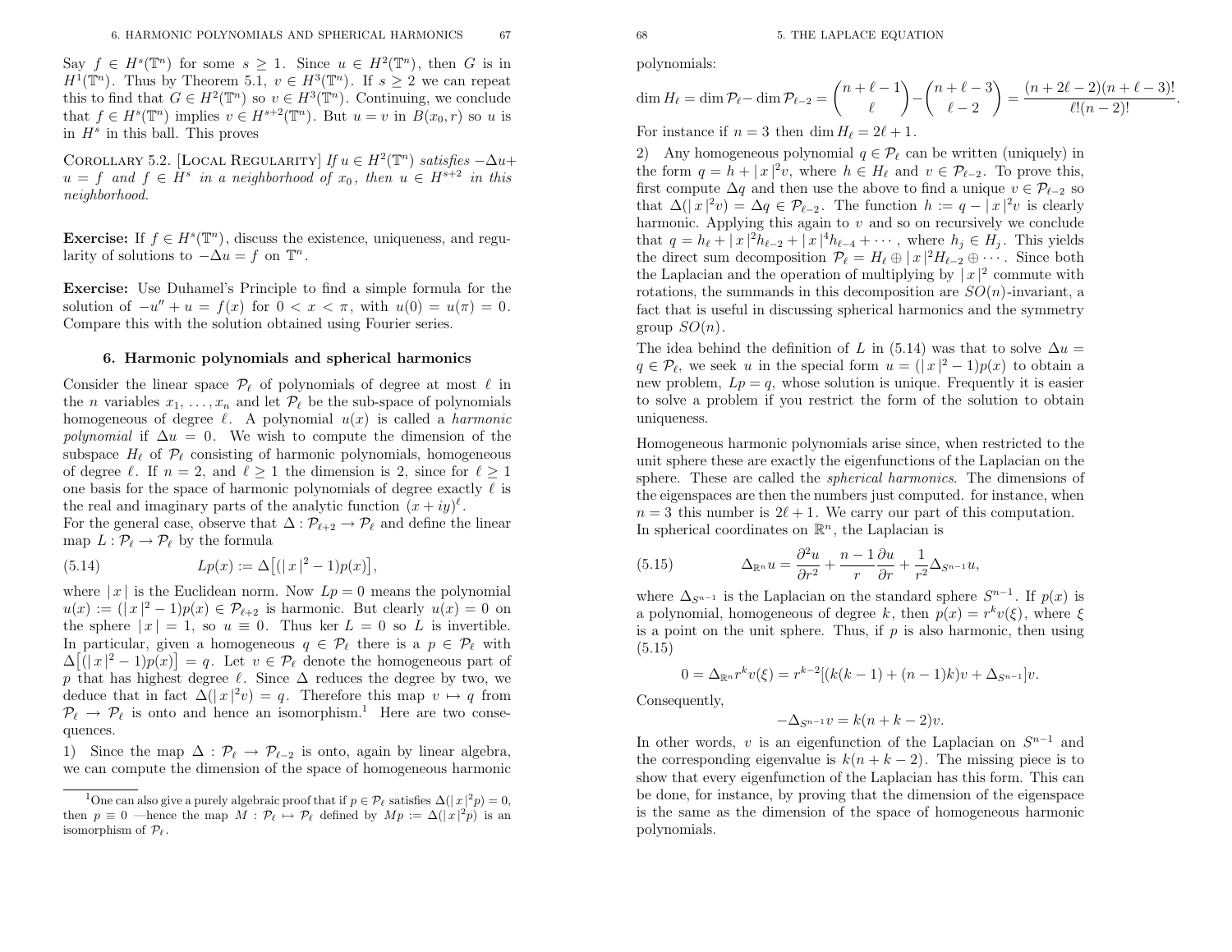Say $f \in H^s(\mathbb{T}^n)$ for some $s \geq 1$. Since $u \in H^2(\mathbb{T}^n)$, then $G$ is in $H^1(\mathbb{T}^n)$. Thus by Theorem 5.1, $v \in H^3(\mathbb{T}^n)$. If $s \geq 2$ we can repeat this to find that $G \in H^2(\mathbb{T}^n)$ so $v \in H^3(\mathbb{T}^n)$. Continuing, we conclude that $f \in H^s(\mathbb{T}^n)$ implies $v \in H^{s+2}(\mathbb{T}^n)$. But $u = v$ in $B(x_0, r)$ so $u$ is in $H^s$ in this ball. This proves

Corollary 5.2. [Local Regularity] *If $u \in H^2(\mathbb{T}^n)$ satisfies $-\Delta u + u = f$ and $f \in H^s$ in a neighborhood of $x_0$, then $u \in H^{s+2}$ in this neighborhood.*

**Exercise:** If $f \in H^s(\mathbb{T}^n)$, discuss the existence, uniqueness, and regularity of solutions to $-\Delta u = f$ on $\mathbb{T}^n$.

**Exercise:** Use Duhamel's Principle to find a simple formula for the solution of $-u'' + u = f(x)$ for $0 < x < \pi$, with $u(0) = u(\pi) = 0$. Compare this with the solution obtained using Fourier series.

## 6. Harmonic polynomials and spherical harmonics

Consider the linear space $\mathcal{P}_\ell$ of polynomials of degree at most $\ell$ in the $n$ variables $x_1, \ldots, x_n$ and let $\mathcal{P}_\ell$ be the sub-space of polynomials homogeneous of degree $\ell$. A polynomial $u(x)$ is called a *harmonic polynomial* if $\Delta u = 0$. We wish to compute the dimension of the subspace $H_\ell$ of $\mathcal{P}_\ell$ consisting of harmonic polynomials, homogeneous of degree $\ell$. If $n = 2$, and $\ell \geq 1$ the dimension is 2, since for $\ell \geq 1$ one basis for the space of harmonic polynomials of degree exactly $\ell$ is the real and imaginary parts of the analytic function $(x + iy)^\ell$.

For the general case, observe that $\Delta : \mathcal{P}_{\ell+2} \to \mathcal{P}_\ell$ and define the linear map $L : \mathcal{P}_\ell \to \mathcal{P}_\ell$ by the formula

$$Lp(x) := \Delta\big[(|x|^2 - 1)p(x)\big], \tag{5.14}$$

where $|x|$ is the Euclidean norm. Now $Lp = 0$ means the polynomial $u(x) := (|x|^2 - 1)p(x) \in \mathcal{P}_{\ell+2}$ is harmonic. But clearly $u(x) = 0$ on the sphere $|x| = 1$, so $u \equiv 0$. Thus $\ker L = 0$ so $L$ is invertible. In particular, given a homogeneous $q \in \mathcal{P}_\ell$ there is a $p \in \mathcal{P}_\ell$ with $\Delta\big[(|x|^2 - 1)p(x)\big] = q$. Let $v \in \mathcal{P}_\ell$ denote the homogeneous part of $p$ that has highest degree $\ell$. Since $\Delta$ reduces the degree by two, we deduce that in fact $\Delta(|x|^2 v) = q$. Therefore this map $v \mapsto q$ from $\mathcal{P}_\ell \to \mathcal{P}_\ell$ is onto and hence an isomorphism.[1] Here are two consequences.

1) Since the map $\Delta : \mathcal{P}_\ell \to \mathcal{P}_{\ell-2}$ is onto, again by linear algebra, we can compute the dimension of the space of homogeneous harmonic polynomials:

$$\dim H_\ell = \dim \mathcal{P}_\ell - \dim \mathcal{P}_{\ell-2} = \binom{n+\ell-1}{\ell} - \binom{n+\ell-3}{\ell-2} = \frac{(n+2\ell-2)(n+\ell-3)!}{\ell!(n-2)!}.$$

For instance if $n = 3$ then $\dim H_\ell = 2\ell + 1$.

2) Any homogeneous polynomial $q \in \mathcal{P}_\ell$ can be written (uniquely) in the form $q = h + |x|^2 v$, where $h \in H_\ell$ and $v \in \mathcal{P}_{\ell-2}$. To prove this, first compute $\Delta q$ and then use the above to find a unique $v \in \mathcal{P}_{\ell-2}$ so that $\Delta(|x|^2 v) = \Delta q \in \mathcal{P}_{\ell-2}$. The function $h := q - |x|^2 v$ is clearly harmonic. Applying this again to $v$ and so on recursively we conclude that $q = h_\ell + |x|^2 h_{\ell-2} + |x|^4 h_{\ell-4} + \cdots$, where $h_j \in H_j$. This yields the direct sum decomposition $\mathcal{P}_\ell = H_\ell \oplus |x|^2 H_{\ell-2} \oplus \cdots$. Since both the Laplacian and the operation of multiplying by $|x|^2$ commute with rotations, the summands in this decomposition are $SO(n)$-invariant, a fact that is useful in discussing spherical harmonics and the symmetry group $SO(n)$.

The idea behind the definition of $L$ in (5.14) was that to solve $\Delta u = q \in \mathcal{P}_\ell$, we seek $u$ in the special form $u = (|x|^2 - 1)p(x)$ to obtain a new problem, $Lp = q$, whose solution is unique. Frequently it is easier to solve a problem if you restrict the form of the solution to obtain uniqueness.

Homogeneous harmonic polynomials arise since, when restricted to the unit sphere these are exactly the eigenfunctions of the Laplacian on the sphere. These are called the *spherical harmonics*. The dimensions of the eigenspaces are then the numbers just computed. for instance, when $n = 3$ this number is $2\ell + 1$. We carry our part of this computation.

In spherical coordinates on $\mathbb{R}^n$, the Laplacian is

$$\Delta_{\mathbb{R}^n} u = \frac{\partial^2 u}{\partial r^2} + \frac{n-1}{r}\frac{\partial u}{\partial r} + \frac{1}{r^2}\Delta_{S^{n-1}} u, \tag{5.15}$$

where $\Delta_{S^{n-1}}$ is the Laplacian on the standard sphere $S^{n-1}$. If $p(x)$ is a polynomial, homogeneous of degree $k$, then $p(x) = r^k v(\xi)$, where $\xi$ is a point on the unit sphere. Thus, if $p$ is also harmonic, then using (5.15)

$$0 = \Delta_{\mathbb{R}^n} r^k v(\xi) = r^{k-2}[(k(k-1) + (n-1)k)v + \Delta_{S^{n-1}}]v.$$

Consequently,

$$-\Delta_{S^{n-1}} v = k(n + k - 2)v.$$

In other words, $v$ is an eigenfunction of the Laplacian on $S^{n-1}$ and the corresponding eigenvalue is $k(n + k - 2)$. The missing piece is to show that every eigenfunction of the Laplacian has this form. This can be done, for instance, by proving that the dimension of the eigenspace is the same as the dimension of the space of homogeneous harmonic polynomials.

---

[1] One can also give a purely algebraic proof that if $p \in \mathcal{P}_\ell$ satisfies $\Delta(|x|^2 p) = 0$, then $p \equiv 0$ —hence the map $M : \mathcal{P}_\ell \mapsto \mathcal{P}_\ell$ defined by $Mp := \Delta(|x|^2 p)$ is an isomorphism of $\mathcal{P}_\ell$.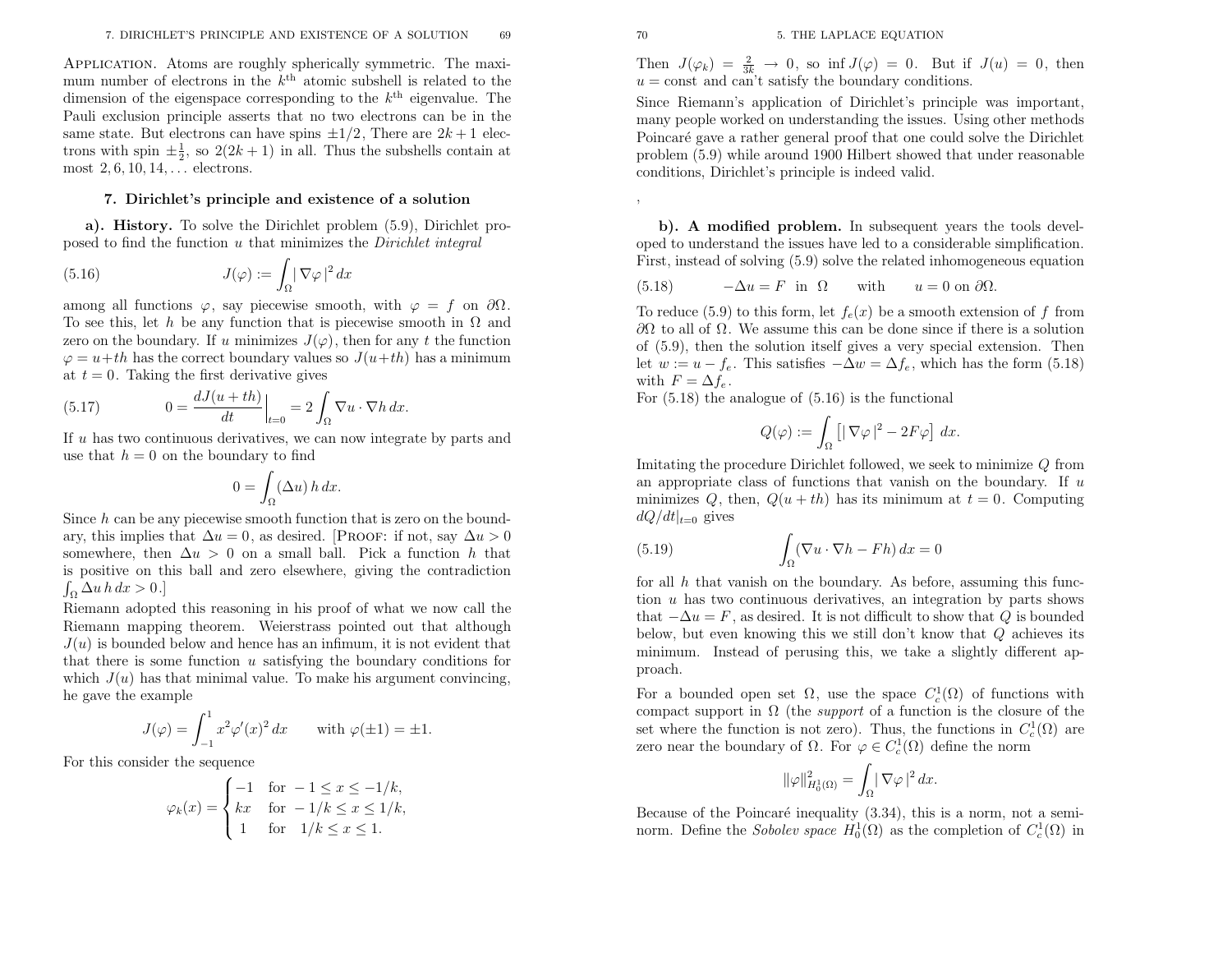**Application.** Atoms are roughly spherically symmetric. The maximum number of electrons in the $k^{\text{th}}$ atomic subshell is related to the dimension of the eigenspace corresponding to the $k^{\text{th}}$ eigenvalue. The Pauli exclusion principle asserts that no two electrons can be in the same state. But electrons can have spins $\pm 1/2$, There are $2k+1$ electrons with spin $\pm\frac{1}{2}$, so $2(2k+1)$ in all. Thus the subshells contain at most $2, 6, 10, 14, \ldots$ electrons.

## 7. Dirichlet's principle and existence of a solution

**a). History.** To solve the Dirichlet problem (5.9), Dirichlet proposed to find the function $u$ that minimizes the *Dirichlet integral*

$$J(\varphi) := \int_\Omega |\nabla\varphi|^2\,dx \tag{5.16}$$

among all functions $\varphi$, say piecewise smooth, with $\varphi = f$ on $\partial\Omega$. To see this, let $h$ be any function that is piecewise smooth in $\Omega$ and zero on the boundary. If $u$ minimizes $J(\varphi)$, then for any $t$ the function $\varphi = u + th$ has the correct boundary values so $J(u+th)$ has a minimum at $t = 0$. Taking the first derivative gives

$$0 = \frac{dJ(u+th)}{dt}\Big|_{t=0} = 2\int_\Omega \nabla u \cdot \nabla h\,dx. \tag{5.17}$$

If $u$ has two continuous derivatives, we can now integrate by parts and use that $h = 0$ on the boundary to find

$$0 = \int_\Omega (\Delta u)\,h\,dx.$$

Since $h$ can be any piecewise smooth function that is zero on the boundary, this implies that $\Delta u = 0$, as desired. [Proof: if not, say $\Delta u > 0$ somewhere, then $\Delta u > 0$ on a small ball. Pick a function $h$ that is positive on this ball and zero elsewhere, giving the contradiction $\int_\Omega \Delta u\,h\,dx > 0$.]

Riemann adopted this reasoning in his proof of what we now call the Riemann mapping theorem. Weierstrass pointed out that although $J(u)$ is bounded below and hence has an infimum, it is not evident that that there is some function $u$ satisfying the boundary conditions for which $J(u)$ has that minimal value. To make his argument convincing, he gave the example

$$J(\varphi) = \int_{-1}^{1} x^2\varphi'(x)^2\,dx \qquad \text{with } \varphi(\pm 1) = \pm 1.$$

For this consider the sequence

$$\varphi_k(x) = \begin{cases} -1 & \text{for } -1 \le x \le -1/k, \\ kx & \text{for } -1/k \le x \le 1/k, \\ 1 & \text{for } \ 1/k \le x \le 1. \end{cases}$$

Then $J(\varphi_k) = \frac{2}{3k} \to 0$, so $\inf J(\varphi) = 0$. But if $J(u) = 0$, then $u = \text{const}$ and can't satisfy the boundary conditions.

Since Riemann's application of Dirichlet's principle was important, many people worked on understanding the issues. Using other methods Poincaré gave a rather general proof that one could solve the Dirichlet problem (5.9) while around 1900 Hilbert showed that under reasonable conditions, Dirichlet's principle is indeed valid.

**b). A modified problem.** In subsequent years the tools developed to understand the issues have led to a considerable simplification. First, instead of solving (5.9) solve the related inhomogeneous equation

$$-\Delta u = F \ \text{ in } \ \Omega \qquad \text{with} \qquad u = 0 \text{ on } \partial\Omega. \tag{5.18}$$

To reduce (5.9) to this form, let $f_e(x)$ be a smooth extension of $f$ from $\partial\Omega$ to all of $\Omega$. We assume this can be done since if there is a solution of (5.9), then the solution itself gives a very special extension. Then let $w := u - f_e$. This satisfies $-\Delta w = \Delta f_e$, which has the form (5.18) with $F = \Delta f_e$.

For (5.18) the analogue of (5.16) is the functional

$$Q(\varphi) := \int_\Omega \left[\,|\nabla\varphi|^2 - 2F\varphi\right]\,dx.$$

Imitating the procedure Dirichlet followed, we seek to minimize $Q$ from an appropriate class of functions that vanish on the boundary. If $u$ minimizes $Q$, then, $Q(u+th)$ has its minimum at $t = 0$. Computing $dQ/dt|_{t=0}$ gives

$$\int_\Omega (\nabla u \cdot \nabla h - Fh)\,dx = 0 \tag{5.19}$$

for all $h$ that vanish on the boundary. As before, assuming this function $u$ has two continuous derivatives, an integration by parts shows that $-\Delta u = F$, as desired. It is not difficult to show that $Q$ is bounded below, but even knowing this we still don't know that $Q$ achieves its minimum. Instead of perusing this, we take a slightly different approach.

For a bounded open set $\Omega$, use the space $C_c^1(\Omega)$ of functions with compact support in $\Omega$ (the *support* of a function is the closure of the set where the function is not zero). Thus, the functions in $C_c^1(\Omega)$ are zero near the boundary of $\Omega$. For $\varphi \in C_c^1(\Omega)$ define the norm

$$\|\varphi\|^2_{H_0^1(\Omega)} = \int_\Omega |\nabla\varphi|^2\,dx.$$

Because of the Poincaré inequality (3.34), this is a norm, not a seminorm. Define the *Sobolev space* $H_0^1(\Omega)$ as the completion of $C_c^1(\Omega)$ in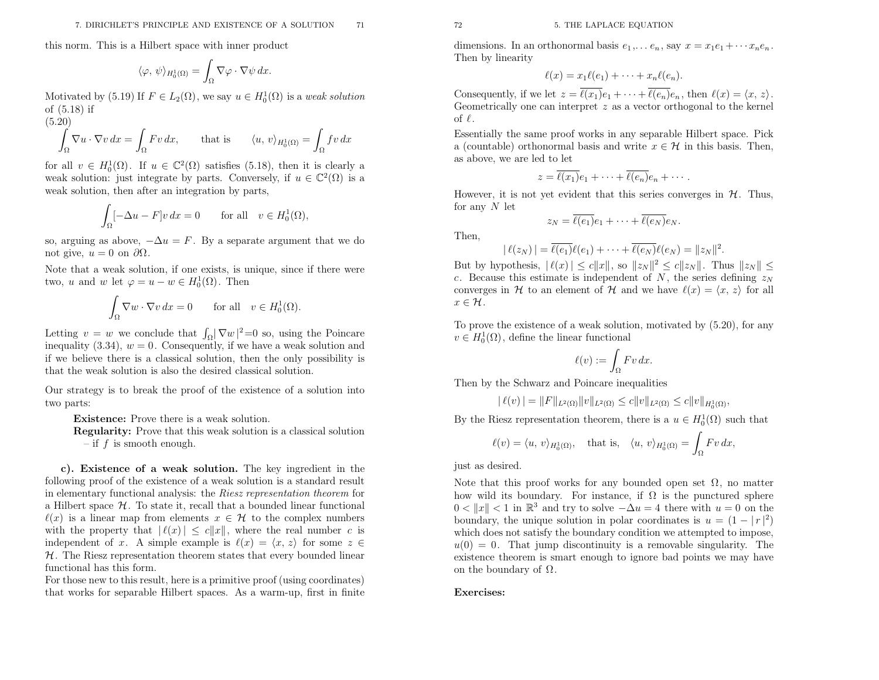this norm. This is a Hilbert space with inner product

$$\langle \varphi, \psi \rangle_{H_0^1(\Omega)} = \int_\Omega \nabla\varphi \cdot \nabla\psi \, dx.$$

Motivated by (5.19) If $F \in L_2(\Omega)$, we say $u \in H_0^1(\Omega)$ is a *weak solution* of (5.18) if

(5.20)
$$\int_\Omega \nabla u \cdot \nabla v \, dx = \int_\Omega Fv \, dx, \qquad \text{that is} \qquad \langle u, v \rangle_{H_0^1(\Omega)} = \int_\Omega fv \, dx$$

for all $v \in H_0^1(\Omega)$. If $u \in \mathbb{C}^2(\Omega)$ satisfies (5.18), then it is clearly a weak solution: just integrate by parts. Conversely, if $u \in \mathbb{C}^2(\Omega)$ is a weak solution, then after an integration by parts,

$$\int_\Omega [-\Delta u - F] v \, dx = 0 \qquad \text{for all} \quad v \in H_0^1(\Omega),$$

so, arguing as above, $-\Delta u = F$. By a separate argument that we do not give, $u = 0$ on $\partial\Omega$.

Note that a weak solution, if one exists, is unique, since if there were two, $u$ and $w$ let $\varphi = u - w \in H_0^1(\Omega)$. Then

$$\int_\Omega \nabla w \cdot \nabla v \, dx = 0 \qquad \text{for all} \quad v \in H_0^1(\Omega).$$

Letting $v = w$ we conclude that $\int_\Omega |\nabla w|^2 = 0$ so, using the Poincare inequality (3.34), $w = 0$. Consequently, if we have a weak solution and if we believe there is a classical solution, then the only possibility is that the weak solution is also the desired classical solution.

Our strategy is to break the proof of the existence of a solution into two parts:

> **Existence:** Prove there is a weak solution.
> **Regularity:** Prove that this weak solution is a classical solution – if $f$ is smooth enough.

**c). Existence of a weak solution.** The key ingredient in the following proof of the existence of a weak solution is a standard result in elementary functional analysis: the *Riesz representation theorem* for a Hilbert space $\mathcal{H}$. To state it, recall that a bounded linear functional $\ell(x)$ is a linear map from elements $x \in \mathcal{H}$ to the complex numbers with the property that $|\ell(x)| \le c\|x\|$, where the real number $c$ is independent of $x$. A simple example is $\ell(x) = \langle x, z \rangle$ for some $z \in \mathcal{H}$. The Riesz representation theorem states that every bounded linear functional has this form.

For those new to this result, here is a primitive proof (using coordinates) that works for separable Hilbert spaces. As a warm-up, first in finite dimensions. In an orthonormal basis $e_1, \ldots e_n$, say $x = x_1 e_1 + \cdots x_n e_n$. Then by linearity

$$\ell(x) = x_1 \ell(e_1) + \cdots + x_n \ell(e_n).$$

Consequently, if we let $z = \overline{\ell(x_1)} e_1 + \cdots + \overline{\ell(e_n)} e_n$, then $\ell(x) = \langle x, z \rangle$. Geometrically one can interpret $z$ as a vector orthogonal to the kernel of $\ell$.

Essentially the same proof works in any separable Hilbert space. Pick a (countable) orthonormal basis and write $x \in \mathcal{H}$ in this basis. Then, as above, we are led to let

$$z = \overline{\ell(x_1)} e_1 + \cdots + \overline{\ell(e_n)} e_n + \cdots.$$

However, it is not yet evident that this series converges in $\mathcal{H}$. Thus, for any $N$ let

$$z_N = \overline{\ell(e_1)} e_1 + \cdots + \overline{\ell(e_N)} e_N.$$

Then,

$$|\ell(z_N)| = \overline{\ell(e_1)} \ell(e_1) + \cdots + \overline{\ell(e_N)} \ell(e_N) = \|z_N\|^2.$$

But by hypothesis, $|\ell(x)| \le c\|x\|$, so $\|z_N\|^2 \le c\|z_N\|$. Thus $\|z_N\| \le c$. Because this estimate is independent of $N$, the series defining $z_N$ converges in $\mathcal{H}$ to an element of $\mathcal{H}$ and we have $\ell(x) = \langle x, z \rangle$ for all $x \in \mathcal{H}$.

To prove the existence of a weak solution, motivated by (5.20), for any $v \in H_0^1(\Omega)$, define the linear functional

$$\ell(v) := \int_\Omega Fv \, dx.$$

Then by the Schwarz and Poincare inequalities

$$|\ell(v)| = \|F\|_{L^2(\Omega)} \|v\|_{L^2(\Omega)} \le c\|v\|_{L^2(\Omega)} \le c\|v\|_{H_0^1(\Omega)},$$

By the Riesz representation theorem, there is a $u \in H_0^1(\Omega)$ such that

$$\ell(v) = \langle u, v \rangle_{H_0^1(\Omega)}, \quad \text{that is,} \quad \langle u, v \rangle_{H_0^1(\Omega)} = \int_\Omega Fv \, dx,$$

just as desired.

Note that this proof works for any bounded open set $\Omega$, no matter how wild its boundary. For instance, if $\Omega$ is the punctured sphere $0 < \|x\| < 1$ in $\mathbb{R}^3$ and try to solve $-\Delta u = 4$ there with $u = 0$ on the boundary, the unique solution in polar coordinates is $u = (1 - |r|^2)$ which does not satisfy the boundary condition we attempted to impose, $u(0) = 0$. That jump discontinuity is a removable singularity. The existence theorem is smart enough to ignore bad points we may have on the boundary of $\Omega$.

**Exercises:**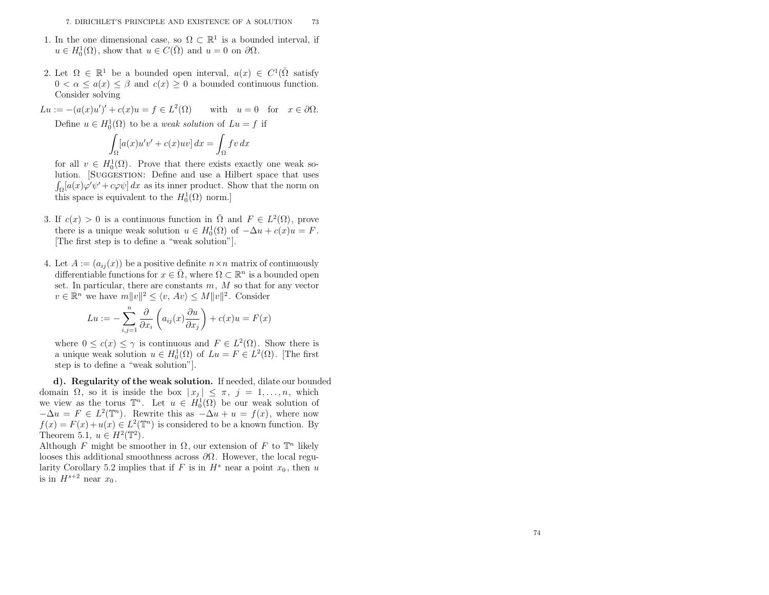1. In the one dimensional case, so $\Omega \subset \mathbb{R}^1$ is a bounded interval, if $u \in H_0^1(\Omega)$, show that $u \in C(\bar{\Omega})$ and $u = 0$ on $\partial\Omega$.

2. Let $\Omega \in \mathbb{R}^1$ be a bounded open interval, $a(x) \in C^1(\bar{\Omega}$ satisfy $0 < \alpha \le a(x) \le \beta$ and $c(x) \ge 0$ a bounded continuous function. Consider solving

$$Lu := -(a(x)u')' + c(x)u = f \in L^2(\Omega) \qquad \text{with} \quad u = 0 \quad \text{for} \quad x \in \partial\Omega.$$

Define $u \in H_0^1(\Omega)$ to be a *weak solution* of $Lu = f$ if

$$\int_\Omega [a(x)u'v' + c(x)uv]\, dx = \int_\Omega f v \, dx$$

for all $v \in H_0^1(\Omega)$. Prove that there exists exactly one weak solution. [Suggestion: Define and use a Hilbert space that uses $\int_\Omega [a(x)\varphi'\psi' + c\varphi\psi]\, dx$ as its inner product. Show that the norm on this space is equivalent to the $H_0^1(\Omega)$ norm.]

3. If $c(x) > 0$ is a continuous function in $\bar{\Omega}$ and $F \in L^2(\Omega)$, prove there is a unique weak solution $u \in H_0^1(\Omega)$ of $-\Delta u + c(x)u = F$. [The first step is to define a "weak solution"].

4. Let $A := (a_{ij}(x))$ be a positive definite $n \times n$ matrix of continuously differentiable functions for $x \in \bar{\Omega}$, where $\Omega \subset \mathbb{R}^n$ is a bounded open set. In particular, there are constants $m$, $M$ so that for any vector $v \in \mathbb{R}^n$ we have $m\|v\|^2 \le \langle v, Av \rangle \le M\|v\|^2$. Consider

$$Lu := -\sum_{i,j=1}^n \frac{\partial}{\partial x_i}\left(a_{ij}(x)\frac{\partial u}{\partial x_j}\right) + c(x)u = F(x)$$

where $0 \le c(x) \le \gamma$ is continuous and $F \in L^2(\Omega)$. Show there is a unique weak solution $u \in H_0^1(\Omega)$ of $Lu = F \in L^2(\Omega)$. [The first step is to define a "weak solution"].

**d). Regularity of the weak solution.** If needed, dilate our bounded domain $\Omega$, so it is inside the box $|x_j| \le \pi$, $j = 1, \ldots, n$, which we view as the torus $\mathbb{T}^n$. Let $u \in H_0^1(\Omega)$ be our weak solution of $-\Delta u = F \in L^2(\mathbb{T}^n)$. Rewrite this as $-\Delta u + u = f(x)$, where now $f(x) = F(x) + u(x) \in L^2(\mathbb{T}^n)$ is considered to be a known function. By Theorem 5.1, $u \in H^2(\mathbb{T}^2)$.
Although $F$ might be smoother in $\Omega$, our extension of $F$ to $\mathbb{T}^n$ likely looses this additional smoothness across $\partial\Omega$. However, the local regularity Corollary 5.2 implies that if $F$ is in $H^s$ near a point $x_0$, then $u$ is in $H^{s+2}$ near $x_0$.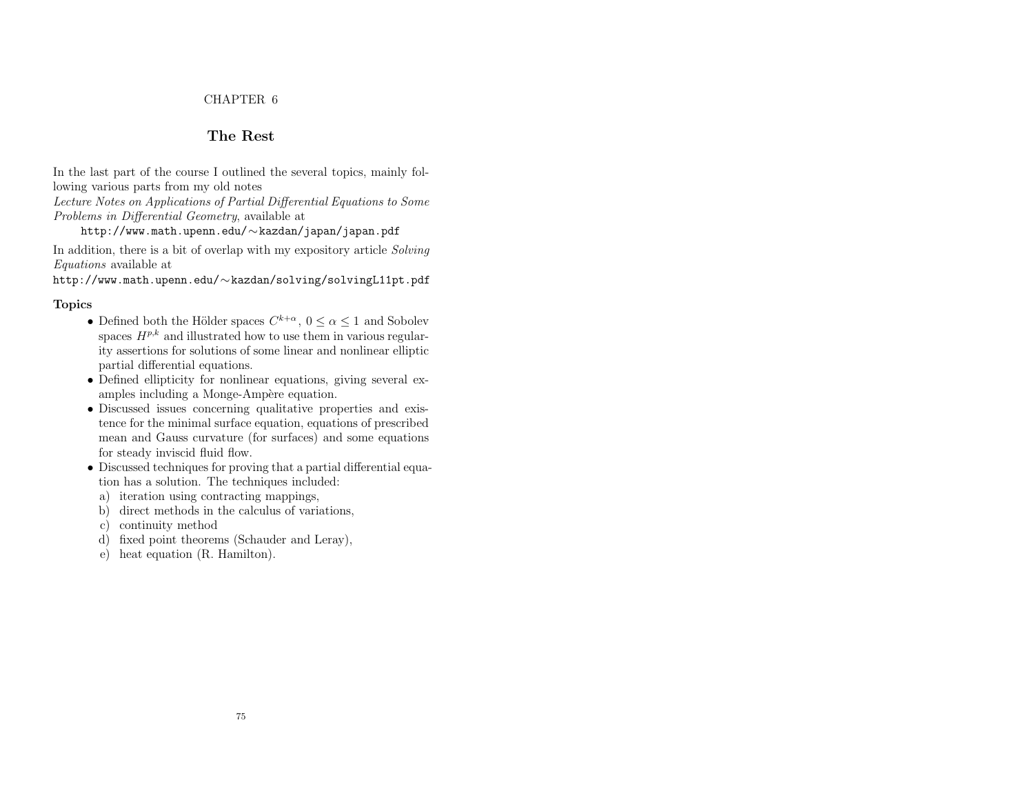CHAPTER 6

# The Rest

In the last part of the course I outlined the several topics, mainly following various parts from my old notes *Lecture Notes on Applications of Partial Differential Equations to Some Problems in Differential Geometry*, available at

`http://www.math.upenn.edu/∼kazdan/japan/japan.pdf`

In addition, there is a bit of overlap with my expository article *Solving Equations* available at

`http://www.math.upenn.edu/∼kazdan/solving/solvingL11pt.pdf`

**Topics**

- Defined both the Hölder spaces $C^{k+\alpha}$, $0 \le \alpha \le 1$ and Sobolev spaces $H^{p,k}$ and illustrated how to use them in various regularity assertions for solutions of some linear and nonlinear elliptic partial differential equations.
- Defined ellipticity for nonlinear equations, giving several examples including a Monge-Ampère equation.
- Discussed issues concerning qualitative properties and existence for the minimal surface equation, equations of prescribed mean and Gauss curvature (for surfaces) and some equations for steady inviscid fluid flow.
- Discussed techniques for proving that a partial differential equation has a solution. The techniques included:
  a) iteration using contracting mappings,
  b) direct methods in the calculus of variations,
  c) continuity method
  d) fixed point theorems (Schauder and Leray),
  e) heat equation (R. Hamilton).